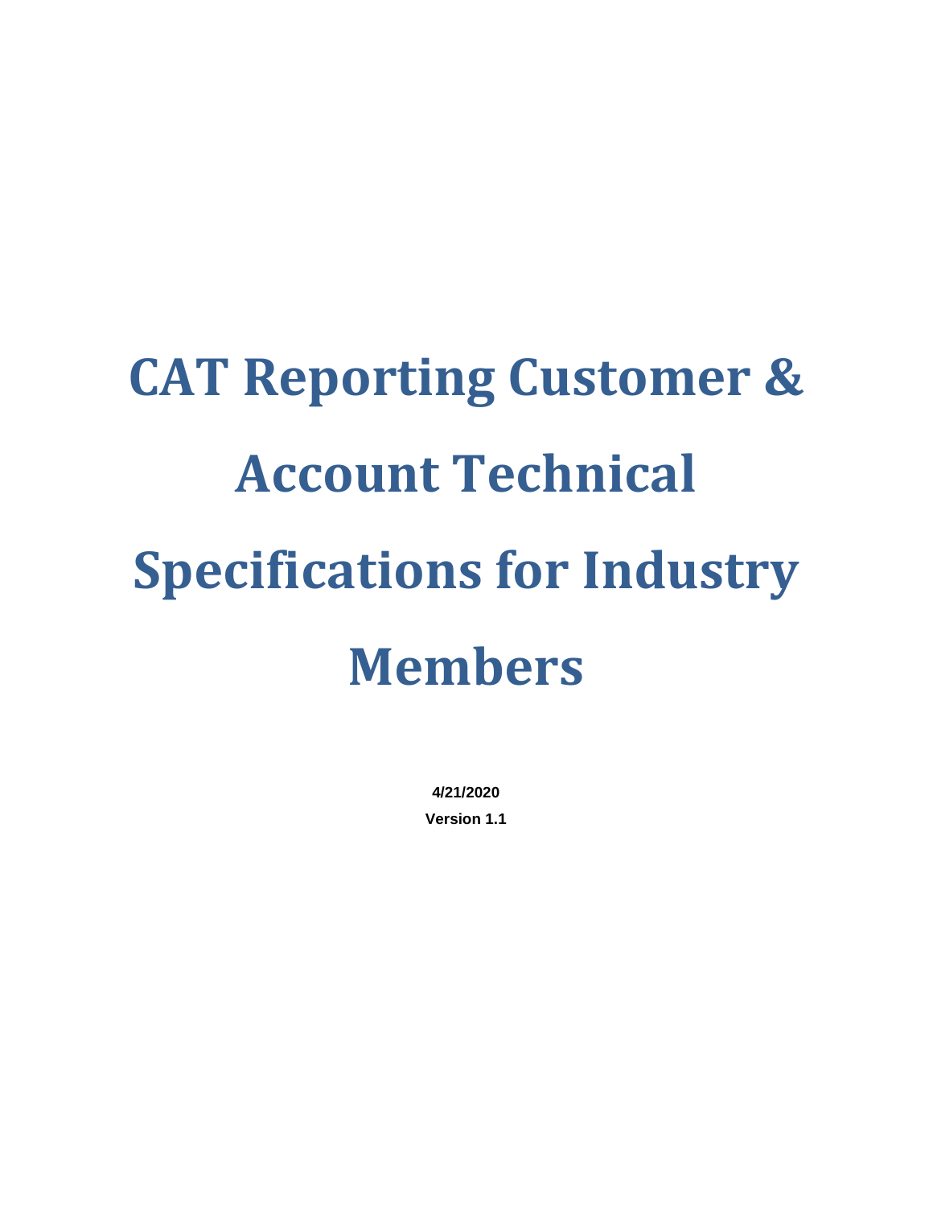# CAT Reporting Customer & Account Technical Specifications for Industry Members

**4/21/2020**

**Version 1.1**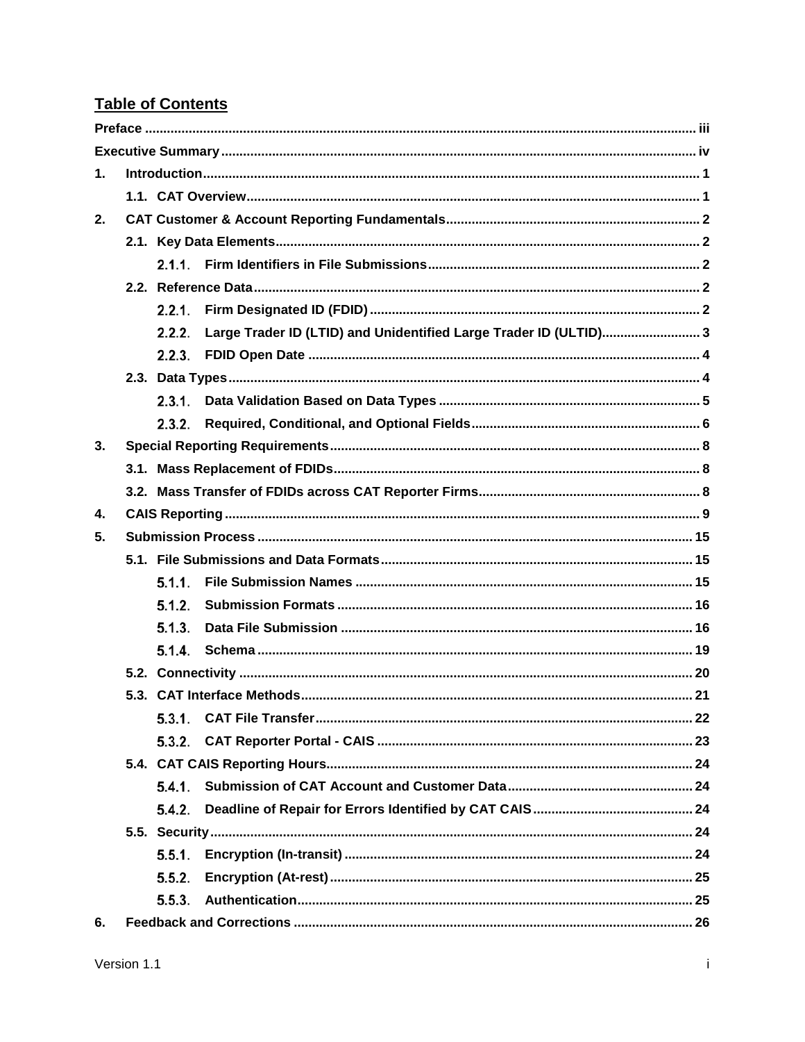# Table of Contents

| | | |
|---|---|---|
| **Preface** | | **iii** |
| **Executive Summary** | | **iv** |
| **1.** | **Introduction** | **1** |
| | **1.1. CAT Overview** | **1** |
| **2.** | **CAT Customer & Account Reporting Fundamentals** | **2** |
| | **2.1. Key Data Elements** | **2** |
| | **2.1.1. Firm Identifiers in File Submissions** | **2** |
| | **2.2. Reference Data** | **2** |
| | **2.2.1. Firm Designated ID (FDID)** | **2** |
| | **2.2.2. Large Trader ID (LTID) and Unidentified Large Trader ID (ULTID)** | **3** |
| | **2.2.3. FDID Open Date** | **4** |
| | **2.3. Data Types** | **4** |
| | **2.3.1. Data Validation Based on Data Types** | **5** |
| | **2.3.2. Required, Conditional, and Optional Fields** | **6** |
| **3.** | **Special Reporting Requirements** | **8** |
| | **3.1. Mass Replacement of FDIDs** | **8** |
| | **3.2. Mass Transfer of FDIDs across CAT Reporter Firms** | **8** |
| **4.** | **CAIS Reporting** | **9** |
| **5.** | **Submission Process** | **15** |
| | **5.1. File Submissions and Data Formats** | **15** |
| | **5.1.1. File Submission Names** | **15** |
| | **5.1.2. Submission Formats** | **16** |
| | **5.1.3. Data File Submission** | **16** |
| | **5.1.4. Schema** | **19** |
| | **5.2. Connectivity** | **20** |
| | **5.3. CAT Interface Methods** | **21** |
| | **5.3.1. CAT File Transfer** | **22** |
| | **5.3.2. CAT Reporter Portal - CAIS** | **23** |
| | **5.4. CAT CAIS Reporting Hours** | **24** |
| | **5.4.1. Submission of CAT Account and Customer Data** | **24** |
| | **5.4.2. Deadline of Repair for Errors Identified by CAT CAIS** | **24** |
| | **5.5. Security** | **24** |
| | **5.5.1. Encryption (In-transit)** | **24** |
| | **5.5.2. Encryption (At-rest)** | **25** |
| | **5.5.3. Authentication** | **25** |
| **6.** | **Feedback and Corrections** | **26** |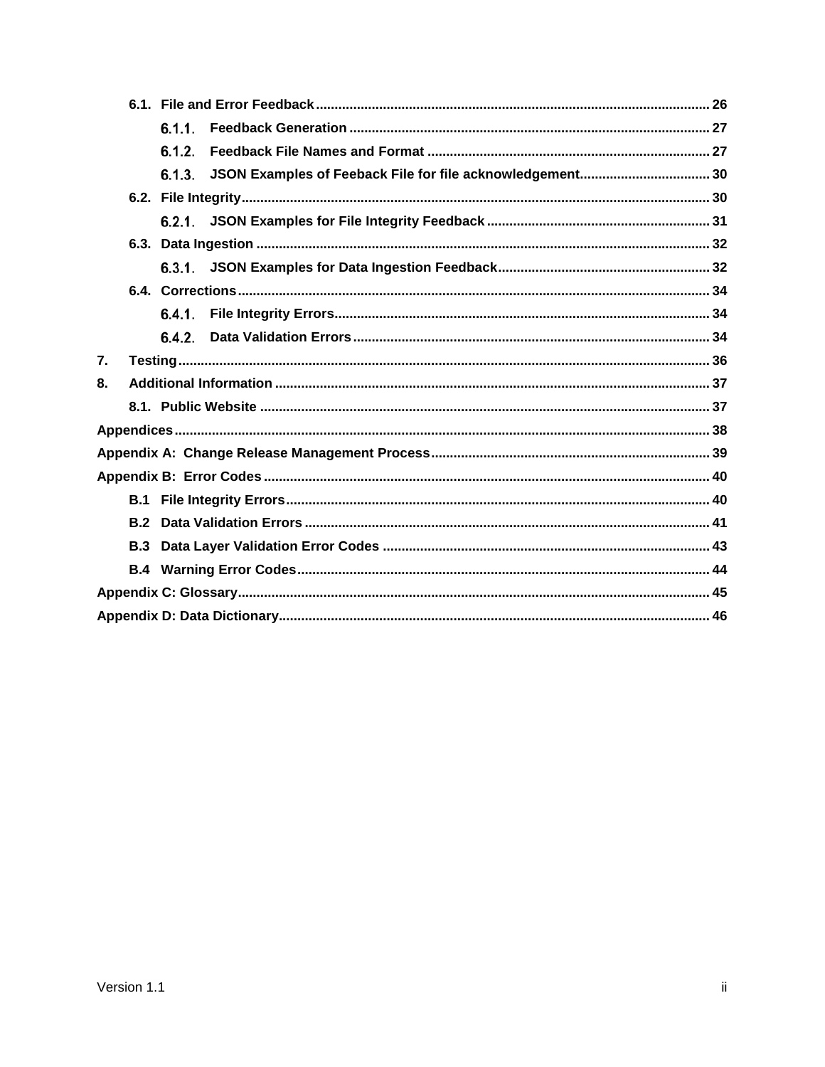6.1. File and Error Feedback ..... 26

6.1.1. Feedback Generation ..... 27

6.1.2. Feedback File Names and Format ..... 27

6.1.3. JSON Examples of Feeback File for file acknowledgement ..... 30

6.2. File Integrity ..... 30

6.2.1. JSON Examples for File Integrity Feedback ..... 31

6.3. Data Ingestion ..... 32

6.3.1. JSON Examples for Data Ingestion Feedback ..... 32

6.4. Corrections ..... 34

6.4.1. File Integrity Errors ..... 34

6.4.2. Data Validation Errors ..... 34

7. Testing ..... 36

8. Additional Information ..... 37

8.1. Public Website ..... 37

Appendices ..... 38

Appendix A: Change Release Management Process ..... 39

Appendix B: Error Codes ..... 40

B.1 File Integrity Errors ..... 40

B.2 Data Validation Errors ..... 41

B.3 Data Layer Validation Error Codes ..... 43

B.4 Warning Error Codes ..... 44

Appendix C: Glossary ..... 45

Appendix D: Data Dictionary ..... 46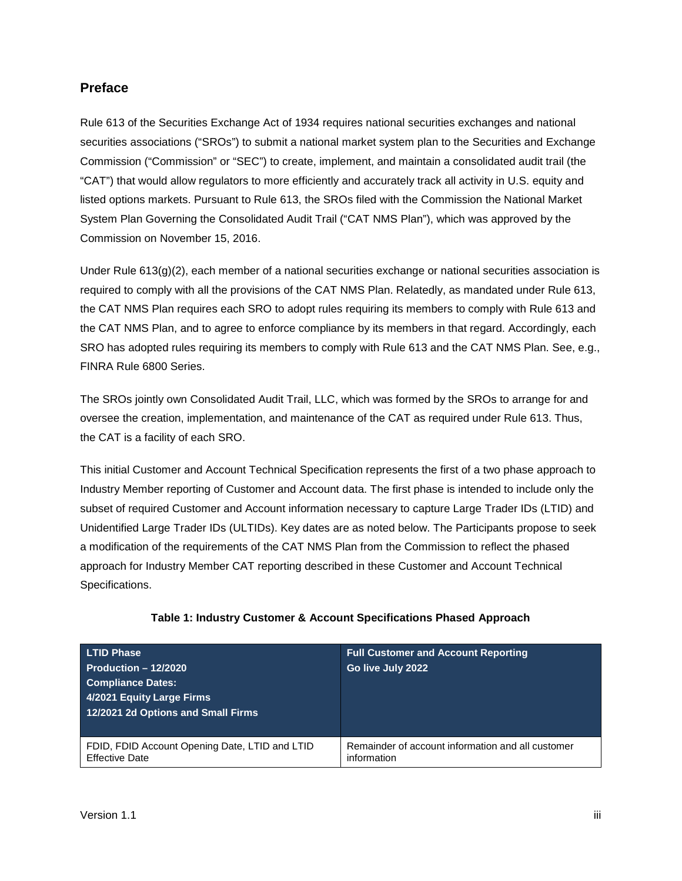## Preface

Rule 613 of the Securities Exchange Act of 1934 requires national securities exchanges and national securities associations ("SROs") to submit a national market system plan to the Securities and Exchange Commission ("Commission" or "SEC") to create, implement, and maintain a consolidated audit trail (the "CAT") that would allow regulators to more efficiently and accurately track all activity in U.S. equity and listed options markets. Pursuant to Rule 613, the SROs filed with the Commission the National Market System Plan Governing the Consolidated Audit Trail ("CAT NMS Plan"), which was approved by the Commission on November 15, 2016.

Under Rule 613(g)(2), each member of a national securities exchange or national securities association is required to comply with all the provisions of the CAT NMS Plan. Relatedly, as mandated under Rule 613, the CAT NMS Plan requires each SRO to adopt rules requiring its members to comply with Rule 613 and the CAT NMS Plan, and to agree to enforce compliance by its members in that regard. Accordingly, each SRO has adopted rules requiring its members to comply with Rule 613 and the CAT NMS Plan. See, e.g., FINRA Rule 6800 Series.

The SROs jointly own Consolidated Audit Trail, LLC, which was formed by the SROs to arrange for and oversee the creation, implementation, and maintenance of the CAT as required under Rule 613. Thus, the CAT is a facility of each SRO.

This initial Customer and Account Technical Specification represents the first of a two phase approach to Industry Member reporting of Customer and Account data. The first phase is intended to include only the subset of required Customer and Account information necessary to capture Large Trader IDs (LTID) and Unidentified Large Trader IDs (ULTIDs). Key dates are as noted below. The Participants propose to seek a modification of the requirements of the CAT NMS Plan from the Commission to reflect the phased approach for Industry Member CAT reporting described in these Customer and Account Technical Specifications.

**Table 1: Industry Customer & Account Specifications Phased Approach**

| **LTID Phase**<br>**Production – 12/2020**<br>**Compliance Dates:**<br>**4/2021 Equity Large Firms**<br>**12/2021 2d Options and Small Firms** | **Full Customer and Account Reporting**<br>**Go live July 2022** |
|---|---|
| FDID, FDID Account Opening Date, LTID and LTID Effective Date | Remainder of account information and all customer information |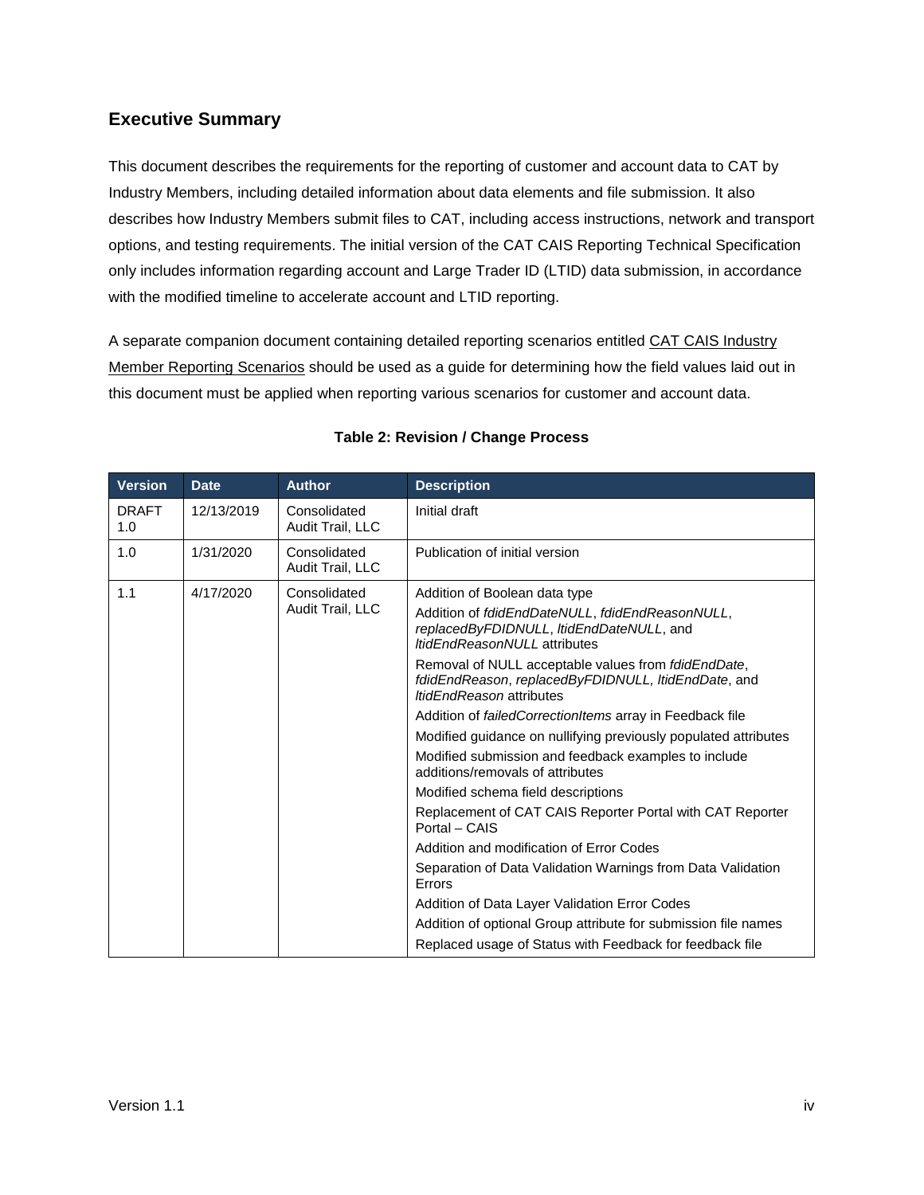## Executive Summary

This document describes the requirements for the reporting of customer and account data to CAT by Industry Members, including detailed information about data elements and file submission. It also describes how Industry Members submit files to CAT, including access instructions, network and transport options, and testing requirements. The initial version of the CAT CAIS Reporting Technical Specification only includes information regarding account and Large Trader ID (LTID) data submission, in accordance with the modified timeline to accelerate account and LTID reporting.

A separate companion document containing detailed reporting scenarios entitled CAT CAIS Industry Member Reporting Scenarios should be used as a guide for determining how the field values laid out in this document must be applied when reporting various scenarios for customer and account data.

**Table 2: Revision / Change Process**

| Version | Date | Author | Description |
|---|---|---|---|
| DRAFT 1.0 | 12/13/2019 | Consolidated Audit Trail, LLC | Initial draft |
| 1.0 | 1/31/2020 | Consolidated Audit Trail, LLC | Publication of initial version |
| 1.1 | 4/17/2020 | Consolidated Audit Trail, LLC | Addition of Boolean data type<br>Addition of *fdidEndDateNULL*, *fdidEndReasonNULL*, *replacedByFDIDNULL*, *ltidEndDateNULL*, and *ltidEndReasonNULL* attributes<br>Removal of NULL acceptable values from *fdidEndDate*, *fdidEndReason*, *replacedByFDIDNULL, ltidEndDate*, and *ltidEndReason* attributes<br>Addition of *failedCorrectionItems* array in Feedback file<br>Modified guidance on nullifying previously populated attributes<br>Modified submission and feedback examples to include additions/removals of attributes<br>Modified schema field descriptions<br>Replacement of CAT CAIS Reporter Portal with CAT Reporter Portal – CAIS<br>Addition and modification of Error Codes<br>Separation of Data Validation Warnings from Data Validation Errors<br>Addition of Data Layer Validation Error Codes<br>Addition of optional Group attribute for submission file names<br>Replaced usage of Status with Feedback for feedback file |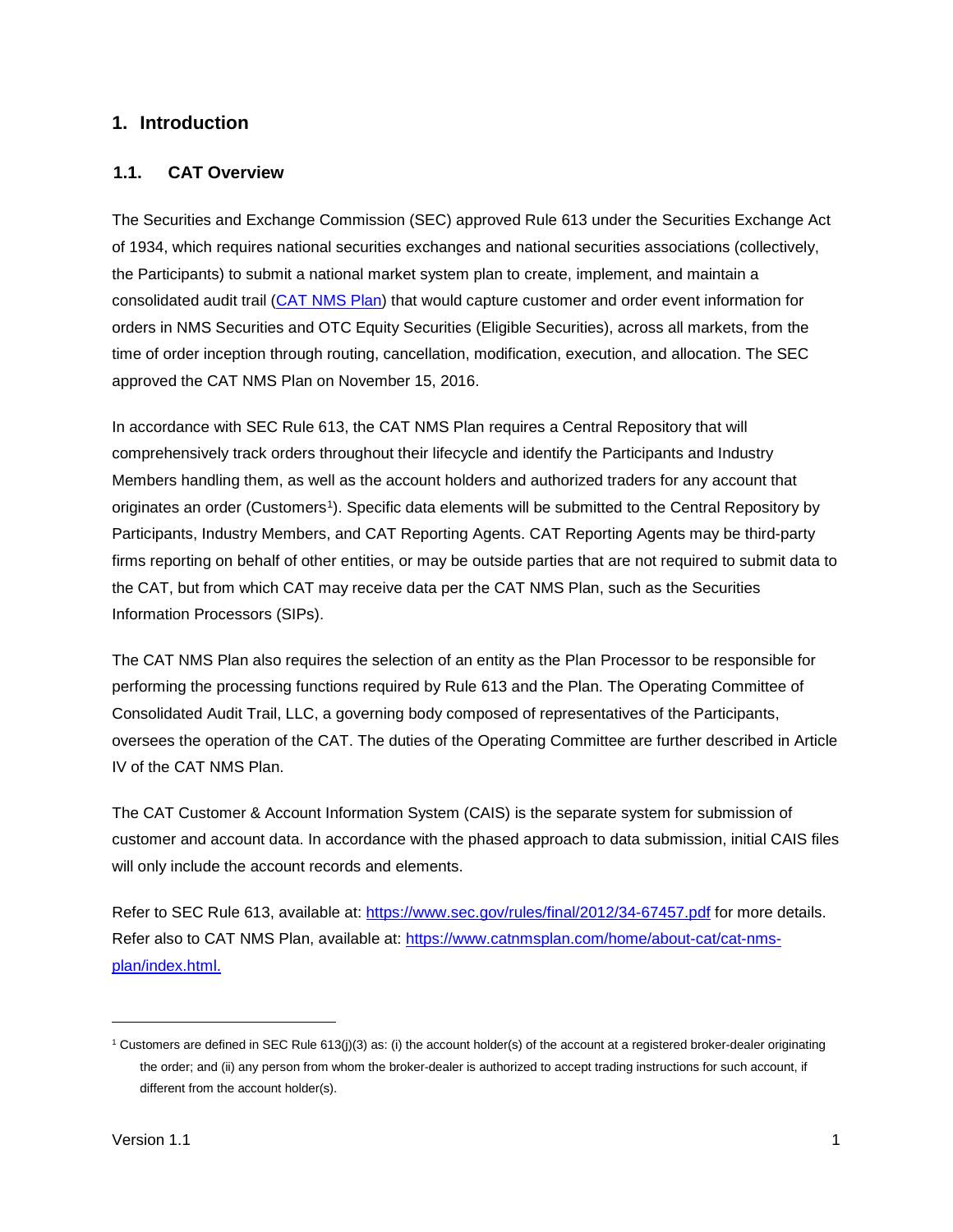# 1. Introduction

## 1.1. CAT Overview

The Securities and Exchange Commission (SEC) approved Rule 613 under the Securities Exchange Act of 1934, which requires national securities exchanges and national securities associations (collectively, the Participants) to submit a national market system plan to create, implement, and maintain a consolidated audit trail ([CAT NMS Plan](https://www.catnmsplan.com/home/about-cat/cat-nms-plan/index.html)) that would capture customer and order event information for orders in NMS Securities and OTC Equity Securities (Eligible Securities), across all markets, from the time of order inception through routing, cancellation, modification, execution, and allocation. The SEC approved the CAT NMS Plan on November 15, 2016.

In accordance with SEC Rule 613, the CAT NMS Plan requires a Central Repository that will comprehensively track orders throughout their lifecycle and identify the Participants and Industry Members handling them, as well as the account holders and authorized traders for any account that originates an order (Customers[1]). Specific data elements will be submitted to the Central Repository by Participants, Industry Members, and CAT Reporting Agents. CAT Reporting Agents may be third-party firms reporting on behalf of other entities, or may be outside parties that are not required to submit data to the CAT, but from which CAT may receive data per the CAT NMS Plan, such as the Securities Information Processors (SIPs).

The CAT NMS Plan also requires the selection of an entity as the Plan Processor to be responsible for performing the processing functions required by Rule 613 and the Plan. The Operating Committee of Consolidated Audit Trail, LLC, a governing body composed of representatives of the Participants, oversees the operation of the CAT. The duties of the Operating Committee are further described in Article IV of the CAT NMS Plan.

The CAT Customer & Account Information System (CAIS) is the separate system for submission of customer and account data. In accordance with the phased approach to data submission, initial CAIS files will only include the account records and elements.

Refer to SEC Rule 613, available at: [https://www.sec.gov/rules/final/2012/34-67457.pdf](https://www.sec.gov/rules/final/2012/34-67457.pdf) for more details. Refer also to CAT NMS Plan, available at: [https://www.catnmsplan.com/home/about-cat/cat-nms-plan/index.html.](https://www.catnmsplan.com/home/about-cat/cat-nms-plan/index.html)

---

[1] Customers are defined in SEC Rule 613(j)(3) as: (i) the account holder(s) of the account at a registered broker-dealer originating the order; and (ii) any person from whom the broker-dealer is authorized to accept trading instructions for such account, if different from the account holder(s).

Version 1.1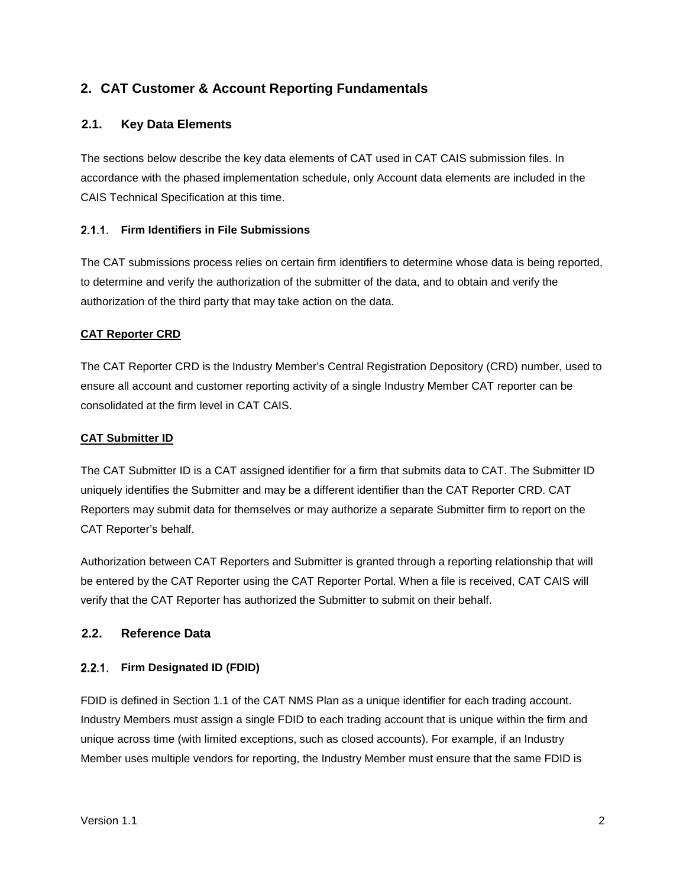# 2. CAT Customer & Account Reporting Fundamentals

## 2.1. Key Data Elements

The sections below describe the key data elements of CAT used in CAT CAIS submission files. In accordance with the phased implementation schedule, only Account data elements are included in the CAIS Technical Specification at this time.

### 2.1.1. Firm Identifiers in File Submissions

The CAT submissions process relies on certain firm identifiers to determine whose data is being reported, to determine and verify the authorization of the submitter of the data, and to obtain and verify the authorization of the third party that may take action on the data.

**CAT Reporter CRD**

The CAT Reporter CRD is the Industry Member's Central Registration Depository (CRD) number, used to ensure all account and customer reporting activity of a single Industry Member CAT reporter can be consolidated at the firm level in CAT CAIS.

**CAT Submitter ID**

The CAT Submitter ID is a CAT assigned identifier for a firm that submits data to CAT. The Submitter ID uniquely identifies the Submitter and may be a different identifier than the CAT Reporter CRD. CAT Reporters may submit data for themselves or may authorize a separate Submitter firm to report on the CAT Reporter's behalf.

Authorization between CAT Reporters and Submitter is granted through a reporting relationship that will be entered by the CAT Reporter using the CAT Reporter Portal. When a file is received, CAT CAIS will verify that the CAT Reporter has authorized the Submitter to submit on their behalf.

## 2.2. Reference Data

### 2.2.1. Firm Designated ID (FDID)

FDID is defined in Section 1.1 of the CAT NMS Plan as a unique identifier for each trading account. Industry Members must assign a single FDID to each trading account that is unique within the firm and unique across time (with limited exceptions, such as closed accounts). For example, if an Industry Member uses multiple vendors for reporting, the Industry Member must ensure that the same FDID is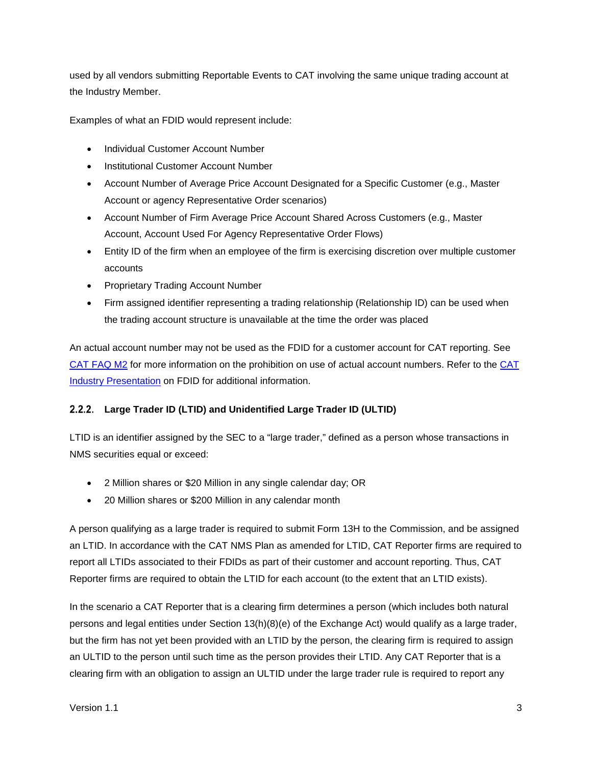used by all vendors submitting Reportable Events to CAT involving the same unique trading account at the Industry Member.

Examples of what an FDID would represent include:

- Individual Customer Account Number
- Institutional Customer Account Number
- Account Number of Average Price Account Designated for a Specific Customer (e.g., Master Account or agency Representative Order scenarios)
- Account Number of Firm Average Price Account Shared Across Customers (e.g., Master Account, Account Used For Agency Representative Order Flows)
- Entity ID of the firm when an employee of the firm is exercising discretion over multiple customer accounts
- Proprietary Trading Account Number
- Firm assigned identifier representing a trading relationship (Relationship ID) can be used when the trading account structure is unavailable at the time the order was placed

An actual account number may not be used as the FDID for a customer account for CAT reporting. See [CAT FAQ M2] for more information on the prohibition on use of actual account numbers. Refer to the [CAT Industry Presentation] on FDID for additional information.

### 2.2.2. Large Trader ID (LTID) and Unidentified Large Trader ID (ULTID)

LTID is an identifier assigned by the SEC to a "large trader," defined as a person whose transactions in NMS securities equal or exceed:

- 2 Million shares or $20 Million in any single calendar day; OR
- 20 Million shares or $200 Million in any calendar month

A person qualifying as a large trader is required to submit Form 13H to the Commission, and be assigned an LTID. In accordance with the CAT NMS Plan as amended for LTID, CAT Reporter firms are required to report all LTIDs associated to their FDIDs as part of their customer and account reporting. Thus, CAT Reporter firms are required to obtain the LTID for each account (to the extent that an LTID exists).

In the scenario a CAT Reporter that is a clearing firm determines a person (which includes both natural persons and legal entities under Section 13(h)(8)(e) of the Exchange Act) would qualify as a large trader, but the firm has not yet been provided with an LTID by the person, the clearing firm is required to assign an ULTID to the person until such time as the person provides their LTID. Any CAT Reporter that is a clearing firm with an obligation to assign an ULTID under the large trader rule is required to report any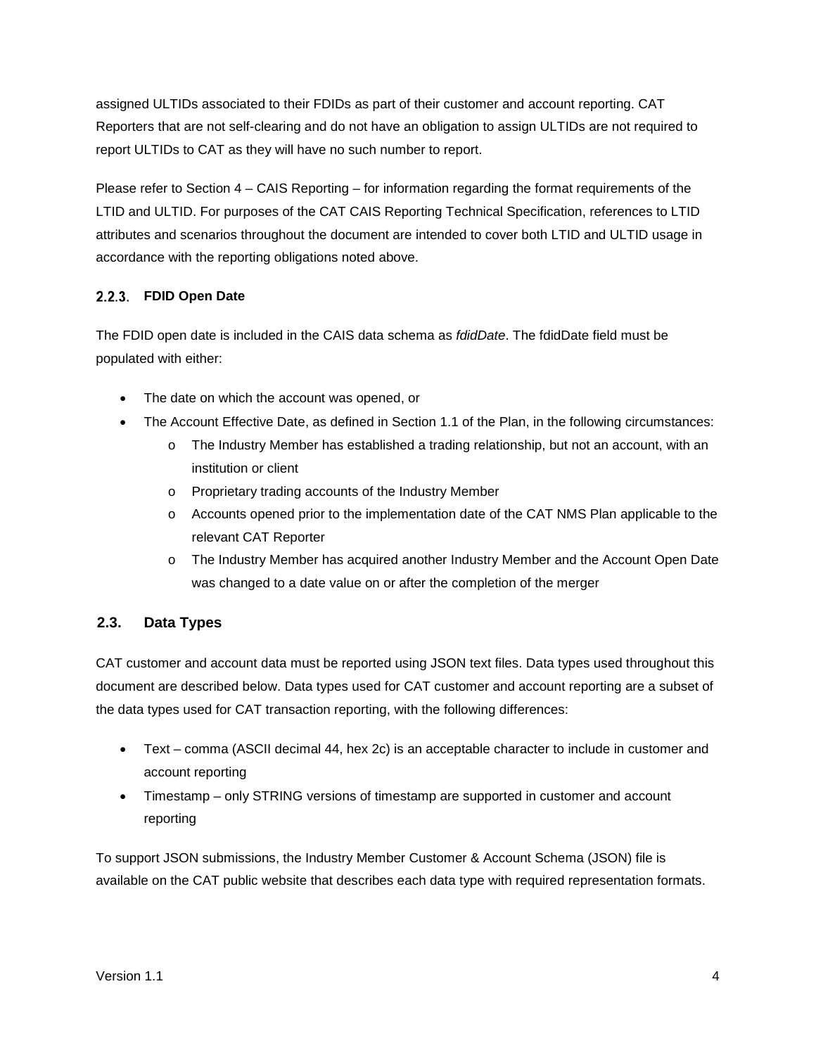assigned ULTIDs associated to their FDIDs as part of their customer and account reporting. CAT Reporters that are not self-clearing and do not have an obligation to assign ULTIDs are not required to report ULTIDs to CAT as they will have no such number to report.

Please refer to Section 4 – CAIS Reporting – for information regarding the format requirements of the LTID and ULTID. For purposes of the CAT CAIS Reporting Technical Specification, references to LTID attributes and scenarios throughout the document are intended to cover both LTID and ULTID usage in accordance with the reporting obligations noted above.

### 2.2.3. FDID Open Date

The FDID open date is included in the CAIS data schema as *fdidDate*. The fdidDate field must be populated with either:

- The date on which the account was opened, or
- The Account Effective Date, as defined in Section 1.1 of the Plan, in the following circumstances:
  - The Industry Member has established a trading relationship, but not an account, with an institution or client
  - Proprietary trading accounts of the Industry Member
  - Accounts opened prior to the implementation date of the CAT NMS Plan applicable to the relevant CAT Reporter
  - The Industry Member has acquired another Industry Member and the Account Open Date was changed to a date value on or after the completion of the merger

## 2.3. Data Types

CAT customer and account data must be reported using JSON text files. Data types used throughout this document are described below. Data types used for CAT customer and account reporting are a subset of the data types used for CAT transaction reporting, with the following differences:

- Text – comma (ASCII decimal 44, hex 2c) is an acceptable character to include in customer and account reporting
- Timestamp – only STRING versions of timestamp are supported in customer and account reporting

To support JSON submissions, the Industry Member Customer & Account Schema (JSON) file is available on the CAT public website that describes each data type with required representation formats.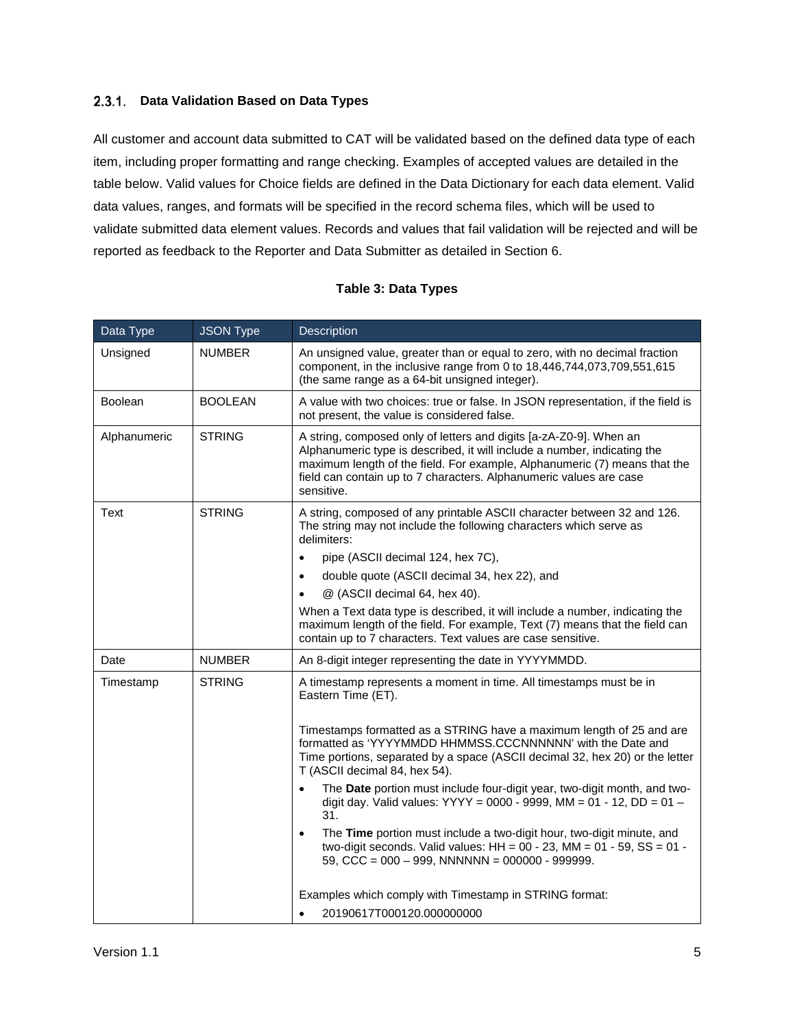### 2.3.1. Data Validation Based on Data Types

All customer and account data submitted to CAT will be validated based on the defined data type of each item, including proper formatting and range checking. Examples of accepted values are detailed in the table below. Valid values for Choice fields are defined in the Data Dictionary for each data element. Valid data values, ranges, and formats will be specified in the record schema files, which will be used to validate submitted data element values. Records and values that fail validation will be rejected and will be reported as feedback to the Reporter and Data Submitter as detailed in Section 6.

**Table 3: Data Types**

| Data Type | JSON Type | Description |
|---|---|---|
| Unsigned | NUMBER | An unsigned value, greater than or equal to zero, with no decimal fraction component, in the inclusive range from 0 to 18,446,744,073,709,551,615 (the same range as a 64-bit unsigned integer). |
| Boolean | BOOLEAN | A value with two choices: true or false. In JSON representation, if the field is not present, the value is considered false. |
| Alphanumeric | STRING | A string, composed only of letters and digits [a-zA-Z0-9]. When an Alphanumeric type is described, it will include a number, indicating the maximum length of the field. For example, Alphanumeric (7) means that the field can contain up to 7 characters. Alphanumeric values are case sensitive. |
| Text | STRING | A string, composed of any printable ASCII character between 32 and 126. The string may not include the following characters which serve as delimiters:<br>• pipe (ASCII decimal 124, hex 7C),<br>• double quote (ASCII decimal 34, hex 22), and<br>• @ (ASCII decimal 64, hex 40).<br>When a Text data type is described, it will include a number, indicating the maximum length of the field. For example, Text (7) means that the field can contain up to 7 characters. Text values are case sensitive. |
| Date | NUMBER | An 8-digit integer representing the date in YYYYMMDD. |
| Timestamp | STRING | A timestamp represents a moment in time. All timestamps must be in Eastern Time (ET).<br><br>Timestamps formatted as a STRING have a maximum length of 25 and are formatted as 'YYYYMMDD HHMMSS.CCCNNNNNN' with the Date and Time portions, separated by a space (ASCII decimal 32, hex 20) or the letter T (ASCII decimal 84, hex 54).<br>• The **Date** portion must include four-digit year, two-digit month, and two-digit day. Valid values: YYYY = 0000 - 9999, MM = 01 - 12, DD = 01 – 31.<br>• The **Time** portion must include a two-digit hour, two-digit minute, and two-digit seconds. Valid values: HH = 00 - 23, MM = 01 - 59, SS = 01 - 59, CCC = 000 – 999, NNNNNN = 000000 - 999999.<br><br>Examples which comply with Timestamp in STRING format:<br>• 20190617T000120.000000000 |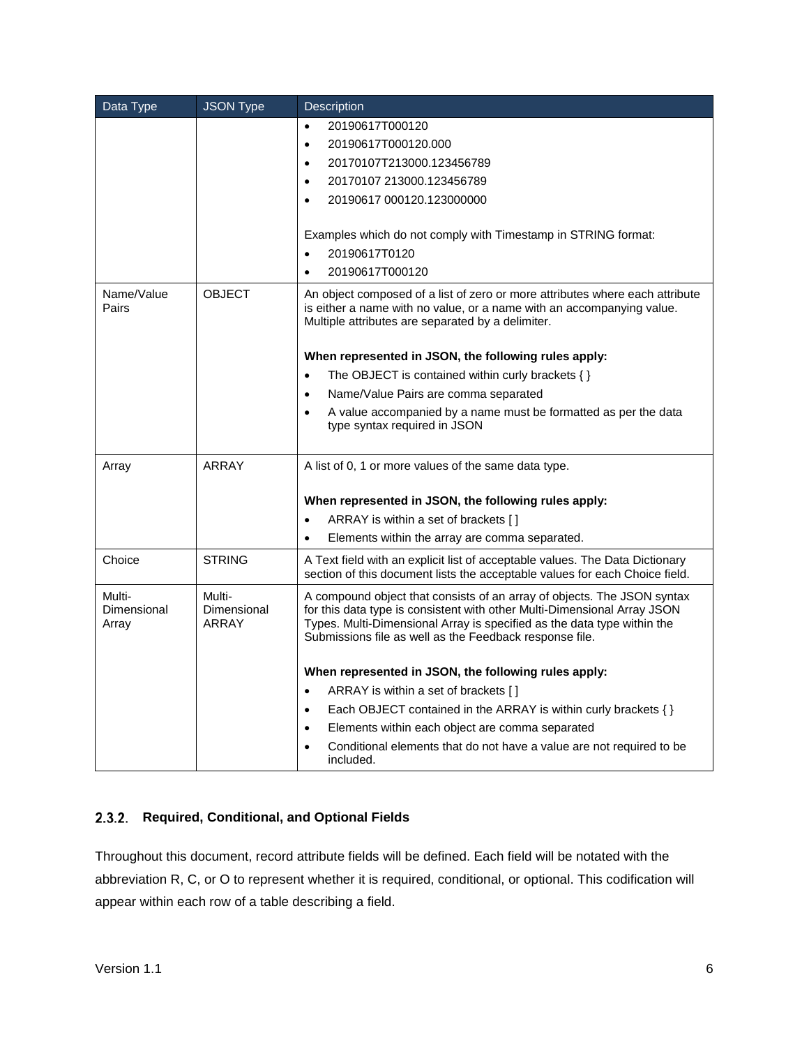| Data Type | JSON Type | Description |
| --- | --- | --- |
| | | • 20190617T000120<br>• 20190617T000120.000<br>• 20170107T213000.123456789<br>• 20170107 213000.123456789<br>• 20190617 000120.123000000<br><br>Examples which do not comply with Timestamp in STRING format:<br>• 20190617T0120<br>• 20190617T000120 |
| Name/Value Pairs | OBJECT | An object composed of a list of zero or more attributes where each attribute is either a name with no value, or a name with an accompanying value. Multiple attributes are separated by a delimiter.<br><br>**When represented in JSON, the following rules apply:**<br>• The OBJECT is contained within curly brackets { }<br>• Name/Value Pairs are comma separated<br>• A value accompanied by a name must be formatted as per the data type syntax required in JSON |
| Array | ARRAY | A list of 0, 1 or more values of the same data type.<br><br>**When represented in JSON, the following rules apply:**<br>• ARRAY is within a set of brackets [ ]<br>• Elements within the array are comma separated. |
| Choice | STRING | A Text field with an explicit list of acceptable values. The Data Dictionary section of this document lists the acceptable values for each Choice field. |
| Multi-Dimensional Array | Multi-Dimensional ARRAY | A compound object that consists of an array of objects. The JSON syntax for this data type is consistent with other Multi-Dimensional Array JSON Types. Multi-Dimensional Array is specified as the data type within the Submissions file as well as the Feedback response file.<br><br>**When represented in JSON, the following rules apply:**<br>• ARRAY is within a set of brackets [ ]<br>• Each OBJECT contained in the ARRAY is within curly brackets { }<br>• Elements within each object are comma separated<br>• Conditional elements that do not have a value are not required to be included. |

### 2.3.2. Required, Conditional, and Optional Fields

Throughout this document, record attribute fields will be defined. Each field will be notated with the abbreviation R, C, or O to represent whether it is required, conditional, or optional. This codification will appear within each row of a table describing a field.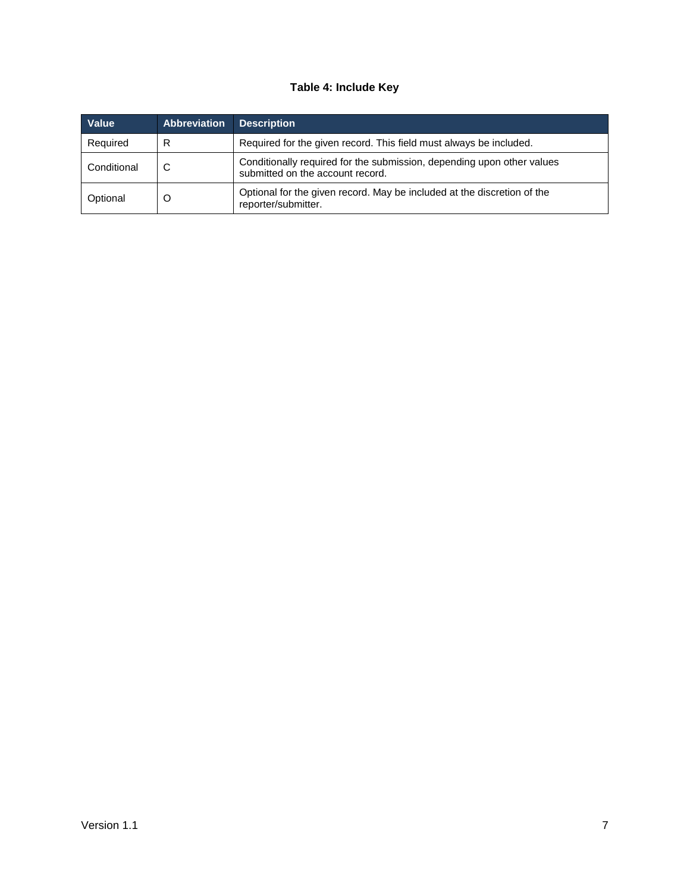**Table 4: Include Key**

| Value | Abbreviation | Description |
|---|---|---|
| Required | R | Required for the given record. This field must always be included. |
| Conditional | C | Conditionally required for the submission, depending upon other values submitted on the account record. |
| Optional | O | Optional for the given record. May be included at the discretion of the reporter/submitter. |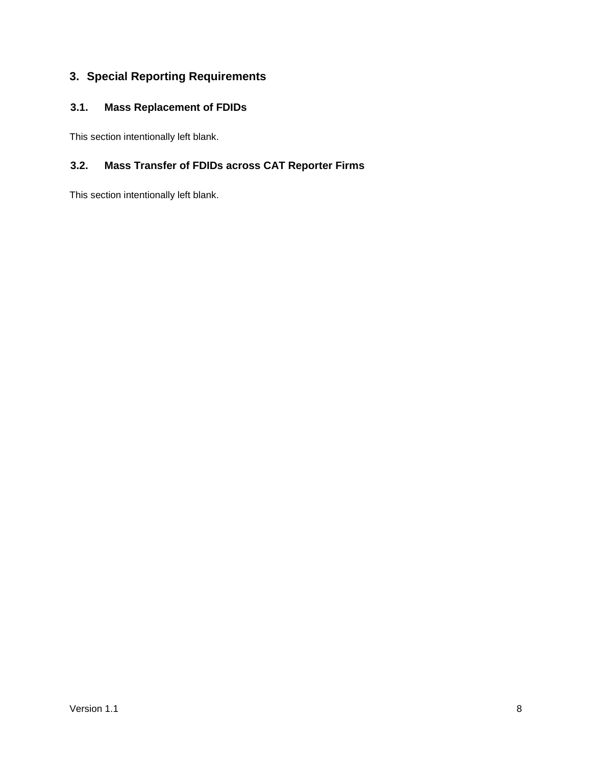# 3. Special Reporting Requirements

## 3.1. Mass Replacement of FDIDs

This section intentionally left blank.

## 3.2. Mass Transfer of FDIDs across CAT Reporter Firms

This section intentionally left blank.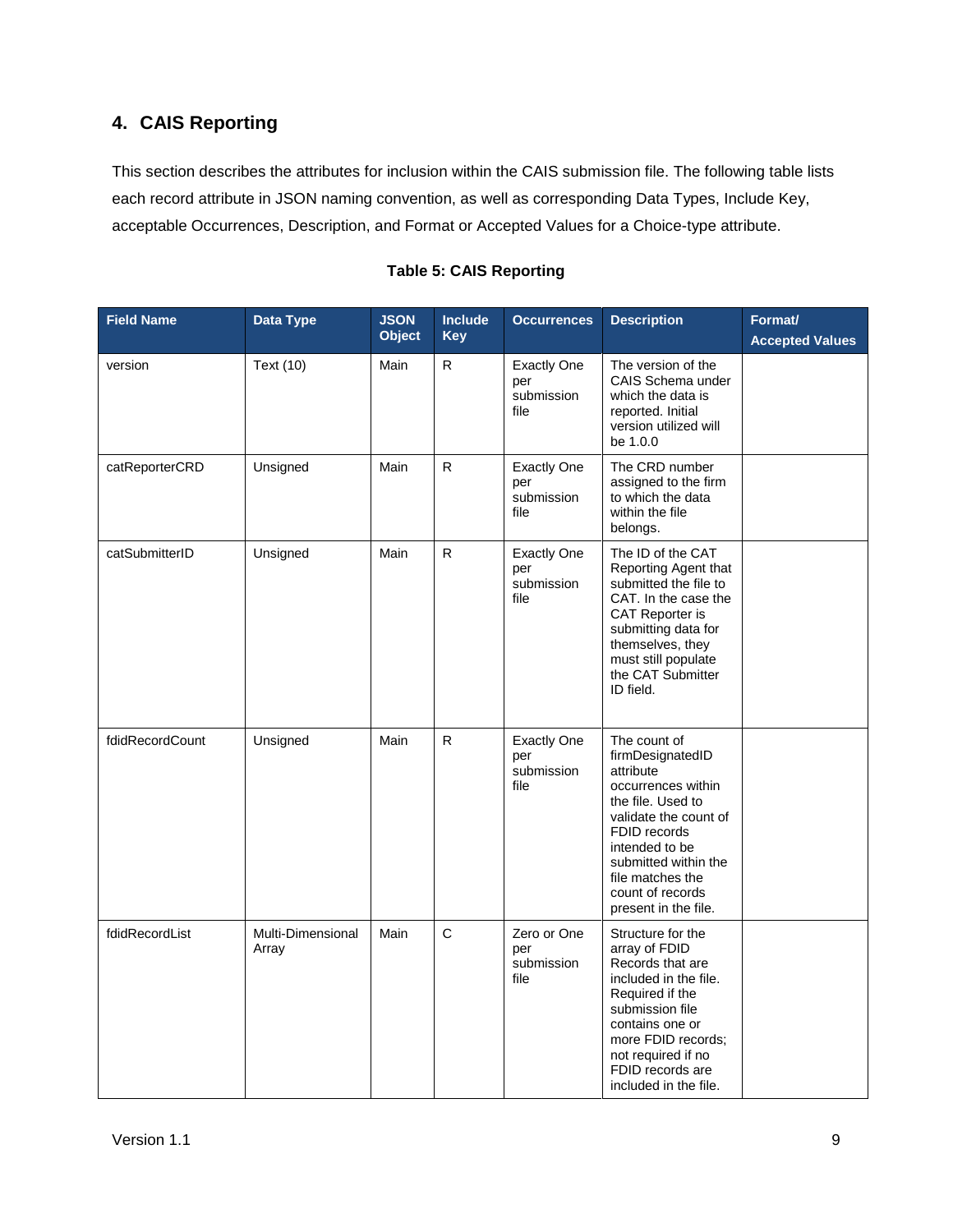## 4. CAIS Reporting

This section describes the attributes for inclusion within the CAIS submission file. The following table lists each record attribute in JSON naming convention, as well as corresponding Data Types, Include Key, acceptable Occurrences, Description, and Format or Accepted Values for a Choice-type attribute.

**Table 5: CAIS Reporting**

| Field Name | Data Type | JSON Object | Include Key | Occurrences | Description | Format/ Accepted Values |
|---|---|---|---|---|---|---|
| version | Text (10) | Main | R | Exactly One per submission file | The version of the CAIS Schema under which the data is reported. Initial version utilized will be 1.0.0 | |
| catReporterCRD | Unsigned | Main | R | Exactly One per submission file | The CRD number assigned to the firm to which the data within the file belongs. | |
| catSubmitterID | Unsigned | Main | R | Exactly One per submission file | The ID of the CAT Reporting Agent that submitted the file to CAT. In the case the CAT Reporter is submitting data for themselves, they must still populate the CAT Submitter ID field. | |
| fdidRecordCount | Unsigned | Main | R | Exactly One per submission file | The count of firmDesignatedID attribute occurrences within the file. Used to validate the count of FDID records intended to be submitted within the file matches the count of records present in the file. | |
| fdidRecordList | Multi-Dimensional Array | Main | C | Zero or One per submission file | Structure for the array of FDID Records that are included in the file. Required if the submission file contains one or more FDID records; not required if no FDID records are included in the file. | |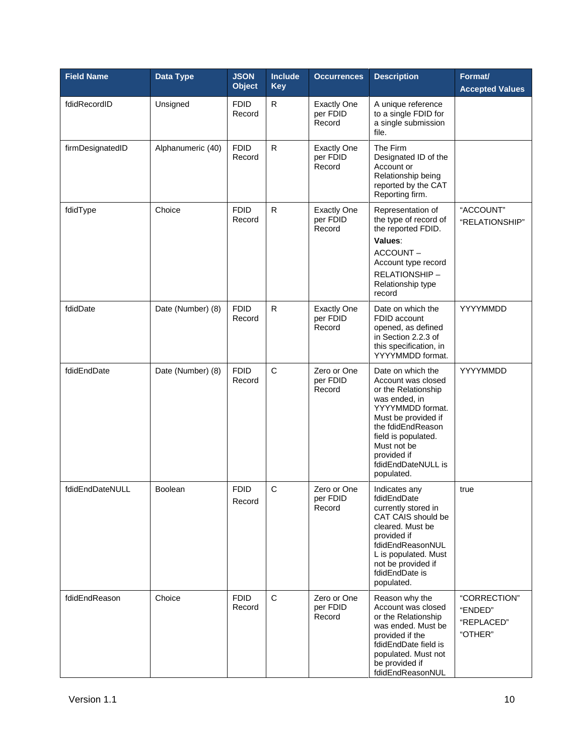| Field Name | Data Type | JSON Object | Include Key | Occurrences | Description | Format/ Accepted Values |
|---|---|---|---|---|---|---|
| fdidRecordID | Unsigned | FDID Record | R | Exactly One per FDID Record | A unique reference to a single FDID for a single submission file. | |
| firmDesignatedID | Alphanumeric (40) | FDID Record | R | Exactly One per FDID Record | The Firm Designated ID of the Account or Relationship being reported by the CAT Reporting firm. | |
| fdidType | Choice | FDID Record | R | Exactly One per FDID Record | Representation of the type of record of the reported FDID. **Values**: ACCOUNT – Account type record RELATIONSHIP – Relationship type record | "ACCOUNT" "RELATIONSHIP" |
| fdidDate | Date (Number) (8) | FDID Record | R | Exactly One per FDID Record | Date on which the FDID account opened, as defined in Section 2.2.3 of this specification, in YYYYMMDD format. | YYYYMMDD |
| fdidEndDate | Date (Number) (8) | FDID Record | C | Zero or One per FDID Record | Date on which the Account was closed or the Relationship was ended, in YYYYMMDD format. Must be provided if the fdidEndReason field is populated. Must not be provided if fdidEndDateNULL is populated. | YYYYMMDD |
| fdidEndDateNULL | Boolean | FDID Record | C | Zero or One per FDID Record | Indicates any fdidEndDate currently stored in CAT CAIS should be cleared. Must be provided if fdidEndReasonNULL is populated. Must not be provided if fdidEndDate is populated. | true |
| fdidEndReason | Choice | FDID Record | C | Zero or One per FDID Record | Reason why the Account was closed or the Relationship was ended. Must be provided if the fdidEndDate field is populated. Must not be provided if fdidEndReasonNUL | "CORRECTION" "ENDED" "REPLACED" "OTHER" |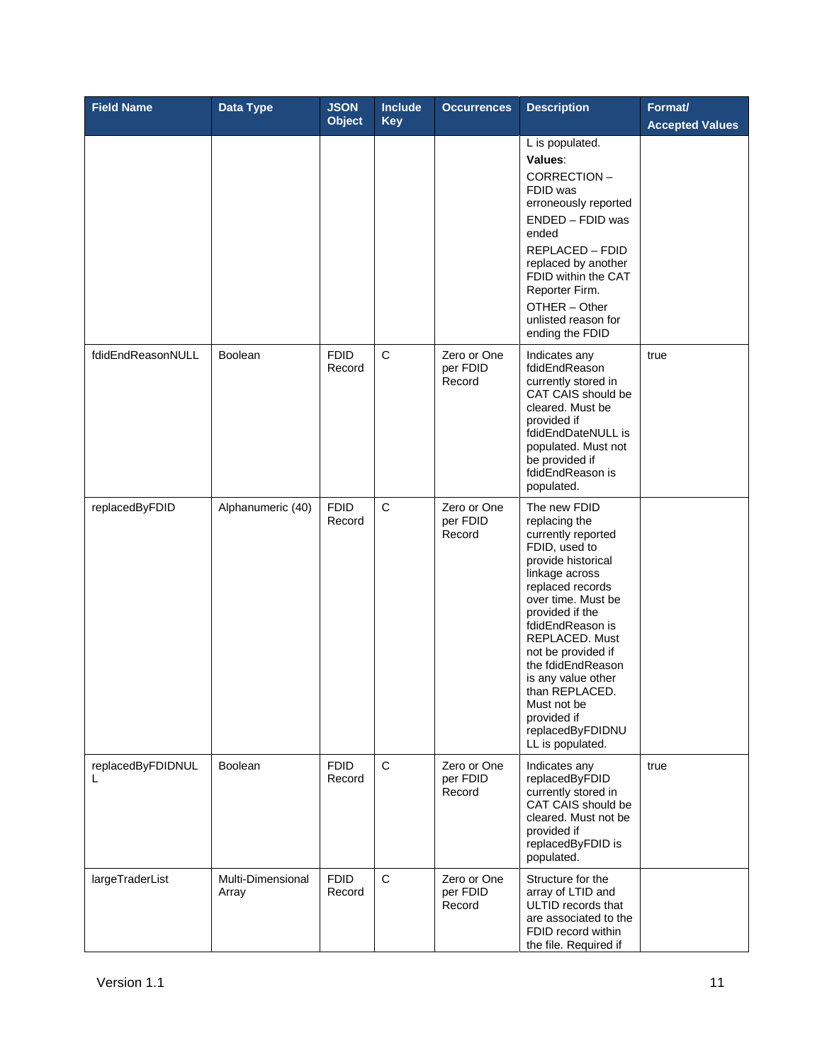| Field Name | Data Type | JSON Object | Include Key | Occurrences | Description | Format/ Accepted Values |
|---|---|---|---|---|---|---|
| | | | | | L is populated. **Values**: CORRECTION – FDID was erroneously reported ENDED – FDID was ended REPLACED – FDID replaced by another FDID within the CAT Reporter Firm. OTHER – Other unlisted reason for ending the FDID | |
| fdidEndReasonNULL | Boolean | FDID Record | C | Zero or One per FDID Record | Indicates any fdidEndReason currently stored in CAT CAIS should be cleared. Must be provided if fdidEndDateNULL is populated. Must not be provided if fdidEndReason is populated. | true |
| replacedByFDID | Alphanumeric (40) | FDID Record | C | Zero or One per FDID Record | The new FDID replacing the currently reported FDID, used to provide historical linkage across replaced records over time. Must be provided if the fdidEndReason is REPLACED. Must not be provided if the fdidEndReason is any value other than REPLACED. Must not be provided if replacedByFDIDNULL is populated. | |
| replacedByFDIDNULL | Boolean | FDID Record | C | Zero or One per FDID Record | Indicates any replacedByFDID currently stored in CAT CAIS should be cleared. Must not be provided if replacedByFDID is populated. | true |
| largeTraderList | Multi-Dimensional Array | FDID Record | C | Zero or One per FDID Record | Structure for the array of LTID and ULTID records that are associated to the FDID record within the file. Required if | |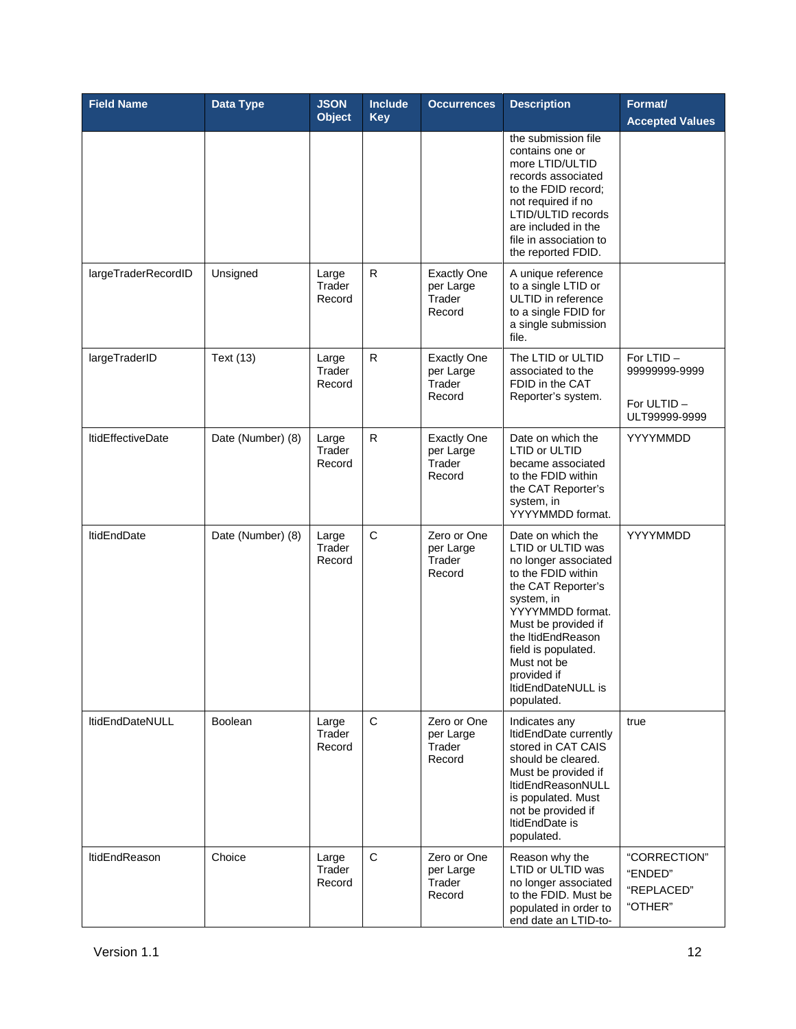| Field Name | Data Type | JSON Object | Include Key | Occurrences | Description | Format/ Accepted Values |
|---|---|---|---|---|---|---|
| | | | | | the submission file contains one or more LTID/ULTID records associated to the FDID record; not required if no LTID/ULTID records are included in the file in association to the reported FDID. | |
| largeTraderRecordID | Unsigned | Large Trader Record | R | Exactly One per Large Trader Record | A unique reference to a single LTID or ULTID in reference to a single FDID for a single submission file. | |
| largeTraderID | Text (13) | Large Trader Record | R | Exactly One per Large Trader Record | The LTID or ULTID associated to the FDID in the CAT Reporter's system. | For LTID – 99999999-9999<br><br>For ULTID – ULT99999-9999 |
| ltidEffectiveDate | Date (Number) (8) | Large Trader Record | R | Exactly One per Large Trader Record | Date on which the LTID or ULTID became associated to the FDID within the CAT Reporter's system, in YYYYMMDD format. | YYYYMMDD |
| ltidEndDate | Date (Number) (8) | Large Trader Record | C | Zero or One per Large Trader Record | Date on which the LTID or ULTID was no longer associated to the FDID within the CAT Reporter's system, in YYYYMMDD format. Must be provided if the ltidEndReason field is populated. Must not be provided if ltidEndDateNULL is populated. | YYYYMMDD |
| ltidEndDateNULL | Boolean | Large Trader Record | C | Zero or One per Large Trader Record | Indicates any ltidEndDate currently stored in CAT CAIS should be cleared. Must be provided if ltidEndReasonNULL is populated. Must not be provided if ltidEndDate is populated. | true |
| ltidEndReason | Choice | Large Trader Record | C | Zero or One per Large Trader Record | Reason why the LTID or ULTID was no longer associated to the FDID. Must be populated in order to end date an LTID-to- | "CORRECTION"<br>"ENDED"<br>"REPLACED"<br>"OTHER" |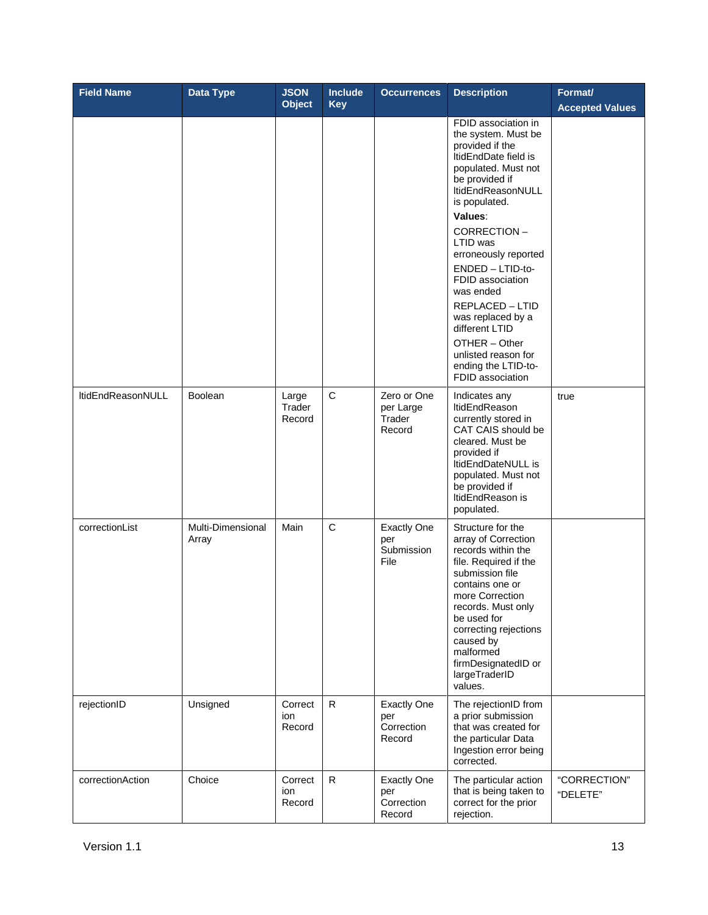| Field Name | Data Type | JSON Object | Include Key | Occurrences | Description | Format/ Accepted Values |
|---|---|---|---|---|---|---|
| | | | | | FDID association in the system. Must be provided if the ltidEndDate field is populated. Must not be provided if ltidEndReasonNULL is populated. **Values**: CORRECTION – LTID was erroneously reported ENDED – LTID-to-FDID association was ended REPLACED – LTID was replaced by a different LTID OTHER – Other unlisted reason for ending the LTID-to-FDID association | |
| ltidEndReasonNULL | Boolean | Large Trader Record | C | Zero or One per Large Trader Record | Indicates any ltidEndReason currently stored in CAT CAIS should be cleared. Must be provided if ltidEndDateNULL is populated. Must not be provided if ltidEndReason is populated. | true |
| correctionList | Multi-Dimensional Array | Main | C | Exactly One per Submission File | Structure for the array of Correction records within the file. Required if the submission file contains one or more Correction records. Must only be used for correcting rejections caused by malformed firmDesignatedID or largeTraderID values. | |
| rejectionID | Unsigned | Correction Record | R | Exactly One per Correction Record | The rejectionID from a prior submission that was created for the particular Data Ingestion error being corrected. | |
| correctionAction | Choice | Correction Record | R | Exactly One per Correction Record | The particular action that is being taken to correct for the prior rejection. | "CORRECTION" "DELETE" |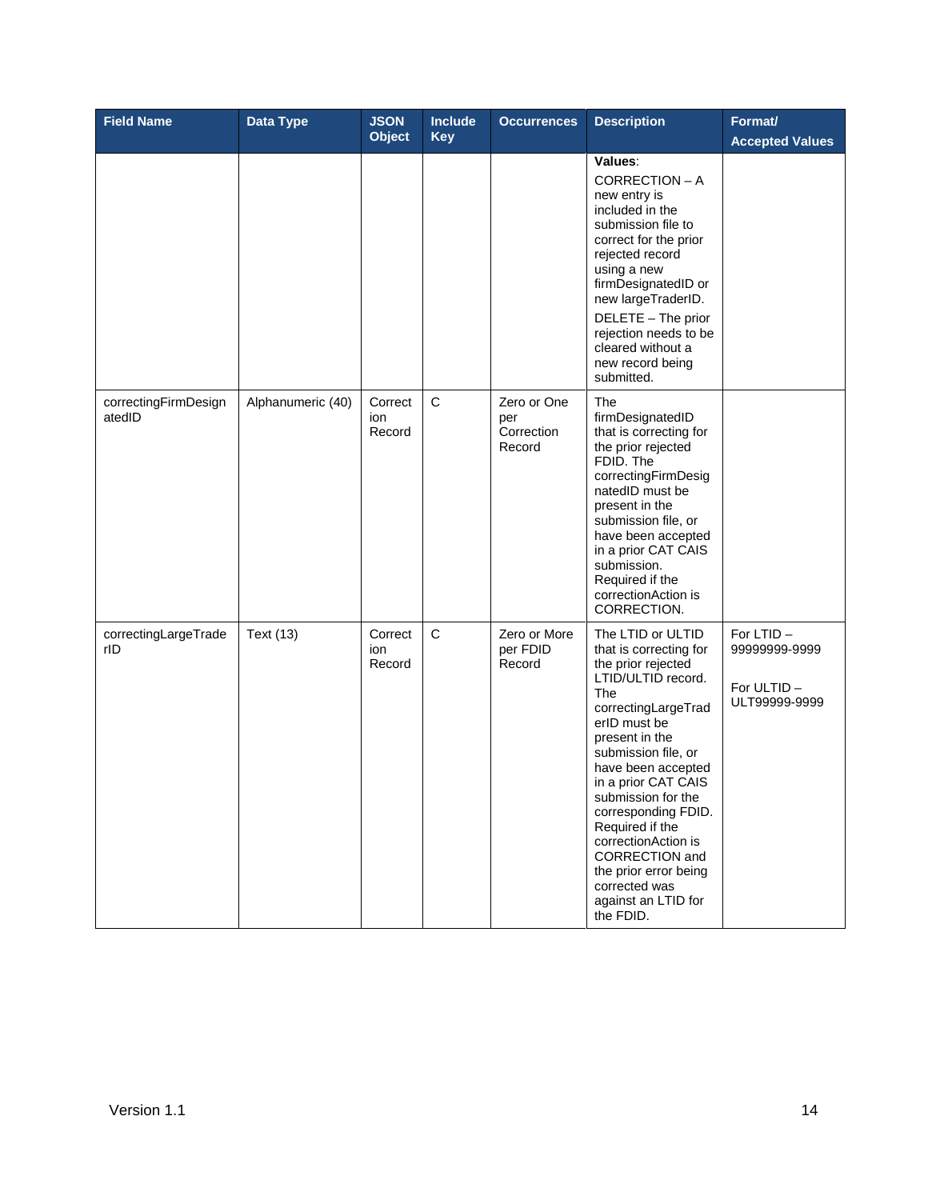| Field Name | Data Type | JSON Object | Include Key | Occurrences | Description | Format/ Accepted Values |
|---|---|---|---|---|---|---|
| | | | | | **Values**: CORRECTION – A new entry is included in the submission file to correct for the prior rejected record using a new firmDesignatedID or new largeTraderID. DELETE – The prior rejection needs to be cleared without a new record being submitted. | |
| correctingFirmDesignatedID | Alphanumeric (40) | Correction Record | C | Zero or One per Correction Record | The firmDesignatedID that is correcting for the prior rejected FDID. The correctingFirmDesignatedID must be present in the submission file, or have been accepted in a prior CAT CAIS submission. Required if the correctionAction is CORRECTION. | |
| correctingLargeTraderID | Text (13) | Correction Record | C | Zero or More per FDID Record | The LTID or ULTID that is correcting for the prior rejected LTID/ULTID record. The correctingLargeTraderID must be present in the submission file, or have been accepted in a prior CAT CAIS submission for the corresponding FDID. Required if the correctionAction is CORRECTION and the prior error being corrected was against an LTID for the FDID. | For LTID – 99999999-9999<br><br>For ULTID – ULT99999-9999 |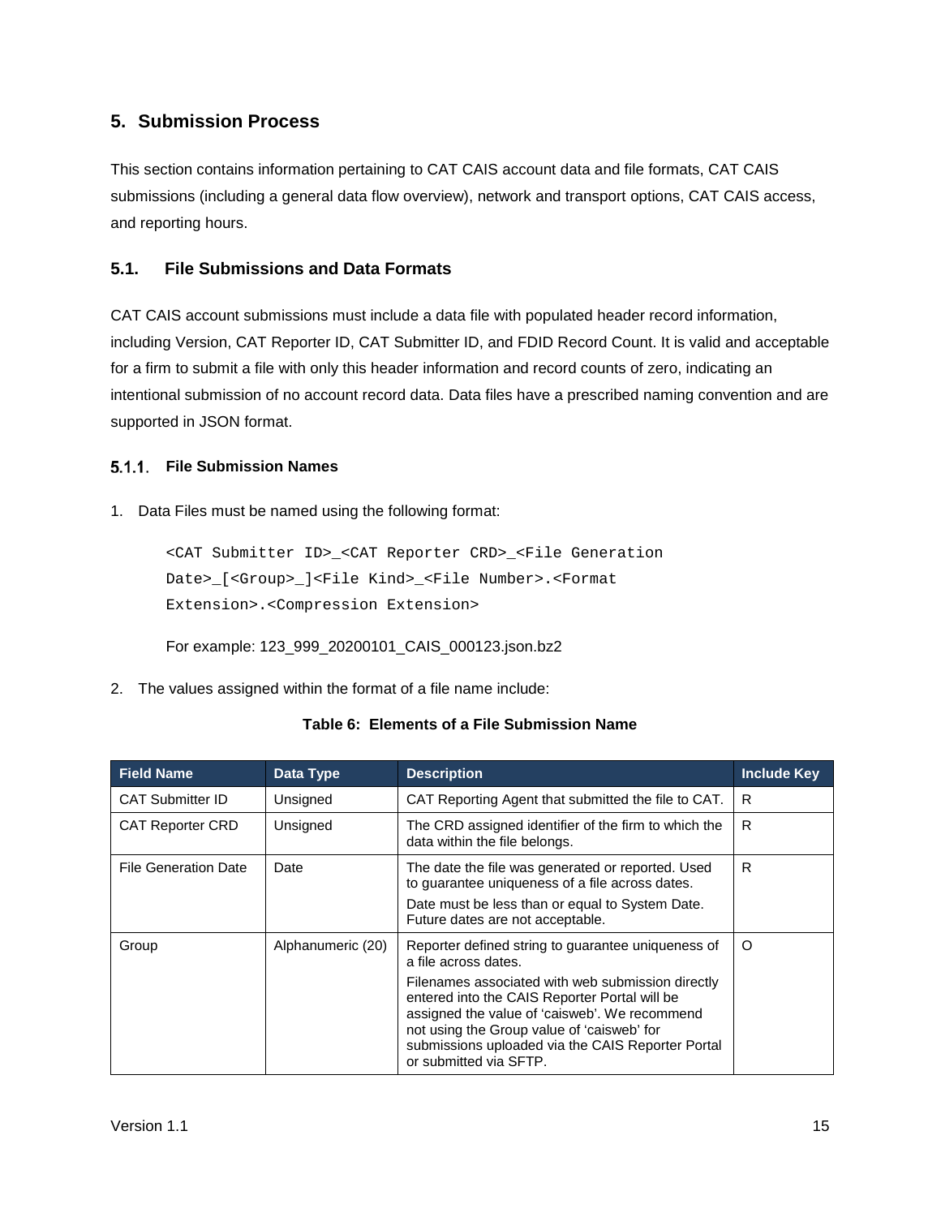# 5. Submission Process

This section contains information pertaining to CAT CAIS account data and file formats, CAT CAIS submissions (including a general data flow overview), network and transport options, CAT CAIS access, and reporting hours.

## 5.1. File Submissions and Data Formats

CAT CAIS account submissions must include a data file with populated header record information, including Version, CAT Reporter ID, CAT Submitter ID, and FDID Record Count. It is valid and acceptable for a firm to submit a file with only this header information and record counts of zero, indicating an intentional submission of no account record data. Data files have a prescribed naming convention and are supported in JSON format.

### 5.1.1. File Submission Names

1. Data Files must be named using the following format:

```
<CAT Submitter ID>_<CAT Reporter CRD>_<File Generation
Date>_[<Group>_]<File Kind>_<File Number>.<Format
Extension>.<Compression Extension>
```

   For example: 123_999_20200101_CAIS_000123.json.bz2

2. The values assigned within the format of a file name include:

**Table 6: Elements of a File Submission Name**

| Field Name | Data Type | Description | Include Key |
|---|---|---|---|
| CAT Submitter ID | Unsigned | CAT Reporting Agent that submitted the file to CAT. | R |
| CAT Reporter CRD | Unsigned | The CRD assigned identifier of the firm to which the data within the file belongs. | R |
| File Generation Date | Date | The date the file was generated or reported. Used to guarantee uniqueness of a file across dates.<br>Date must be less than or equal to System Date. Future dates are not acceptable. | R |
| Group | Alphanumeric (20) | Reporter defined string to guarantee uniqueness of a file across dates.<br>Filenames associated with web submission directly entered into the CAIS Reporter Portal will be assigned the value of 'caisweb'. We recommend not using the Group value of 'caisweb' for submissions uploaded via the CAIS Reporter Portal or submitted via SFTP. | O |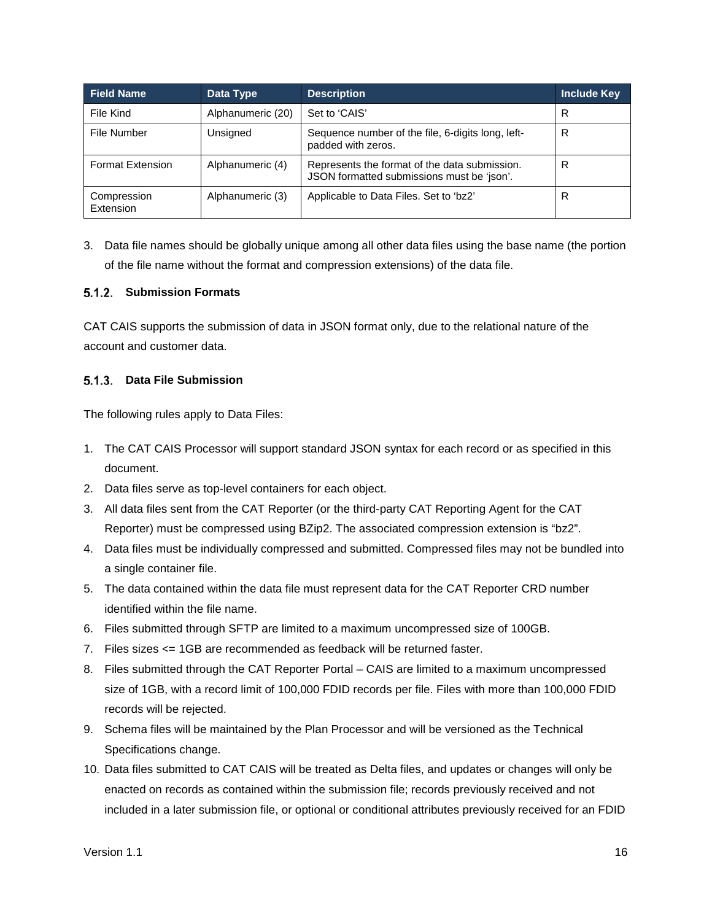| Field Name | Data Type | Description | Include Key |
|---|---|---|---|
| File Kind | Alphanumeric (20) | Set to 'CAIS' | R |
| File Number | Unsigned | Sequence number of the file, 6-digits long, left-padded with zeros. | R |
| Format Extension | Alphanumeric (4) | Represents the format of the data submission. JSON formatted submissions must be 'json'. | R |
| Compression Extension | Alphanumeric (3) | Applicable to Data Files. Set to 'bz2' | R |

3. Data file names should be globally unique among all other data files using the base name (the portion of the file name without the format and compression extensions) of the data file.

### 5.1.2. Submission Formats

CAT CAIS supports the submission of data in JSON format only, due to the relational nature of the account and customer data.

### 5.1.3. Data File Submission

The following rules apply to Data Files:

1. The CAT CAIS Processor will support standard JSON syntax for each record or as specified in this document.
2. Data files serve as top-level containers for each object.
3. All data files sent from the CAT Reporter (or the third-party CAT Reporting Agent for the CAT Reporter) must be compressed using BZip2. The associated compression extension is "bz2".
4. Data files must be individually compressed and submitted. Compressed files may not be bundled into a single container file.
5. The data contained within the data file must represent data for the CAT Reporter CRD number identified within the file name.
6. Files submitted through SFTP are limited to a maximum uncompressed size of 100GB.
7. Files sizes <= 1GB are recommended as feedback will be returned faster.
8. Files submitted through the CAT Reporter Portal – CAIS are limited to a maximum uncompressed size of 1GB, with a record limit of 100,000 FDID records per file. Files with more than 100,000 FDID records will be rejected.
9. Schema files will be maintained by the Plan Processor and will be versioned as the Technical Specifications change.
10. Data files submitted to CAT CAIS will be treated as Delta files, and updates or changes will only be enacted on records as contained within the submission file; records previously received and not included in a later submission file, or optional or conditional attributes previously received for an FDID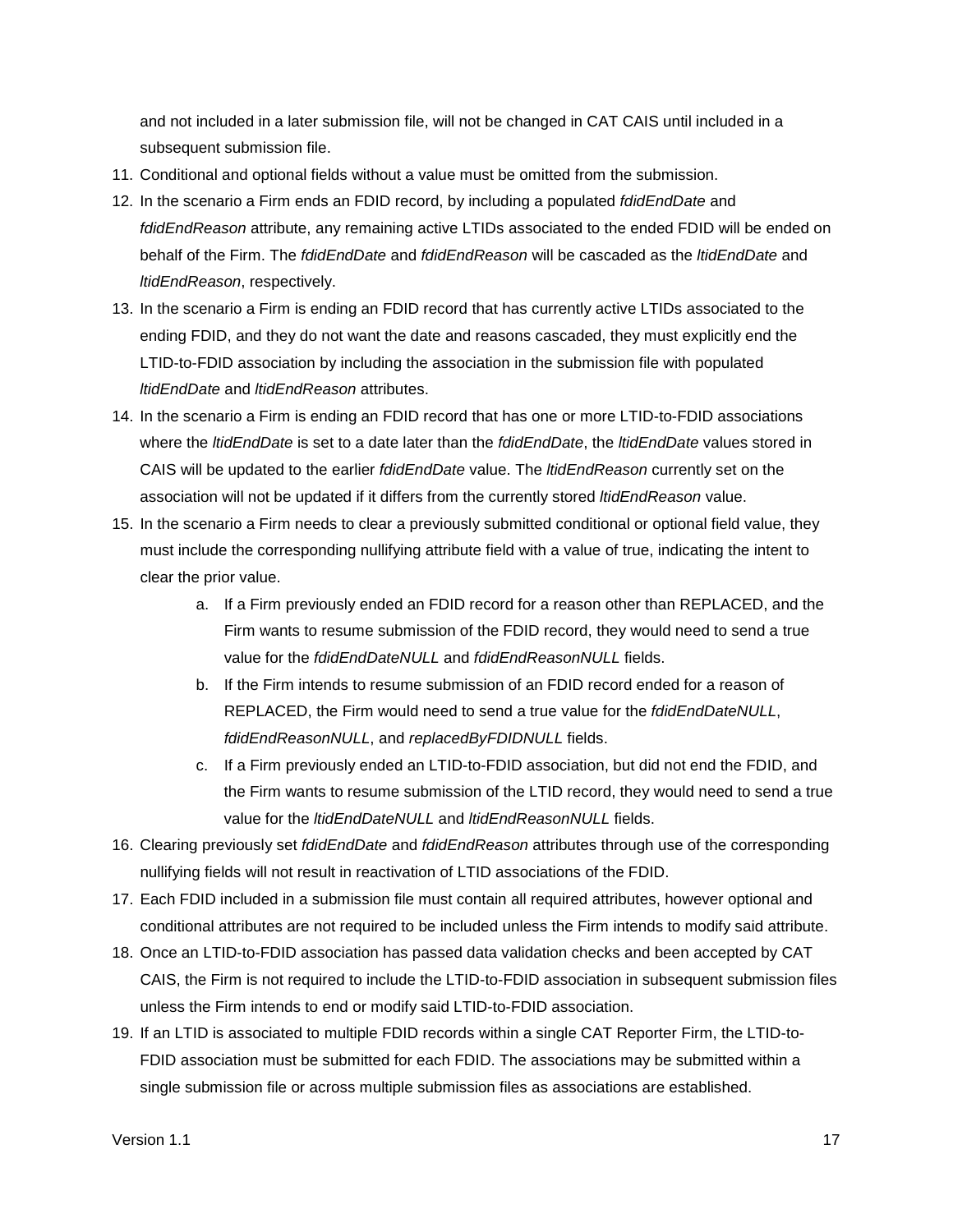and not included in a later submission file, will not be changed in CAT CAIS until included in a subsequent submission file.

11. Conditional and optional fields without a value must be omitted from the submission.
12. In the scenario a Firm ends an FDID record, by including a populated *fdidEndDate* and *fdidEndReason* attribute, any remaining active LTIDs associated to the ended FDID will be ended on behalf of the Firm. The *fdidEndDate* and *fdidEndReason* will be cascaded as the *ltidEndDate* and *ltidEndReason*, respectively.
13. In the scenario a Firm is ending an FDID record that has currently active LTIDs associated to the ending FDID, and they do not want the date and reasons cascaded, they must explicitly end the LTID-to-FDID association by including the association in the submission file with populated *ltidEndDate* and *ltidEndReason* attributes.
14. In the scenario a Firm is ending an FDID record that has one or more LTID-to-FDID associations where the *ltidEndDate* is set to a date later than the *fdidEndDate*, the *ltidEndDate* values stored in CAIS will be updated to the earlier *fdidEndDate* value. The *ltidEndReason* currently set on the association will not be updated if it differs from the currently stored *ltidEndReason* value.
15. In the scenario a Firm needs to clear a previously submitted conditional or optional field value, they must include the corresponding nullifying attribute field with a value of true, indicating the intent to clear the prior value.
    a. If a Firm previously ended an FDID record for a reason other than REPLACED, and the Firm wants to resume submission of the FDID record, they would need to send a true value for the *fdidEndDateNULL* and *fdidEndReasonNULL* fields.
    b. If the Firm intends to resume submission of an FDID record ended for a reason of REPLACED, the Firm would need to send a true value for the *fdidEndDateNULL*, *fdidEndReasonNULL*, and *replacedByFDIDNULL* fields.
    c. If a Firm previously ended an LTID-to-FDID association, but did not end the FDID, and the Firm wants to resume submission of the LTID record, they would need to send a true value for the *ltidEndDateNULL* and *ltidEndReasonNULL* fields.
16. Clearing previously set *fdidEndDate* and *fdidEndReason* attributes through use of the corresponding nullifying fields will not result in reactivation of LTID associations of the FDID.
17. Each FDID included in a submission file must contain all required attributes, however optional and conditional attributes are not required to be included unless the Firm intends to modify said attribute.
18. Once an LTID-to-FDID association has passed data validation checks and been accepted by CAT CAIS, the Firm is not required to include the LTID-to-FDID association in subsequent submission files unless the Firm intends to end or modify said LTID-to-FDID association.
19. If an LTID is associated to multiple FDID records within a single CAT Reporter Firm, the LTID-to-FDID association must be submitted for each FDID. The associations may be submitted within a single submission file or across multiple submission files as associations are established.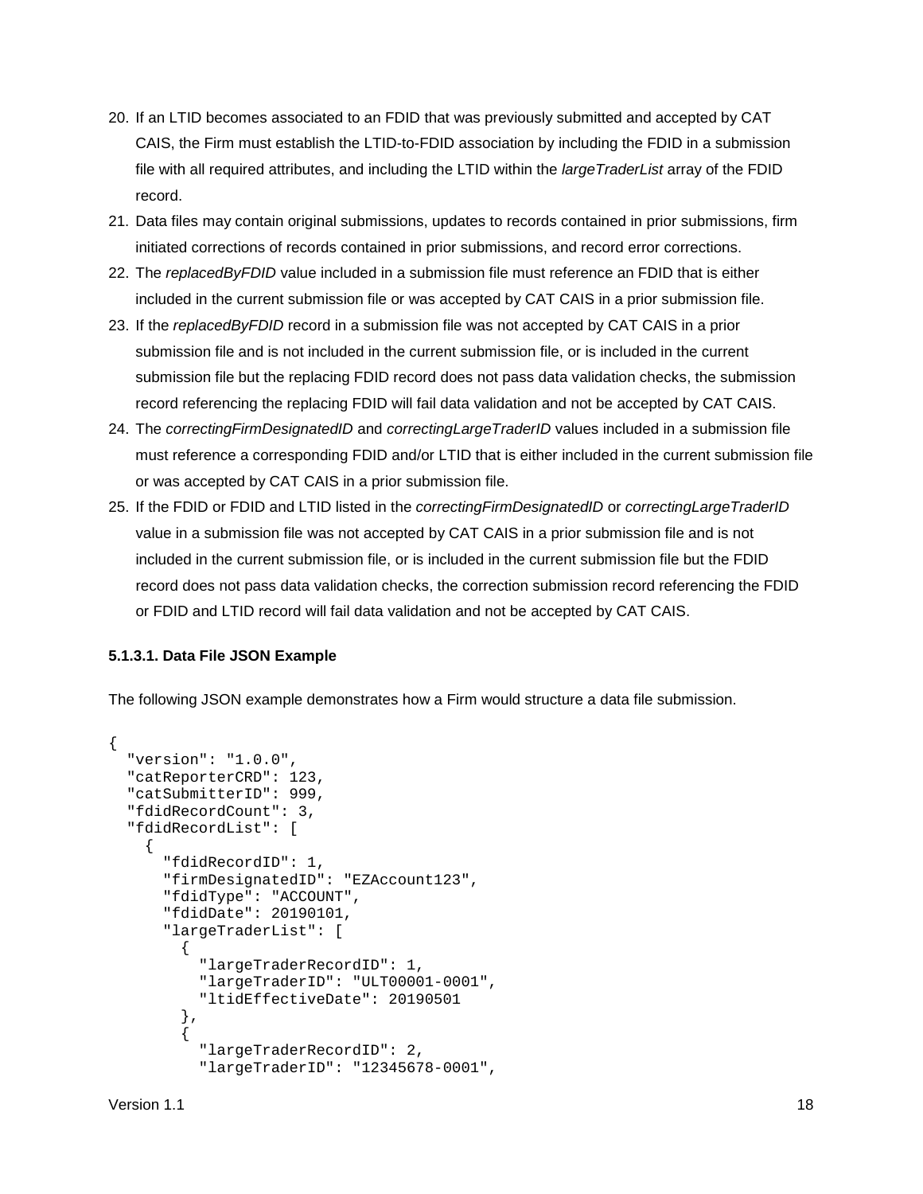20. If an LTID becomes associated to an FDID that was previously submitted and accepted by CAT CAIS, the Firm must establish the LTID-to-FDID association by including the FDID in a submission file with all required attributes, and including the LTID within the *largeTraderList* array of the FDID record.
21. Data files may contain original submissions, updates to records contained in prior submissions, firm initiated corrections of records contained in prior submissions, and record error corrections.
22. The *replacedByFDID* value included in a submission file must reference an FDID that is either included in the current submission file or was accepted by CAT CAIS in a prior submission file.
23. If the *replacedByFDID* record in a submission file was not accepted by CAT CAIS in a prior submission file and is not included in the current submission file, or is included in the current submission file but the replacing FDID record does not pass data validation checks, the submission record referencing the replacing FDID will fail data validation and not be accepted by CAT CAIS.
24. The *correctingFirmDesignatedID* and *correctingLargeTraderID* values included in a submission file must reference a corresponding FDID and/or LTID that is either included in the current submission file or was accepted by CAT CAIS in a prior submission file.
25. If the FDID or FDID and LTID listed in the *correctingFirmDesignatedID* or *correctingLargeTraderID* value in a submission file was not accepted by CAT CAIS in a prior submission file and is not included in the current submission file, or is included in the current submission file but the FDID record does not pass data validation checks, the correction submission record referencing the FDID or FDID and LTID record will fail data validation and not be accepted by CAT CAIS.

#### 5.1.3.1. Data File JSON Example

The following JSON example demonstrates how a Firm would structure a data file submission.

```
{
  "version": "1.0.0",
  "catReporterCRD": 123,
  "catSubmitterID": 999,
  "fdidRecordCount": 3,
  "fdidRecordList": [
    {
      "fdidRecordID": 1,
      "firmDesignatedID": "EZAccount123",
      "fdidType": "ACCOUNT",
      "fdidDate": 20190101,
      "largeTraderList": [
        {
          "largeTraderRecordID": 1,
          "largeTraderID": "ULT00001-0001",
          "ltidEffectiveDate": 20190501
        },
        {
          "largeTraderRecordID": 2,
          "largeTraderID": "12345678-0001",
```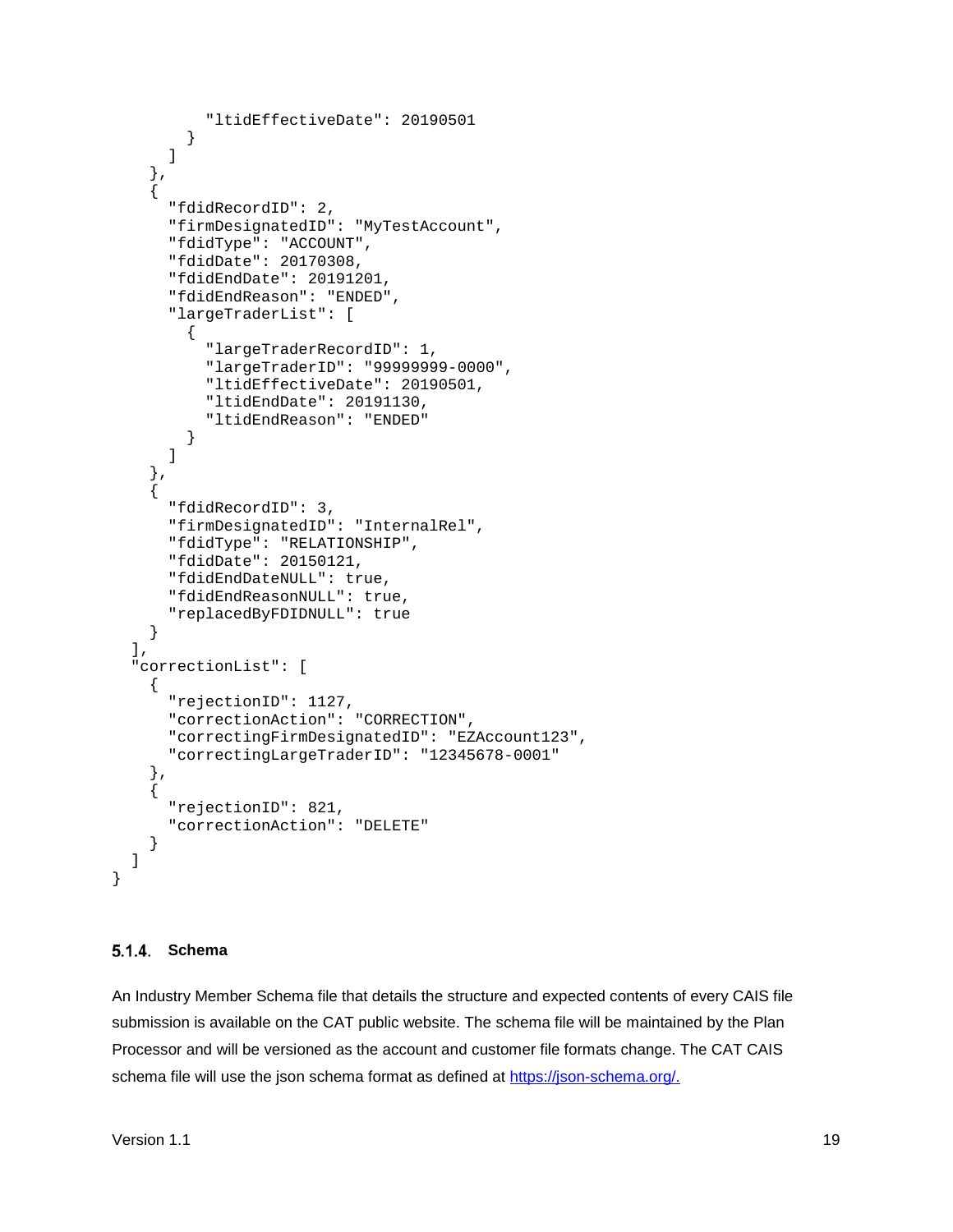```
          "ltidEffectiveDate": 20190501
        }
      ]
    },
    {
      "fdidRecordID": 2,
      "firmDesignatedID": "MyTestAccount",
      "fdidType": "ACCOUNT",
      "fdidDate": 20170308,
      "fdidEndDate": 20191201,
      "fdidEndReason": "ENDED",
      "largeTraderList": [
        {
          "largeTraderRecordID": 1,
          "largeTraderID": "99999999-0000",
          "ltidEffectiveDate": 20190501,
          "ltidEndDate": 20191130,
          "ltidEndReason": "ENDED"
        }
      ]
    },
    {
      "fdidRecordID": 3,
      "firmDesignatedID": "InternalRel",
      "fdidType": "RELATIONSHIP",
      "fdidDate": 20150121,
      "fdidEndDateNULL": true,
      "fdidEndReasonNULL": true,
      "replacedByFDIDNULL": true
    }
  ],
  "correctionList": [
    {
      "rejectionID": 1127,
      "correctionAction": "CORRECTION",
      "correctingFirmDesignatedID": "EZAccount123",
      "correctingLargeTraderID": "12345678-0001"
    },
    {
      "rejectionID": 821,
      "correctionAction": "DELETE"
    }
  ]
}
```

#### 5.1.4. Schema

An Industry Member Schema file that details the structure and expected contents of every CAIS file submission is available on the CAT public website. The schema file will be maintained by the Plan Processor and will be versioned as the account and customer file formats change. The CAT CAIS schema file will use the json schema format as defined at https://json-schema.org/.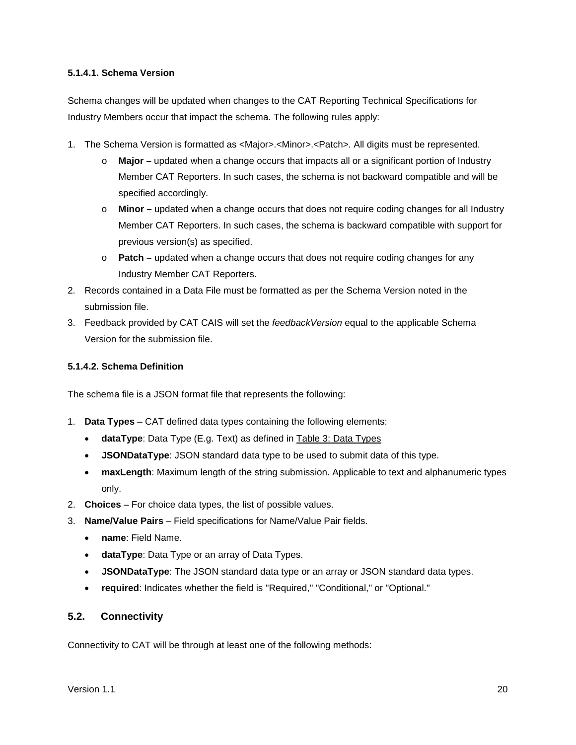#### 5.1.4.1. Schema Version

Schema changes will be updated when changes to the CAT Reporting Technical Specifications for Industry Members occur that impact the schema. The following rules apply:

1. The Schema Version is formatted as <Major>.<Minor>.<Patch>. All digits must be represented.
   - **Major –** updated when a change occurs that impacts all or a significant portion of Industry Member CAT Reporters. In such cases, the schema is not backward compatible and will be specified accordingly.
   - **Minor –** updated when a change occurs that does not require coding changes for all Industry Member CAT Reporters. In such cases, the schema is backward compatible with support for previous version(s) as specified.
   - **Patch –** updated when a change occurs that does not require coding changes for any Industry Member CAT Reporters.
2. Records contained in a Data File must be formatted as per the Schema Version noted in the submission file.
3. Feedback provided by CAT CAIS will set the *feedbackVersion* equal to the applicable Schema Version for the submission file.

#### 5.1.4.2. Schema Definition

The schema file is a JSON format file that represents the following:

1. **Data Types** – CAT defined data types containing the following elements:
   - **dataType**: Data Type (E.g. Text) as defined in Table 3: Data Types
   - **JSONDataType**: JSON standard data type to be used to submit data of this type.
   - **maxLength**: Maximum length of the string submission. Applicable to text and alphanumeric types only.
2. **Choices** – For choice data types, the list of possible values.
3. **Name/Value Pairs** – Field specifications for Name/Value Pair fields.
   - **name**: Field Name.
   - **dataType**: Data Type or an array of Data Types.
   - **JSONDataType**: The JSON standard data type or an array or JSON standard data types.
   - **required**: Indicates whether the field is "Required," "Conditional," or "Optional."

## 5.2. Connectivity

Connectivity to CAT will be through at least one of the following methods: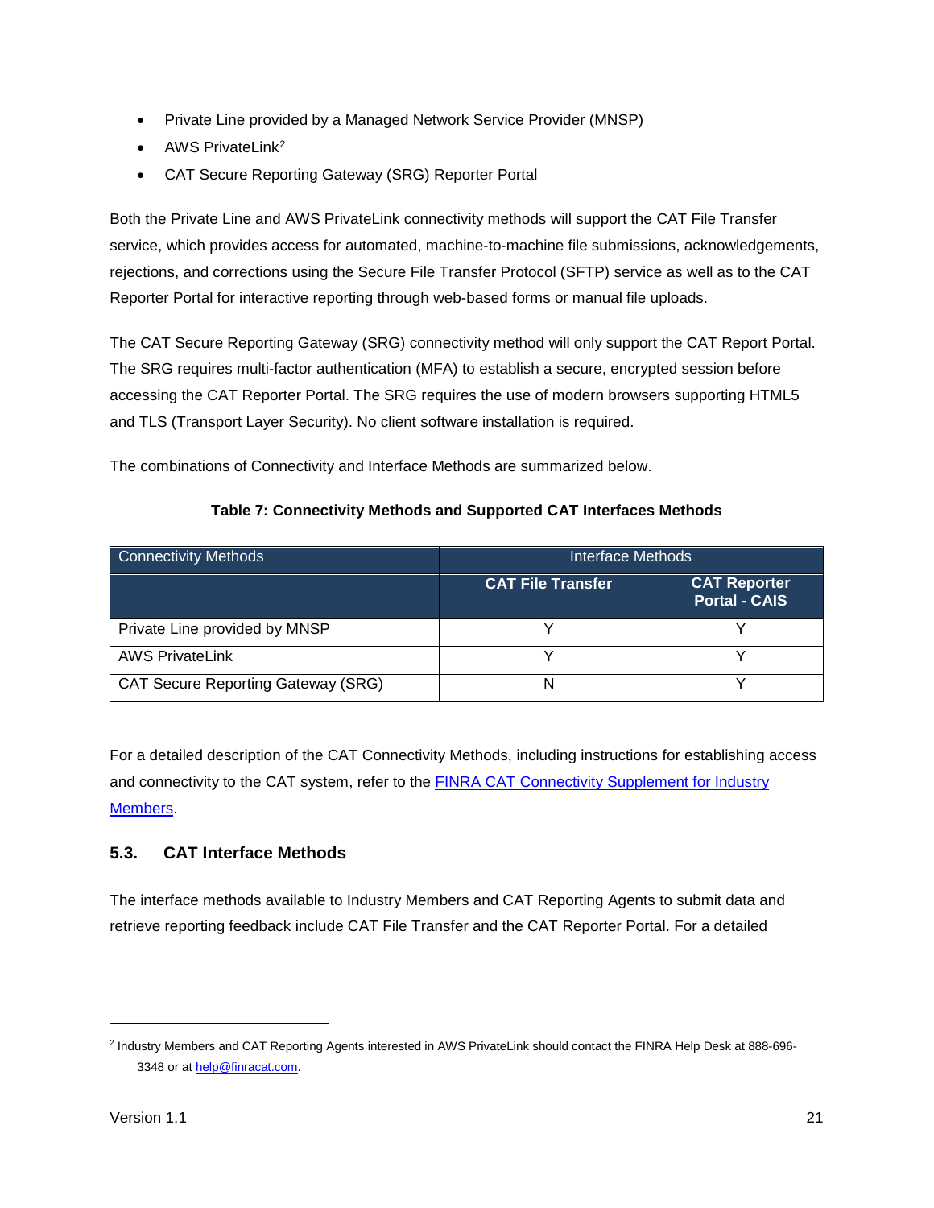- Private Line provided by a Managed Network Service Provider (MNSP)
- AWS PrivateLink[2]
- CAT Secure Reporting Gateway (SRG) Reporter Portal

Both the Private Line and AWS PrivateLink connectivity methods will support the CAT File Transfer service, which provides access for automated, machine-to-machine file submissions, acknowledgements, rejections, and corrections using the Secure File Transfer Protocol (SFTP) service as well as to the CAT Reporter Portal for interactive reporting through web-based forms or manual file uploads.

The CAT Secure Reporting Gateway (SRG) connectivity method will only support the CAT Report Portal. The SRG requires multi-factor authentication (MFA) to establish a secure, encrypted session before accessing the CAT Reporter Portal. The SRG requires the use of modern browsers supporting HTML5 and TLS (Transport Layer Security). No client software installation is required.

The combinations of Connectivity and Interface Methods are summarized below.

**Table 7: Connectivity Methods and Supported CAT Interfaces Methods**

| Connectivity Methods | Interface Methods | |
|---|---|---|
| | **CAT File Transfer** | **CAT Reporter Portal - CAIS** |
| Private Line provided by MNSP | Y | Y |
| AWS PrivateLink | Y | Y |
| CAT Secure Reporting Gateway (SRG) | N | Y |

For a detailed description of the CAT Connectivity Methods, including instructions for establishing access and connectivity to the CAT system, refer to the [FINRA CAT Connectivity Supplement for Industry Members](FINRA CAT Connectivity Supplement for Industry Members).

## 5.3. CAT Interface Methods

The interface methods available to Industry Members and CAT Reporting Agents to submit data and retrieve reporting feedback include CAT File Transfer and the CAT Reporter Portal. For a detailed

[2] Industry Members and CAT Reporting Agents interested in AWS PrivateLink should contact the FINRA Help Desk at 888-696-3348 or at help@finracat.com.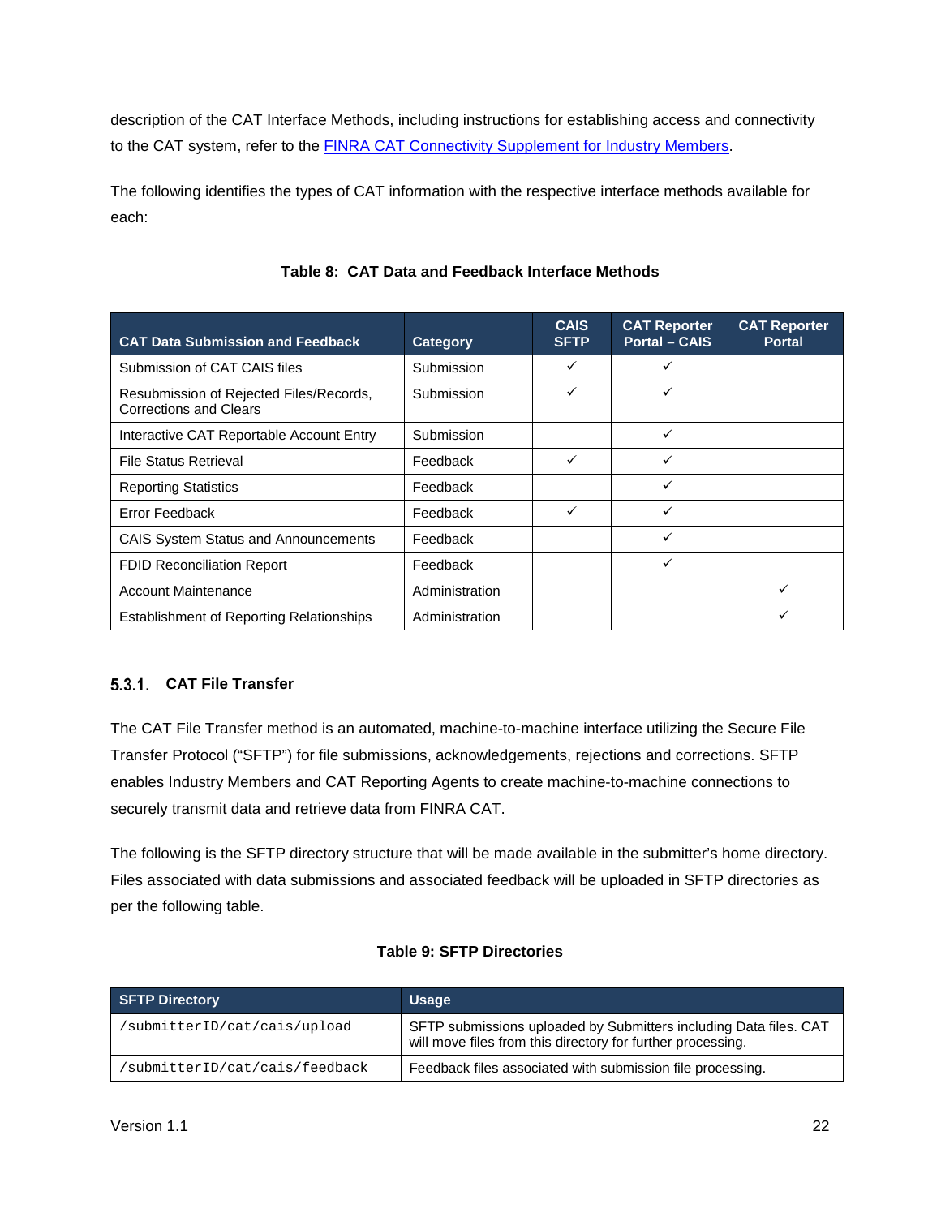description of the CAT Interface Methods, including instructions for establishing access and connectivity to the CAT system, refer to the FINRA CAT Connectivity Supplement for Industry Members.

The following identifies the types of CAT information with the respective interface methods available for each:

**Table 8: CAT Data and Feedback Interface Methods**

| CAT Data Submission and Feedback | Category | CAIS SFTP | CAT Reporter Portal – CAIS | CAT Reporter Portal |
|---|---|---|---|---|
| Submission of CAT CAIS files | Submission | ✓ | ✓ | |
| Resubmission of Rejected Files/Records, Corrections and Clears | Submission | ✓ | ✓ | |
| Interactive CAT Reportable Account Entry | Submission | | ✓ | |
| File Status Retrieval | Feedback | ✓ | ✓ | |
| Reporting Statistics | Feedback | | ✓ | |
| Error Feedback | Feedback | ✓ | ✓ | |
| CAIS System Status and Announcements | Feedback | | ✓ | |
| FDID Reconciliation Report | Feedback | | ✓ | |
| Account Maintenance | Administration | | | ✓ |
| Establishment of Reporting Relationships | Administration | | | ✓ |

### 5.3.1. CAT File Transfer

The CAT File Transfer method is an automated, machine-to-machine interface utilizing the Secure File Transfer Protocol ("SFTP") for file submissions, acknowledgements, rejections and corrections. SFTP enables Industry Members and CAT Reporting Agents to create machine-to-machine connections to securely transmit data and retrieve data from FINRA CAT.

The following is the SFTP directory structure that will be made available in the submitter's home directory. Files associated with data submissions and associated feedback will be uploaded in SFTP directories as per the following table.

**Table 9: SFTP Directories**

| SFTP Directory | Usage |
|---|---|
| `/submitterID/cat/cais/upload` | SFTP submissions uploaded by Submitters including Data files. CAT will move files from this directory for further processing. |
| `/submitterID/cat/cais/feedback` | Feedback files associated with submission file processing. |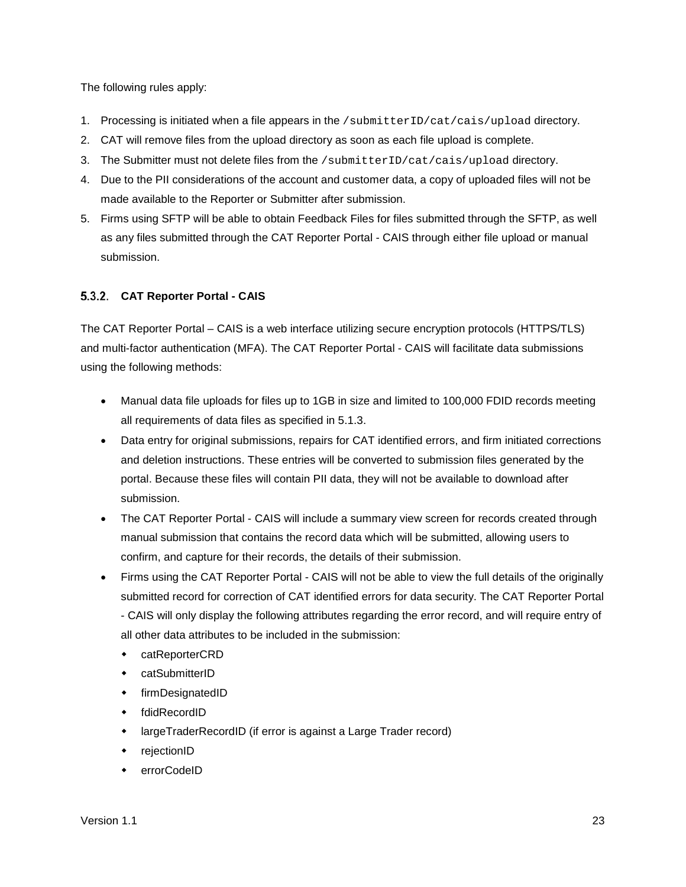The following rules apply:

1. Processing is initiated when a file appears in the `/submitterID/cat/cais/upload` directory.
2. CAT will remove files from the upload directory as soon as each file upload is complete.
3. The Submitter must not delete files from the `/submitterID/cat/cais/upload` directory.
4. Due to the PII considerations of the account and customer data, a copy of uploaded files will not be made available to the Reporter or Submitter after submission.
5. Firms using SFTP will be able to obtain Feedback Files for files submitted through the SFTP, as well as any files submitted through the CAT Reporter Portal - CAIS through either file upload or manual submission.

### 5.3.2. CAT Reporter Portal - CAIS

The CAT Reporter Portal – CAIS is a web interface utilizing secure encryption protocols (HTTPS/TLS) and multi-factor authentication (MFA). The CAT Reporter Portal - CAIS will facilitate data submissions using the following methods:

- Manual data file uploads for files up to 1GB in size and limited to 100,000 FDID records meeting all requirements of data files as specified in 5.1.3.
- Data entry for original submissions, repairs for CAT identified errors, and firm initiated corrections and deletion instructions. These entries will be converted to submission files generated by the portal. Because these files will contain PII data, they will not be available to download after submission.
- The CAT Reporter Portal - CAIS will include a summary view screen for records created through manual submission that contains the record data which will be submitted, allowing users to confirm, and capture for their records, the details of their submission.
- Firms using the CAT Reporter Portal - CAIS will not be able to view the full details of the originally submitted record for correction of CAT identified errors for data security. The CAT Reporter Portal - CAIS will only display the following attributes regarding the error record, and will require entry of all other data attributes to be included in the submission:
  - catReporterCRD
  - catSubmitterID
  - firmDesignatedID
  - fdidRecordID
  - largeTraderRecordID (if error is against a Large Trader record)
  - rejectionID
  - errorCodeID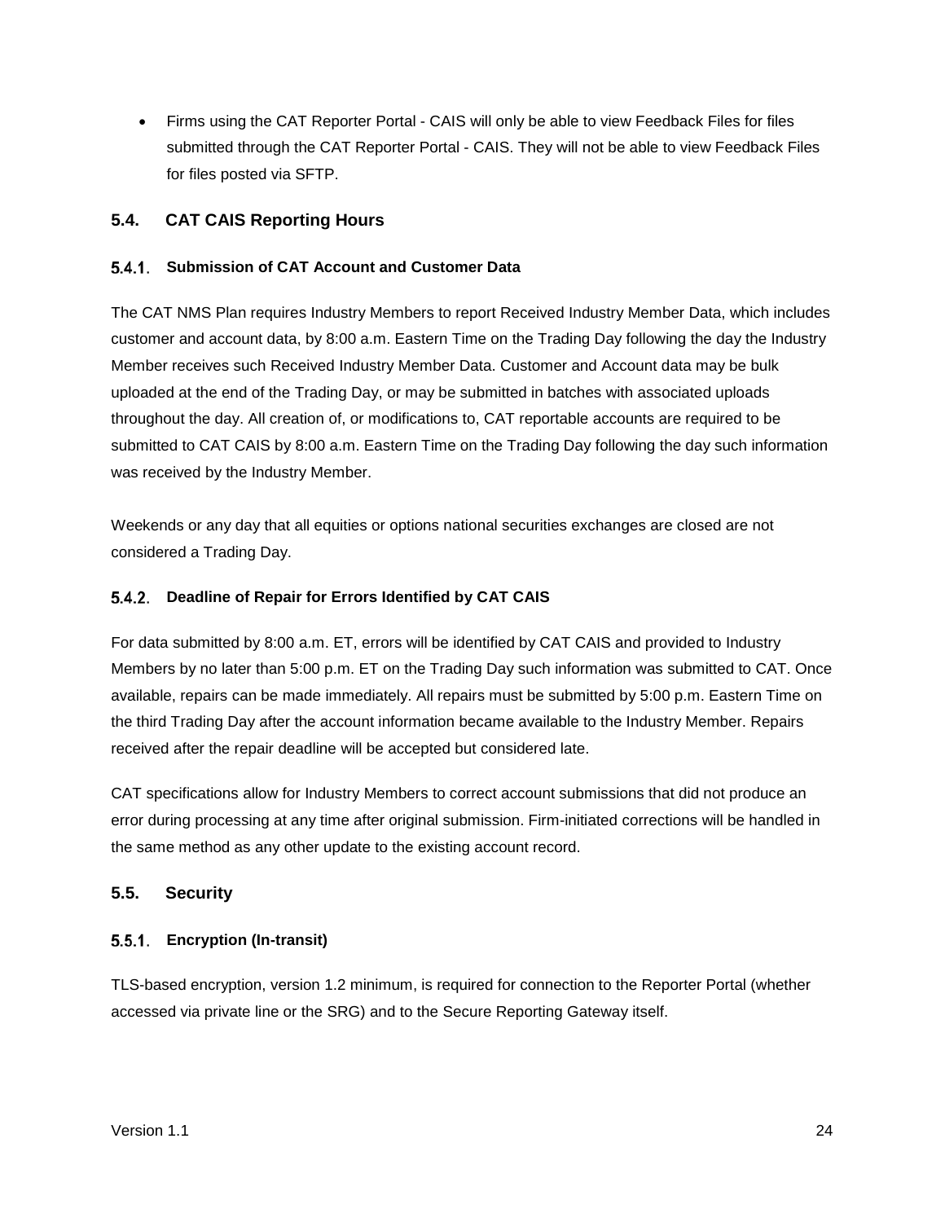- Firms using the CAT Reporter Portal - CAIS will only be able to view Feedback Files for files submitted through the CAT Reporter Portal - CAIS. They will not be able to view Feedback Files for files posted via SFTP.

## 5.4. CAT CAIS Reporting Hours

### 5.4.1. Submission of CAT Account and Customer Data

The CAT NMS Plan requires Industry Members to report Received Industry Member Data, which includes customer and account data, by 8:00 a.m. Eastern Time on the Trading Day following the day the Industry Member receives such Received Industry Member Data. Customer and Account data may be bulk uploaded at the end of the Trading Day, or may be submitted in batches with associated uploads throughout the day. All creation of, or modifications to, CAT reportable accounts are required to be submitted to CAT CAIS by 8:00 a.m. Eastern Time on the Trading Day following the day such information was received by the Industry Member.

Weekends or any day that all equities or options national securities exchanges are closed are not considered a Trading Day.

### 5.4.2. Deadline of Repair for Errors Identified by CAT CAIS

For data submitted by 8:00 a.m. ET, errors will be identified by CAT CAIS and provided to Industry Members by no later than 5:00 p.m. ET on the Trading Day such information was submitted to CAT. Once available, repairs can be made immediately. All repairs must be submitted by 5:00 p.m. Eastern Time on the third Trading Day after the account information became available to the Industry Member. Repairs received after the repair deadline will be accepted but considered late.

CAT specifications allow for Industry Members to correct account submissions that did not produce an error during processing at any time after original submission. Firm-initiated corrections will be handled in the same method as any other update to the existing account record.

## 5.5. Security

### 5.5.1. Encryption (In-transit)

TLS-based encryption, version 1.2 minimum, is required for connection to the Reporter Portal (whether accessed via private line or the SRG) and to the Secure Reporting Gateway itself.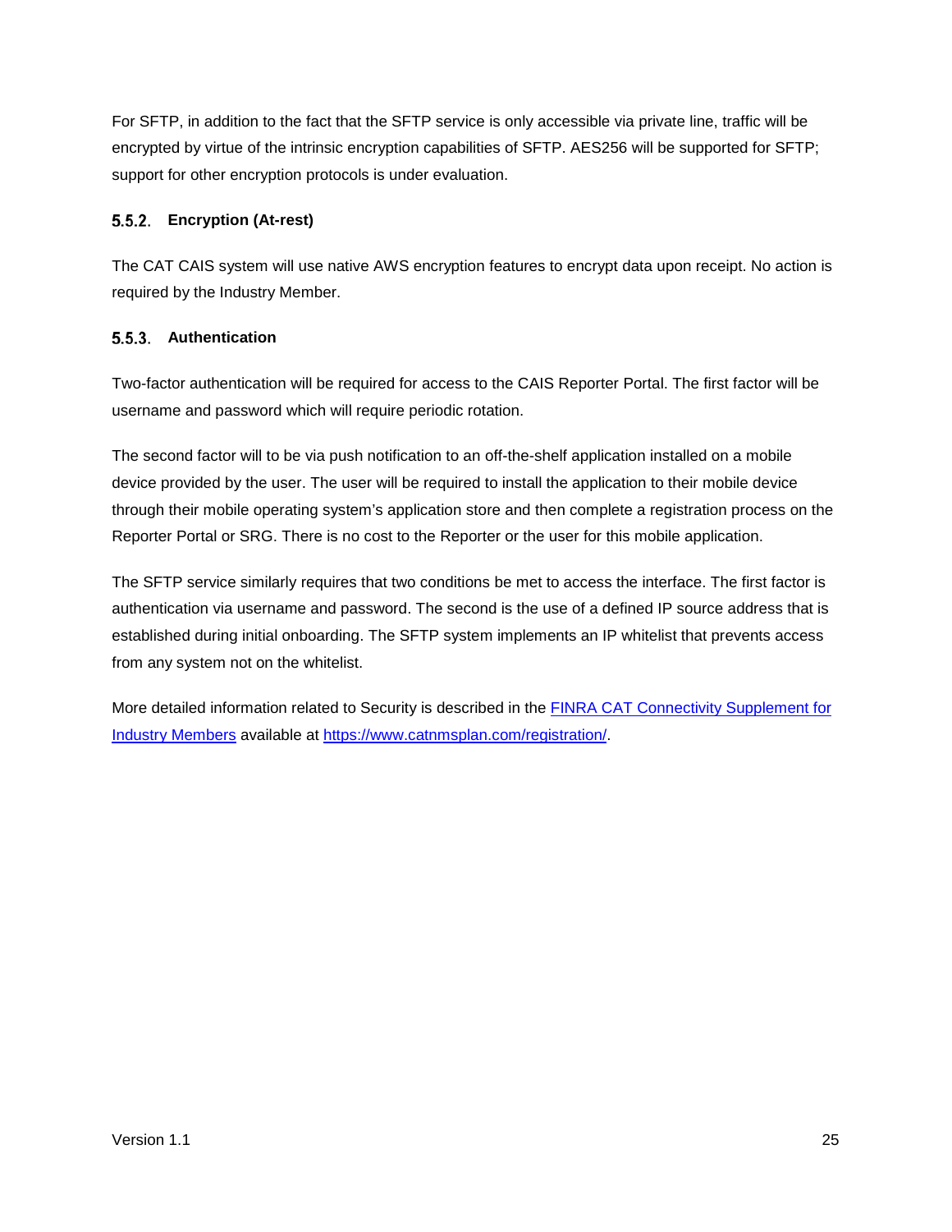For SFTP, in addition to the fact that the SFTP service is only accessible via private line, traffic will be encrypted by virtue of the intrinsic encryption capabilities of SFTP. AES256 will be supported for SFTP; support for other encryption protocols is under evaluation.

#### 5.5.2. Encryption (At-rest)

The CAT CAIS system will use native AWS encryption features to encrypt data upon receipt. No action is required by the Industry Member.

#### 5.5.3. Authentication

Two-factor authentication will be required for access to the CAIS Reporter Portal. The first factor will be username and password which will require periodic rotation.

The second factor will to be via push notification to an off-the-shelf application installed on a mobile device provided by the user. The user will be required to install the application to their mobile device through their mobile operating system's application store and then complete a registration process on the Reporter Portal or SRG. There is no cost to the Reporter or the user for this mobile application.

The SFTP service similarly requires that two conditions be met to access the interface. The first factor is authentication via username and password. The second is the use of a defined IP source address that is established during initial onboarding. The SFTP system implements an IP whitelist that prevents access from any system not on the whitelist.

More detailed information related to Security is described in the [FINRA CAT Connectivity Supplement for Industry Members](https://www.catnmsplan.com/registration/) available at [https://www.catnmsplan.com/registration/](https://www.catnmsplan.com/registration/).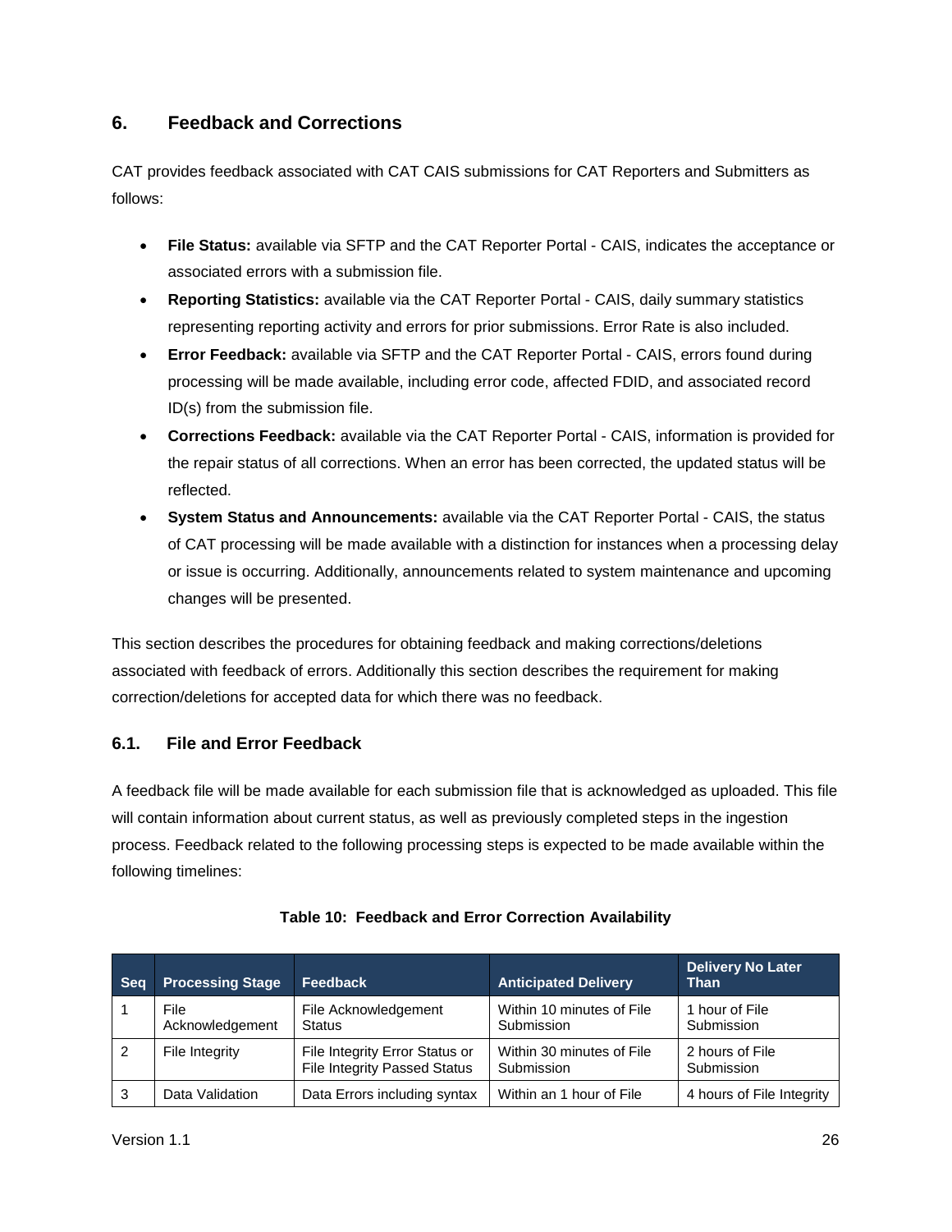## 6. Feedback and Corrections

CAT provides feedback associated with CAT CAIS submissions for CAT Reporters and Submitters as follows:

- **File Status:** available via SFTP and the CAT Reporter Portal - CAIS, indicates the acceptance or associated errors with a submission file.
- **Reporting Statistics:** available via the CAT Reporter Portal - CAIS, daily summary statistics representing reporting activity and errors for prior submissions. Error Rate is also included.
- **Error Feedback:** available via SFTP and the CAT Reporter Portal - CAIS, errors found during processing will be made available, including error code, affected FDID, and associated record ID(s) from the submission file.
- **Corrections Feedback:** available via the CAT Reporter Portal - CAIS, information is provided for the repair status of all corrections. When an error has been corrected, the updated status will be reflected.
- **System Status and Announcements:** available via the CAT Reporter Portal - CAIS, the status of CAT processing will be made available with a distinction for instances when a processing delay or issue is occurring. Additionally, announcements related to system maintenance and upcoming changes will be presented.

This section describes the procedures for obtaining feedback and making corrections/deletions associated with feedback of errors. Additionally this section describes the requirement for making correction/deletions for accepted data for which there was no feedback.

### 6.1. File and Error Feedback

A feedback file will be made available for each submission file that is acknowledged as uploaded. This file will contain information about current status, as well as previously completed steps in the ingestion process. Feedback related to the following processing steps is expected to be made available within the following timelines:

**Table 10: Feedback and Error Correction Availability**

| Seq | Processing Stage | Feedback | Anticipated Delivery | Delivery No Later Than |
|---|---|---|---|---|
| 1 | File Acknowledgement | File Acknowledgement Status | Within 10 minutes of File Submission | 1 hour of File Submission |
| 2 | File Integrity | File Integrity Error Status or File Integrity Passed Status | Within 30 minutes of File Submission | 2 hours of File Submission |
| 3 | Data Validation | Data Errors including syntax | Within an 1 hour of File | 4 hours of File Integrity |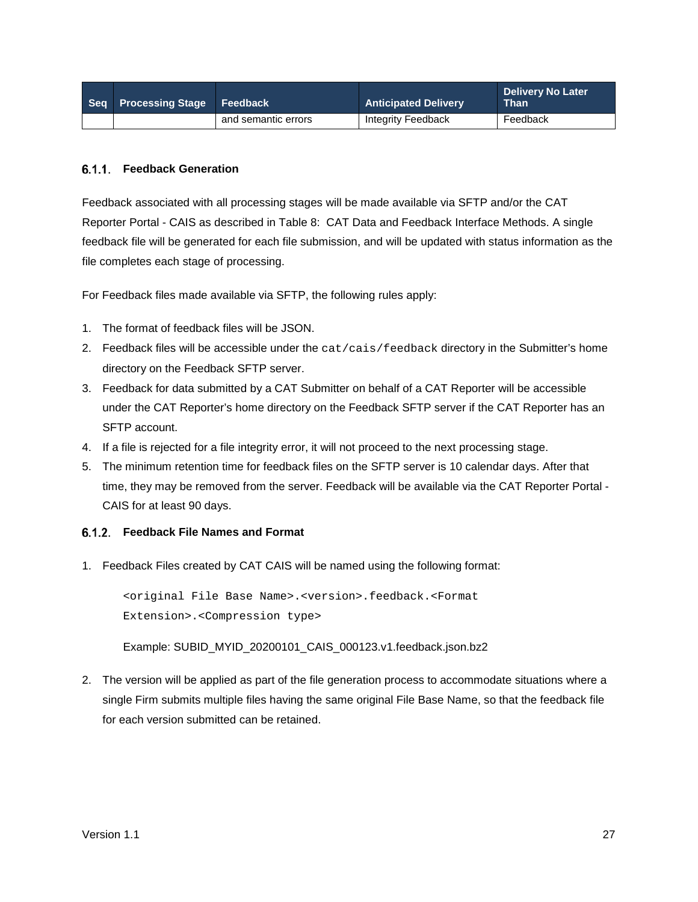| Seq | Processing Stage | Feedback | Anticipated Delivery | Delivery No Later Than |
|---|---|---|---|---|
| | | and semantic errors | Integrity Feedback | Feedback |

### 6.1.1. Feedback Generation

Feedback associated with all processing stages will be made available via SFTP and/or the CAT Reporter Portal - CAIS as described in Table 8: CAT Data and Feedback Interface Methods. A single feedback file will be generated for each file submission, and will be updated with status information as the file completes each stage of processing.

For Feedback files made available via SFTP, the following rules apply:

1. The format of feedback files will be JSON.
2. Feedback files will be accessible under the `cat/cais/feedback` directory in the Submitter's home directory on the Feedback SFTP server.
3. Feedback for data submitted by a CAT Submitter on behalf of a CAT Reporter will be accessible under the CAT Reporter's home directory on the Feedback SFTP server if the CAT Reporter has an SFTP account.
4. If a file is rejected for a file integrity error, it will not proceed to the next processing stage.
5. The minimum retention time for feedback files on the SFTP server is 10 calendar days. After that time, they may be removed from the server. Feedback will be available via the CAT Reporter Portal - CAIS for at least 90 days.

### 6.1.2. Feedback File Names and Format

1. Feedback Files created by CAT CAIS will be named using the following format:

   ```
   <original File Base Name>.<version>.feedback.<Format
   Extension>.<Compression type>
   ```

   Example: SUBID_MYID_20200101_CAIS_000123.v1.feedback.json.bz2

2. The version will be applied as part of the file generation process to accommodate situations where a single Firm submits multiple files having the same original File Base Name, so that the feedback file for each version submitted can be retained.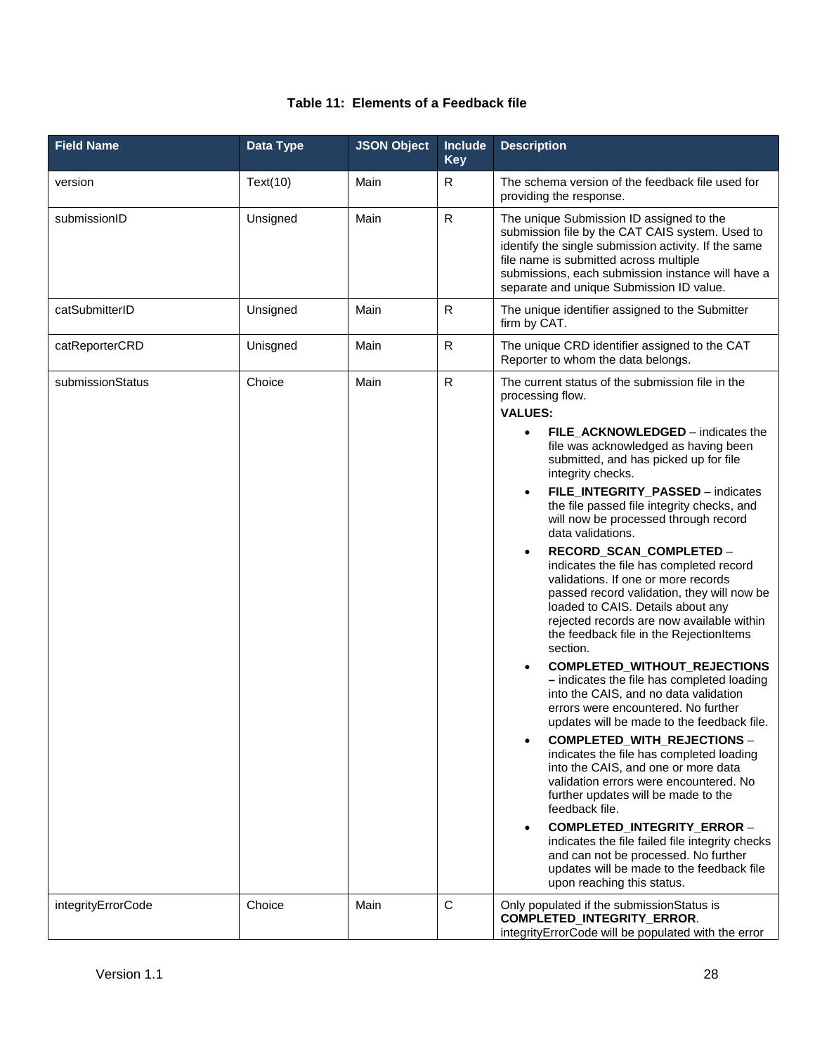**Table 11: Elements of a Feedback file**

| Field Name | Data Type | JSON Object | Include Key | Description |
|---|---|---|---|---|
| version | Text(10) | Main | R | The schema version of the feedback file used for providing the response. |
| submissionID | Unsigned | Main | R | The unique Submission ID assigned to the submission file by the CAT CAIS system. Used to identify the single submission activity. If the same file name is submitted across multiple submissions, each submission instance will have a separate and unique Submission ID value. |
| catSubmitterID | Unsigned | Main | R | The unique identifier assigned to the Submitter firm by CAT. |
| catReporterCRD | Unisgned | Main | R | The unique CRD identifier assigned to the CAT Reporter to whom the data belongs. |
| submissionStatus | Choice | Main | R | The current status of the submission file in the processing flow.<br>**VALUES:**<br>• **FILE_ACKNOWLEDGED** – indicates the file was acknowledged as having been submitted, and has picked up for file integrity checks.<br>• **FILE_INTEGRITY_PASSED** – indicates the file passed file integrity checks, and will now be processed through record data validations.<br>• **RECORD_SCAN_COMPLETED** – indicates the file has completed record validations. If one or more records passed record validation, they will now be loaded to CAIS. Details about any rejected records are now available within the feedback file in the RejectionItems section.<br>• **COMPLETED_WITHOUT_REJECTIONS –** indicates the file has completed loading into the CAIS, and no data validation errors were encountered. No further updates will be made to the feedback file.<br>• **COMPLETED_WITH_REJECTIONS** – indicates the file has completed loading into the CAIS, and one or more data validation errors were encountered. No further updates will be made to the feedback file.<br>• **COMPLETED_INTEGRITY_ERROR** – indicates the file failed file integrity checks and can not be processed. No further updates will be made to the feedback file upon reaching this status. |
| integrityErrorCode | Choice | Main | C | Only populated if the submissionStatus is **COMPLETED_INTEGRITY_ERROR**. integrityErrorCode will be populated with the error |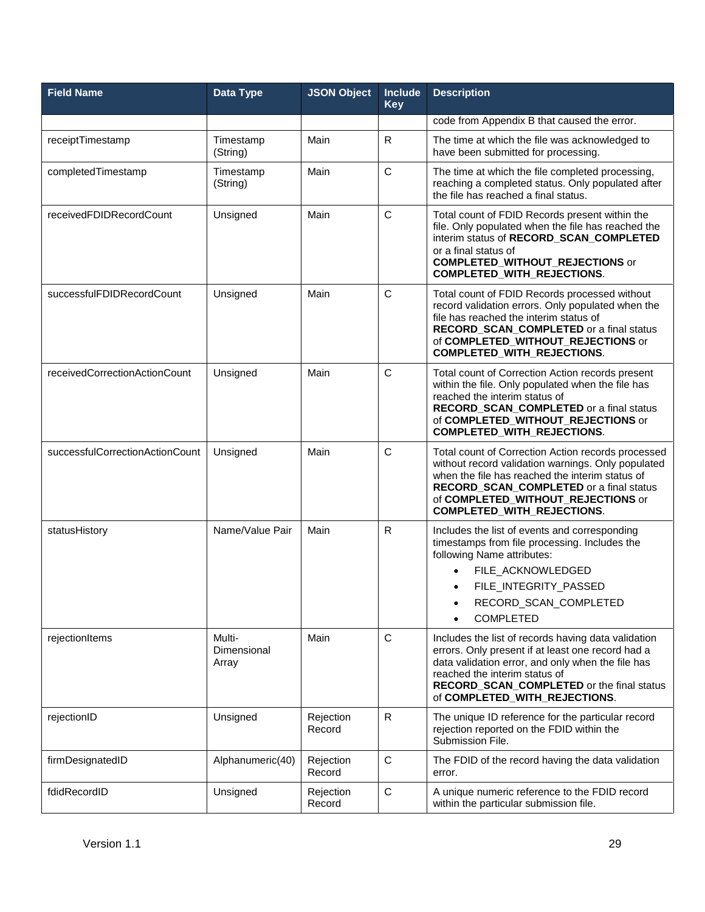| Field Name | Data Type | JSON Object | Include Key | Description |
|---|---|---|---|---|
| | | | | code from Appendix B that caused the error. |
| receiptTimestamp | Timestamp (String) | Main | R | The time at which the file was acknowledged to have been submitted for processing. |
| completedTimestamp | Timestamp (String) | Main | C | The time at which the file completed processing, reaching a completed status. Only populated after the file has reached a final status. |
| receivedFDIDRecordCount | Unsigned | Main | C | Total count of FDID Records present within the file. Only populated when the file has reached the interim status of **RECORD_SCAN_COMPLETED** or a final status of **COMPLETED_WITHOUT_REJECTIONS** or **COMPLETED_WITH_REJECTIONS**. |
| successfulFDIDRecordCount | Unsigned | Main | C | Total count of FDID Records processed without record validation errors. Only populated when the file has reached the interim status of **RECORD_SCAN_COMPLETED** or a final status of **COMPLETED_WITHOUT_REJECTIONS** or **COMPLETED_WITH_REJECTIONS**. |
| receivedCorrectionActionCount | Unsigned | Main | C | Total count of Correction Action records present within the file. Only populated when the file has reached the interim status of **RECORD_SCAN_COMPLETED** or a final status of **COMPLETED_WITHOUT_REJECTIONS** or **COMPLETED_WITH_REJECTIONS**. |
| successfulCorrectionActionCount | Unsigned | Main | C | Total count of Correction Action records processed without record validation warnings. Only populated when the file has reached the interim status of **RECORD_SCAN_COMPLETED** or a final status of **COMPLETED_WITHOUT_REJECTIONS** or **COMPLETED_WITH_REJECTIONS**. |
| statusHistory | Name/Value Pair | Main | R | Includes the list of events and corresponding timestamps from file processing. Includes the following Name attributes:<br>• FILE_ACKNOWLEDGED<br>• FILE_INTEGRITY_PASSED<br>• RECORD_SCAN_COMPLETED<br>• COMPLETED |
| rejectionItems | Multi-Dimensional Array | Main | C | Includes the list of records having data validation errors. Only present if at least one record had a data validation error, and only when the file has reached the interim status of **RECORD_SCAN_COMPLETED** or the final status of **COMPLETED_WITH_REJECTIONS**. |
| rejectionID | Unsigned | Rejection Record | R | The unique ID reference for the particular record rejection reported on the FDID within the Submission File. |
| firmDesignatedID | Alphanumeric(40) | Rejection Record | C | The FDID of the record having the data validation error. |
| fdidRecordID | Unsigned | Rejection Record | C | A unique numeric reference to the FDID record within the particular submission file. |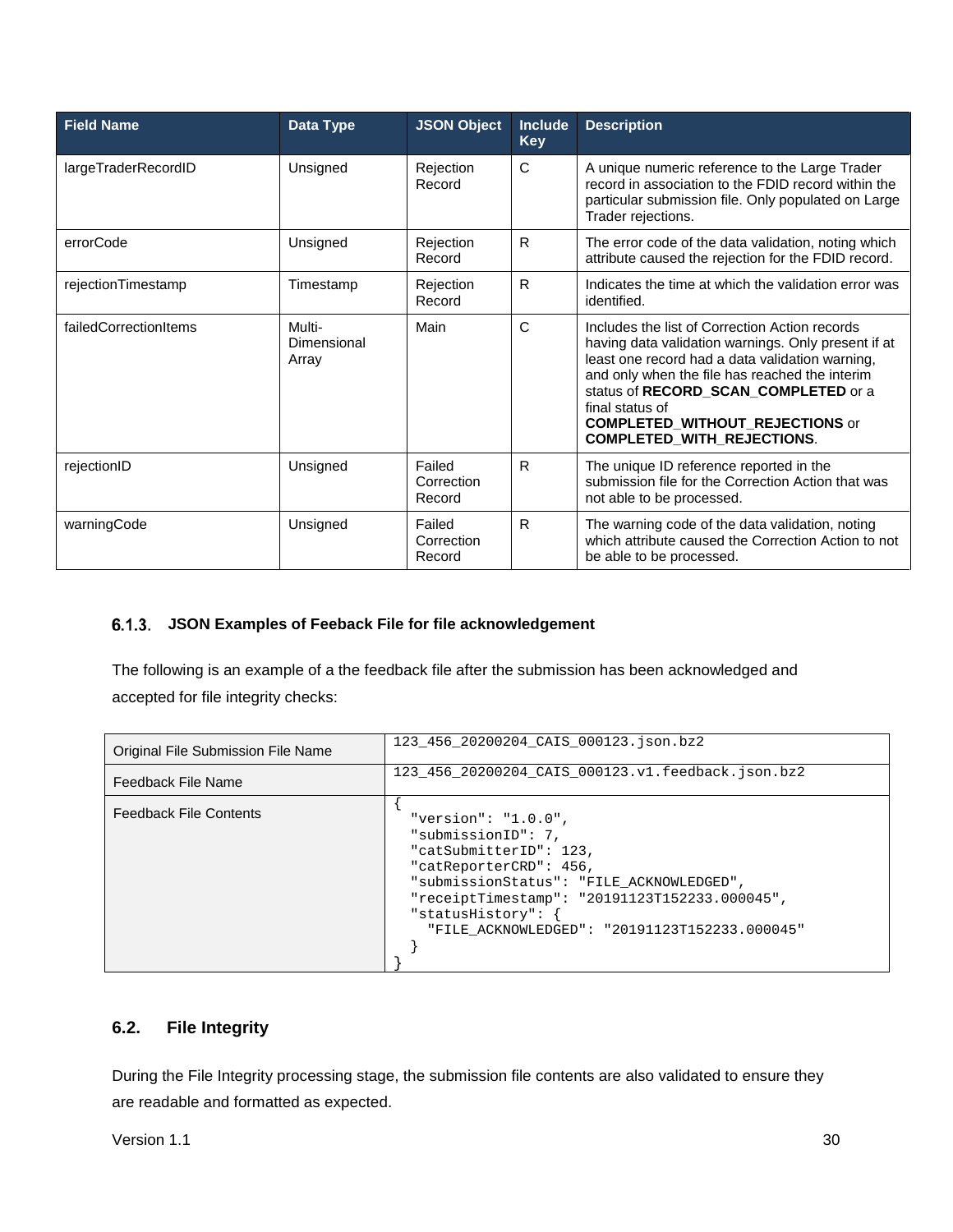| Field Name | Data Type | JSON Object | Include Key | Description |
|---|---|---|---|---|
| largeTraderRecordID | Unsigned | Rejection Record | C | A unique numeric reference to the Large Trader record in association to the FDID record within the particular submission file. Only populated on Large Trader rejections. |
| errorCode | Unsigned | Rejection Record | R | The error code of the data validation, noting which attribute caused the rejection for the FDID record. |
| rejectionTimestamp | Timestamp | Rejection Record | R | Indicates the time at which the validation error was identified. |
| failedCorrectionItems | Multi-Dimensional Array | Main | C | Includes the list of Correction Action records having data validation warnings. Only present if at least one record had a data validation warning, and only when the file has reached the interim status of **RECORD_SCAN_COMPLETED** or a final status of **COMPLETED_WITHOUT_REJECTIONS** or **COMPLETED_WITH_REJECTIONS**. |
| rejectionID | Unsigned | Failed Correction Record | R | The unique ID reference reported in the submission file for the Correction Action that was not able to be processed. |
| warningCode | Unsigned | Failed Correction Record | R | The warning code of the data validation, noting which attribute caused the Correction Action to not be able to be processed. |

### 6.1.3. JSON Examples of Feeback File for file acknowledgement

The following is an example of a the feedback file after the submission has been acknowledged and accepted for file integrity checks:

| Original File Submission File Name | `123_456_20200204_CAIS_000123.json.bz2` |
|---|---|
| Feedback File Name | `123_456_20200204_CAIS_000123.v1.feedback.json.bz2` |
| Feedback File Contents | see below |

```
{
  "version": "1.0.0",
  "submissionID": 7,
  "catSubmitterID": 123,
  "catReporterCRD": 456,
  "submissionStatus": "FILE_ACKNOWLEDGED",
  "receiptTimestamp": "20191123T152233.000045",
  "statusHistory": {
    "FILE_ACKNOWLEDGED": "20191123T152233.000045"
  }
}
```

## 6.2. File Integrity

During the File Integrity processing stage, the submission file contents are also validated to ensure they are readable and formatted as expected.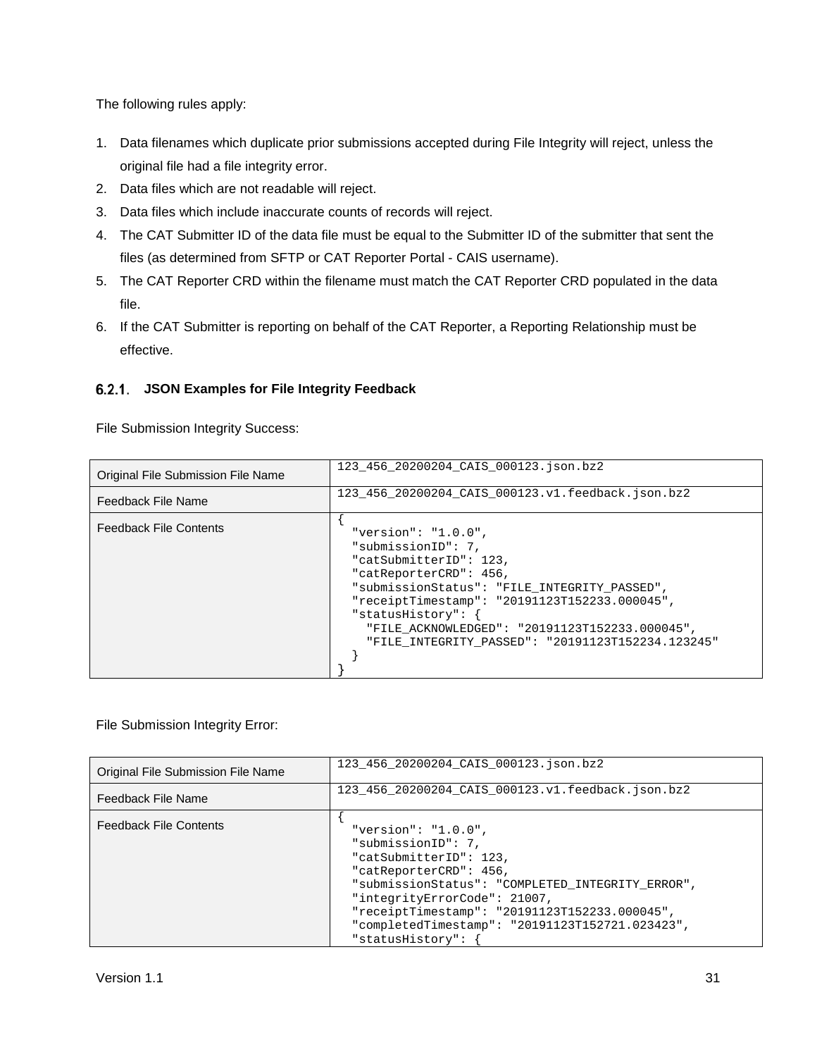The following rules apply:

1. Data filenames which duplicate prior submissions accepted during File Integrity will reject, unless the original file had a file integrity error.
2. Data files which are not readable will reject.
3. Data files which include inaccurate counts of records will reject.
4. The CAT Submitter ID of the data file must be equal to the Submitter ID of the submitter that sent the files (as determined from SFTP or CAT Reporter Portal - CAIS username).
5. The CAT Reporter CRD within the filename must match the CAT Reporter CRD populated in the data file.
6. If the CAT Submitter is reporting on behalf of the CAT Reporter, a Reporting Relationship must be effective.

### 6.2.1. JSON Examples for File Integrity Feedback

File Submission Integrity Success:

| Original File Submission File Name | `123_456_20200204_CAIS_000123.json.bz2` |
|---|---|
| Feedback File Name | `123_456_20200204_CAIS_000123.v1.feedback.json.bz2` |
| Feedback File Contents | (see below) |

```
{
  "version": "1.0.0",
  "submissionID": 7,
  "catSubmitterID": 123,
  "catReporterCRD": 456,
  "submissionStatus": "FILE_INTEGRITY_PASSED",
  "receiptTimestamp": "20191123T152233.000045",
  "statusHistory": {
    "FILE_ACKNOWLEDGED": "20191123T152233.000045",
    "FILE_INTEGRITY_PASSED": "20191123T152234.123245"
  }
}
```

File Submission Integrity Error:

| Original File Submission File Name | `123_456_20200204_CAIS_000123.json.bz2` |
|---|---|
| Feedback File Name | `123_456_20200204_CAIS_000123.v1.feedback.json.bz2` |
| Feedback File Contents | (see below) |

```
{
  "version": "1.0.0",
  "submissionID": 7,
  "catSubmitterID": 123,
  "catReporterCRD": 456,
  "submissionStatus": "COMPLETED_INTEGRITY_ERROR",
  "integrityErrorCode": 21007,
  "receiptTimestamp": "20191123T152233.000045",
  "completedTimestamp": "20191123T152721.023423",
  "statusHistory": {
```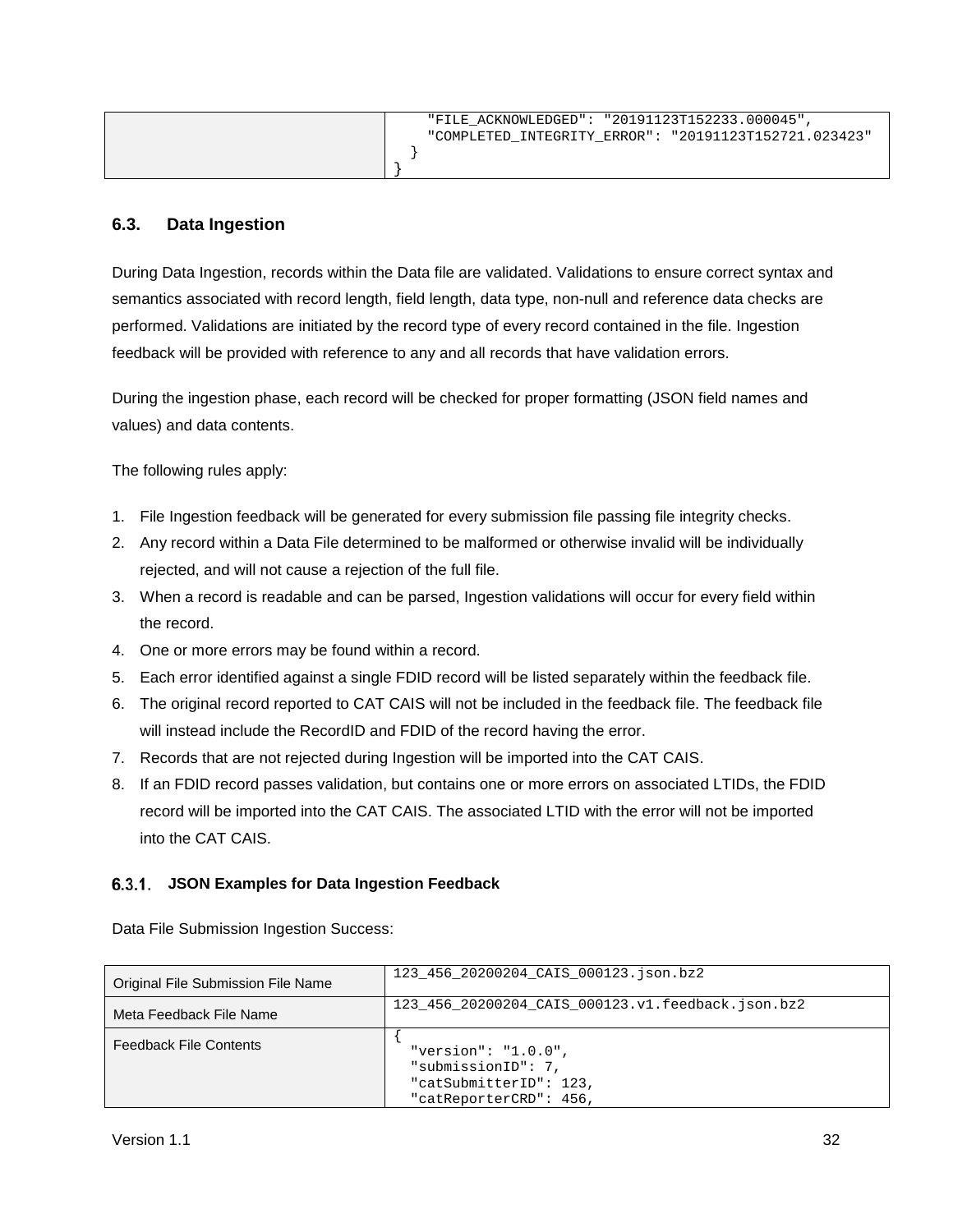|  | "FILE_ACKNOWLEDGED": "20191123T152233.000045",<br>"COMPLETED_INTEGRITY_ERROR": "20191123T152721.023423"<br>}<br>} |
|---|---|

## 6.3. Data Ingestion

During Data Ingestion, records within the Data file are validated. Validations to ensure correct syntax and semantics associated with record length, field length, data type, non-null and reference data checks are performed. Validations are initiated by the record type of every record contained in the file. Ingestion feedback will be provided with reference to any and all records that have validation errors.

During the ingestion phase, each record will be checked for proper formatting (JSON field names and values) and data contents.

The following rules apply:

1. File Ingestion feedback will be generated for every submission file passing file integrity checks.
2. Any record within a Data File determined to be malformed or otherwise invalid will be individually rejected, and will not cause a rejection of the full file.
3. When a record is readable and can be parsed, Ingestion validations will occur for every field within the record.
4. One or more errors may be found within a record.
5. Each error identified against a single FDID record will be listed separately within the feedback file.
6. The original record reported to CAT CAIS will not be included in the feedback file. The feedback file will instead include the RecordID and FDID of the record having the error.
7. Records that are not rejected during Ingestion will be imported into the CAT CAIS.
8. If an FDID record passes validation, but contains one or more errors on associated LTIDs, the FDID record will be imported into the CAT CAIS. The associated LTID with the error will not be imported into the CAT CAIS.

### 6.3.1. JSON Examples for Data Ingestion Feedback

Data File Submission Ingestion Success:

| Original File Submission File Name | 123_456_20200204_CAIS_000123.json.bz2 |
|---|---|
| Meta Feedback File Name | 123_456_20200204_CAIS_000123.v1.feedback.json.bz2 |
| Feedback File Contents | {<br>"version": "1.0.0",<br>"submissionID": 7,<br>"catSubmitterID": 123,<br>"catReporterCRD": 456, |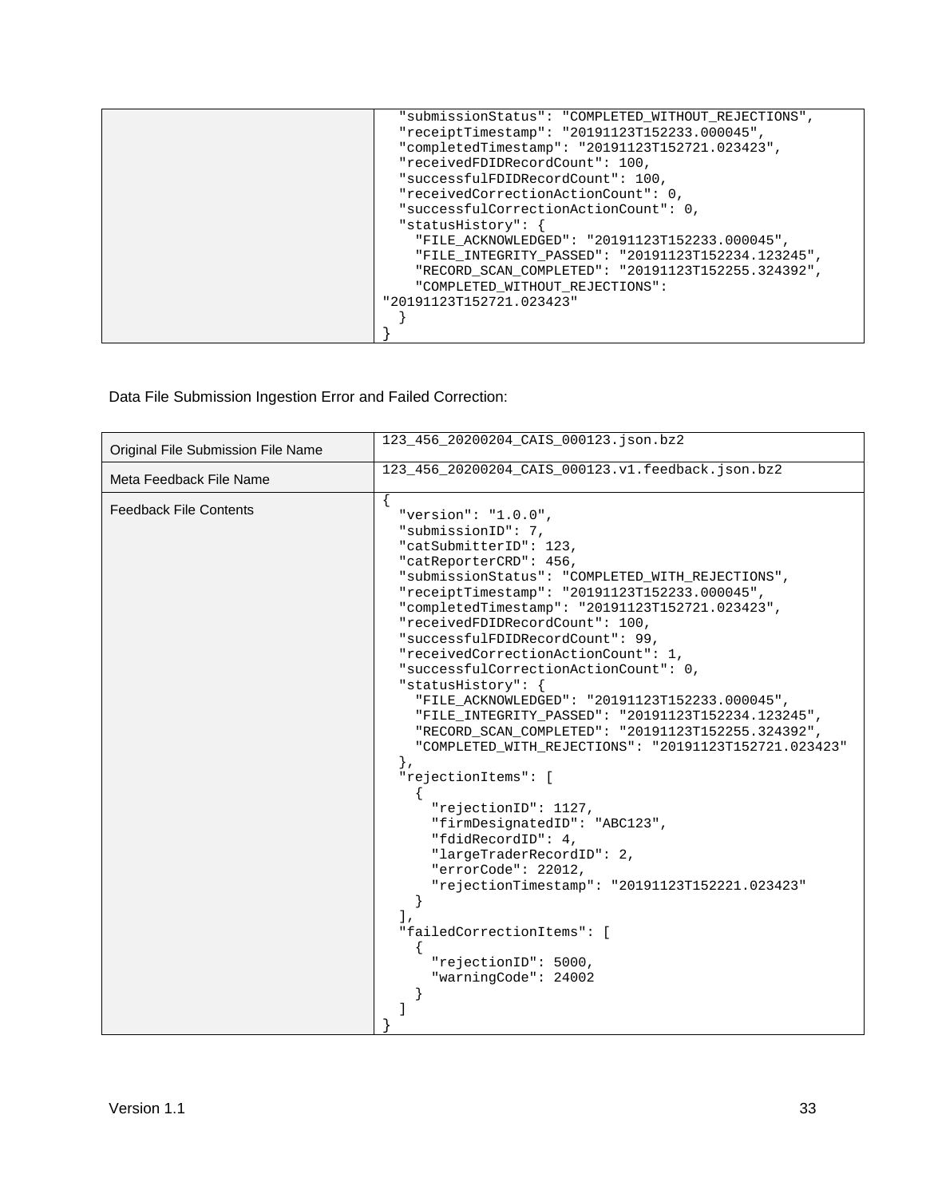| | |
|---|---|
| | ```  "submissionStatus": "COMPLETED_WITHOUT_REJECTIONS",  "receiptTimestamp": "20191123T152233.000045",  "completedTimestamp": "20191123T152721.023423",  "receivedFDIDRecordCount": 100,  "successfulFDIDRecordCount": 100,  "receivedCorrectionActionCount": 0,  "successfulCorrectionActionCount": 0,  "statusHistory": {    "FILE_ACKNOWLEDGED": "20191123T152233.000045",    "FILE_INTEGRITY_PASSED": "20191123T152234.123245",    "RECORD_SCAN_COMPLETED": "20191123T152255.324392",    "COMPLETED_WITHOUT_REJECTIONS": "20191123T152721.023423"  }}``` |

Data File Submission Ingestion Error and Failed Correction:

| | |
|---|---|
| Original File Submission File Name | 123_456_20200204_CAIS_000123.json.bz2 |
| Meta Feedback File Name | 123_456_20200204_CAIS_000123.v1.feedback.json.bz2 |
| Feedback File Contents | ```{  "version": "1.0.0",  "submissionID": 7,  "catSubmitterID": 123,  "catReporterCRD": 456,  "submissionStatus": "COMPLETED_WITH_REJECTIONS",  "receiptTimestamp": "20191123T152233.000045",  "completedTimestamp": "20191123T152721.023423",  "receivedFDIDRecordCount": 100,  "successfulFDIDRecordCount": 99,  "receivedCorrectionActionCount": 1,  "successfulCorrectionActionCount": 0,  "statusHistory": {    "FILE_ACKNOWLEDGED": "20191123T152233.000045",    "FILE_INTEGRITY_PASSED": "20191123T152234.123245",    "RECORD_SCAN_COMPLETED": "20191123T152255.324392",    "COMPLETED_WITH_REJECTIONS": "20191123T152721.023423"  },  "rejectionItems": [    {      "rejectionID": 1127,      "firmDesignatedID": "ABC123",      "fdidRecordID": 4,      "largeTraderRecordID": 2,      "errorCode": 22012,      "rejectionTimestamp": "20191123T152221.023423"    }  ],  "failedCorrectionItems": [    {      "rejectionID": 5000,      "warningCode": 24002    }  ]}``` |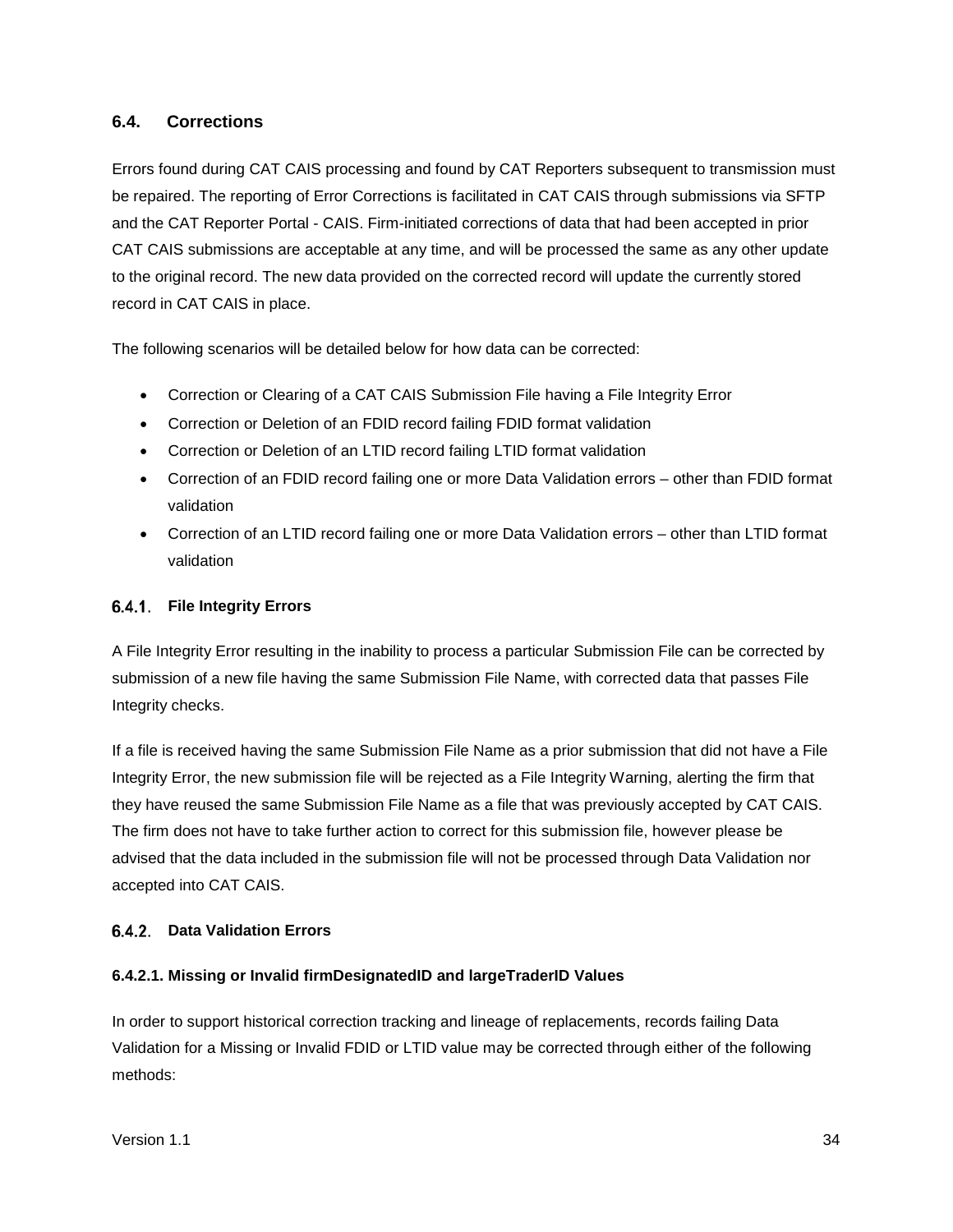## 6.4. Corrections

Errors found during CAT CAIS processing and found by CAT Reporters subsequent to transmission must be repaired. The reporting of Error Corrections is facilitated in CAT CAIS through submissions via SFTP and the CAT Reporter Portal - CAIS. Firm-initiated corrections of data that had been accepted in prior CAT CAIS submissions are acceptable at any time, and will be processed the same as any other update to the original record. The new data provided on the corrected record will update the currently stored record in CAT CAIS in place.

The following scenarios will be detailed below for how data can be corrected:

- Correction or Clearing of a CAT CAIS Submission File having a File Integrity Error
- Correction or Deletion of an FDID record failing FDID format validation
- Correction or Deletion of an LTID record failing LTID format validation
- Correction of an FDID record failing one or more Data Validation errors – other than FDID format validation
- Correction of an LTID record failing one or more Data Validation errors – other than LTID format validation

### 6.4.1. File Integrity Errors

A File Integrity Error resulting in the inability to process a particular Submission File can be corrected by submission of a new file having the same Submission File Name, with corrected data that passes File Integrity checks.

If a file is received having the same Submission File Name as a prior submission that did not have a File Integrity Error, the new submission file will be rejected as a File Integrity Warning, alerting the firm that they have reused the same Submission File Name as a file that was previously accepted by CAT CAIS. The firm does not have to take further action to correct for this submission file, however please be advised that the data included in the submission file will not be processed through Data Validation nor accepted into CAT CAIS.

### 6.4.2. Data Validation Errors

#### 6.4.2.1. Missing or Invalid firmDesignatedID and largeTraderID Values

In order to support historical correction tracking and lineage of replacements, records failing Data Validation for a Missing or Invalid FDID or LTID value may be corrected through either of the following methods: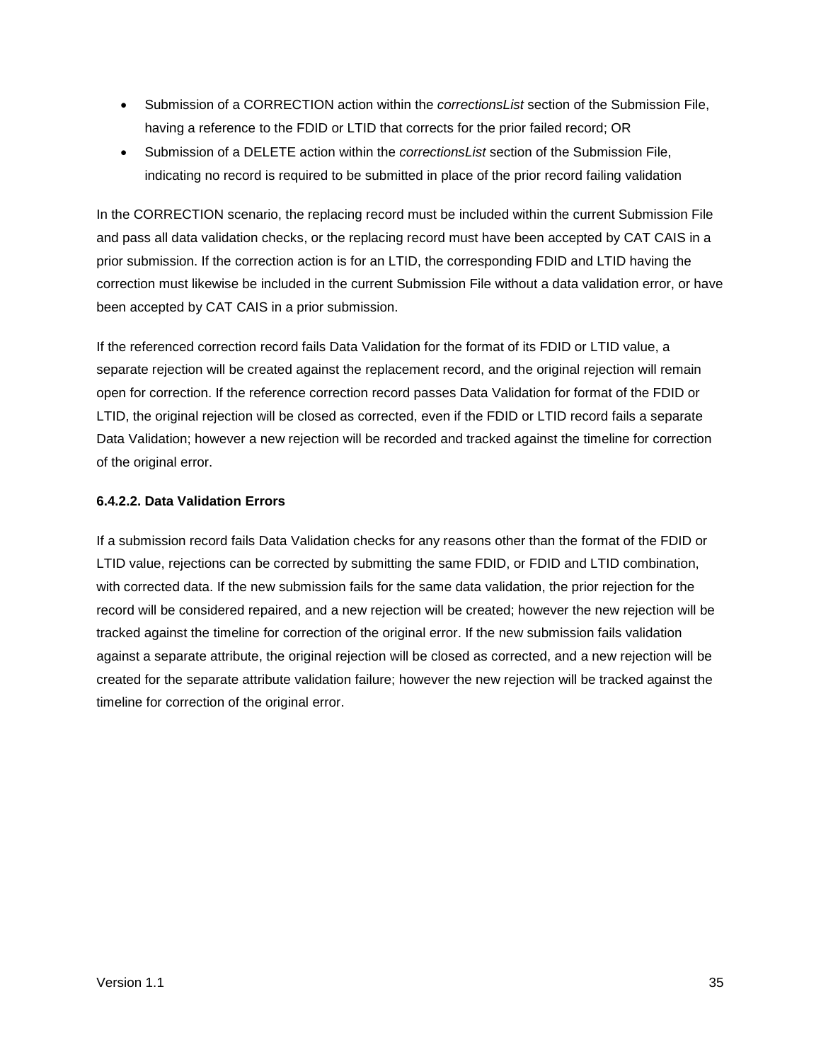- Submission of a CORRECTION action within the *correctionsList* section of the Submission File, having a reference to the FDID or LTID that corrects for the prior failed record; OR
- Submission of a DELETE action within the *correctionsList* section of the Submission File, indicating no record is required to be submitted in place of the prior record failing validation

In the CORRECTION scenario, the replacing record must be included within the current Submission File and pass all data validation checks, or the replacing record must have been accepted by CAT CAIS in a prior submission. If the correction action is for an LTID, the corresponding FDID and LTID having the correction must likewise be included in the current Submission File without a data validation error, or have been accepted by CAT CAIS in a prior submission.

If the referenced correction record fails Data Validation for the format of its FDID or LTID value, a separate rejection will be created against the replacement record, and the original rejection will remain open for correction. If the reference correction record passes Data Validation for format of the FDID or LTID, the original rejection will be closed as corrected, even if the FDID or LTID record fails a separate Data Validation; however a new rejection will be recorded and tracked against the timeline for correction of the original error.

#### 6.4.2.2. Data Validation Errors

If a submission record fails Data Validation checks for any reasons other than the format of the FDID or LTID value, rejections can be corrected by submitting the same FDID, or FDID and LTID combination, with corrected data. If the new submission fails for the same data validation, the prior rejection for the record will be considered repaired, and a new rejection will be created; however the new rejection will be tracked against the timeline for correction of the original error. If the new submission fails validation against a separate attribute, the original rejection will be closed as corrected, and a new rejection will be created for the separate attribute validation failure; however the new rejection will be tracked against the timeline for correction of the original error.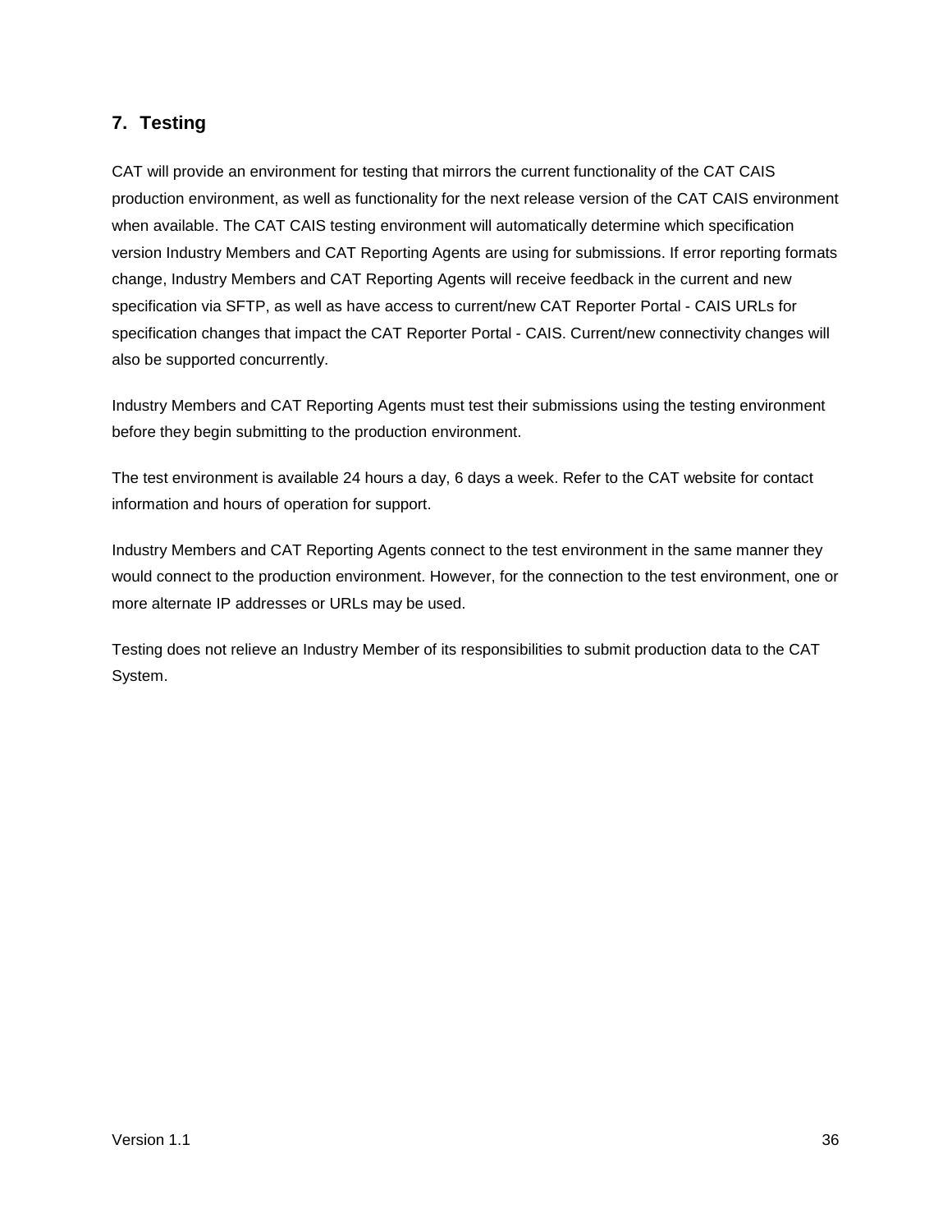## 7. Testing

CAT will provide an environment for testing that mirrors the current functionality of the CAT CAIS production environment, as well as functionality for the next release version of the CAT CAIS environment when available. The CAT CAIS testing environment will automatically determine which specification version Industry Members and CAT Reporting Agents are using for submissions. If error reporting formats change, Industry Members and CAT Reporting Agents will receive feedback in the current and new specification via SFTP, as well as have access to current/new CAT Reporter Portal - CAIS URLs for specification changes that impact the CAT Reporter Portal - CAIS. Current/new connectivity changes will also be supported concurrently.

Industry Members and CAT Reporting Agents must test their submissions using the testing environment before they begin submitting to the production environment.

The test environment is available 24 hours a day, 6 days a week. Refer to the CAT website for contact information and hours of operation for support.

Industry Members and CAT Reporting Agents connect to the test environment in the same manner they would connect to the production environment. However, for the connection to the test environment, one or more alternate IP addresses or URLs may be used.

Testing does not relieve an Industry Member of its responsibilities to submit production data to the CAT System.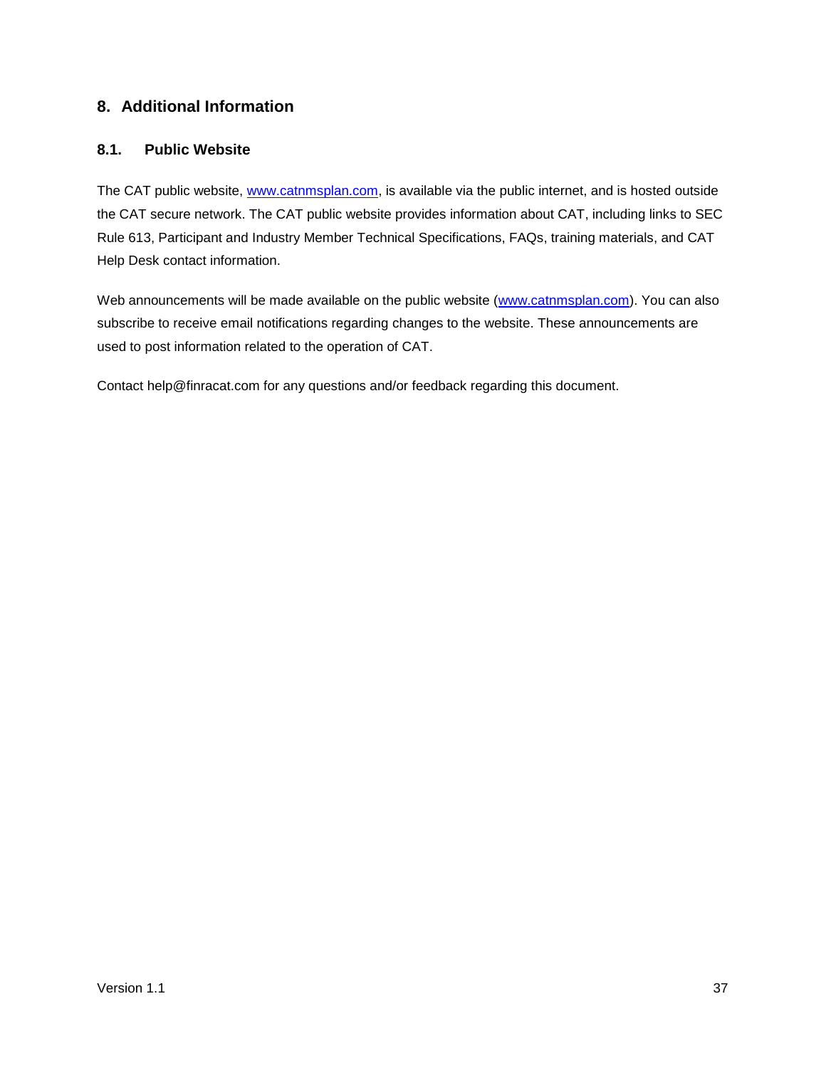## 8. Additional Information

### 8.1. Public Website

The CAT public website, [www.catnmsplan.com](http://www.catnmsplan.com), is available via the public internet, and is hosted outside the CAT secure network. The CAT public website provides information about CAT, including links to SEC Rule 613, Participant and Industry Member Technical Specifications, FAQs, training materials, and CAT Help Desk contact information.

Web announcements will be made available on the public website ([www.catnmsplan.com](http://www.catnmsplan.com)). You can also subscribe to receive email notifications regarding changes to the website. These announcements are used to post information related to the operation of CAT.

Contact help@finracat.com for any questions and/or feedback regarding this document.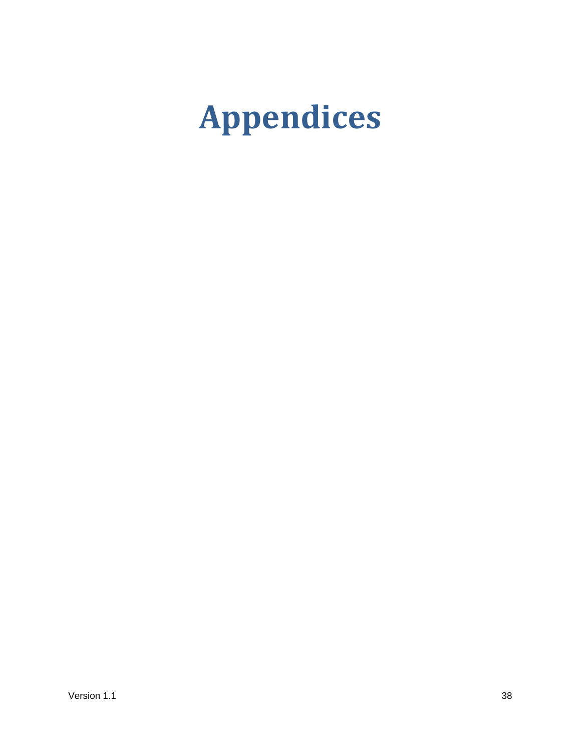# Appendices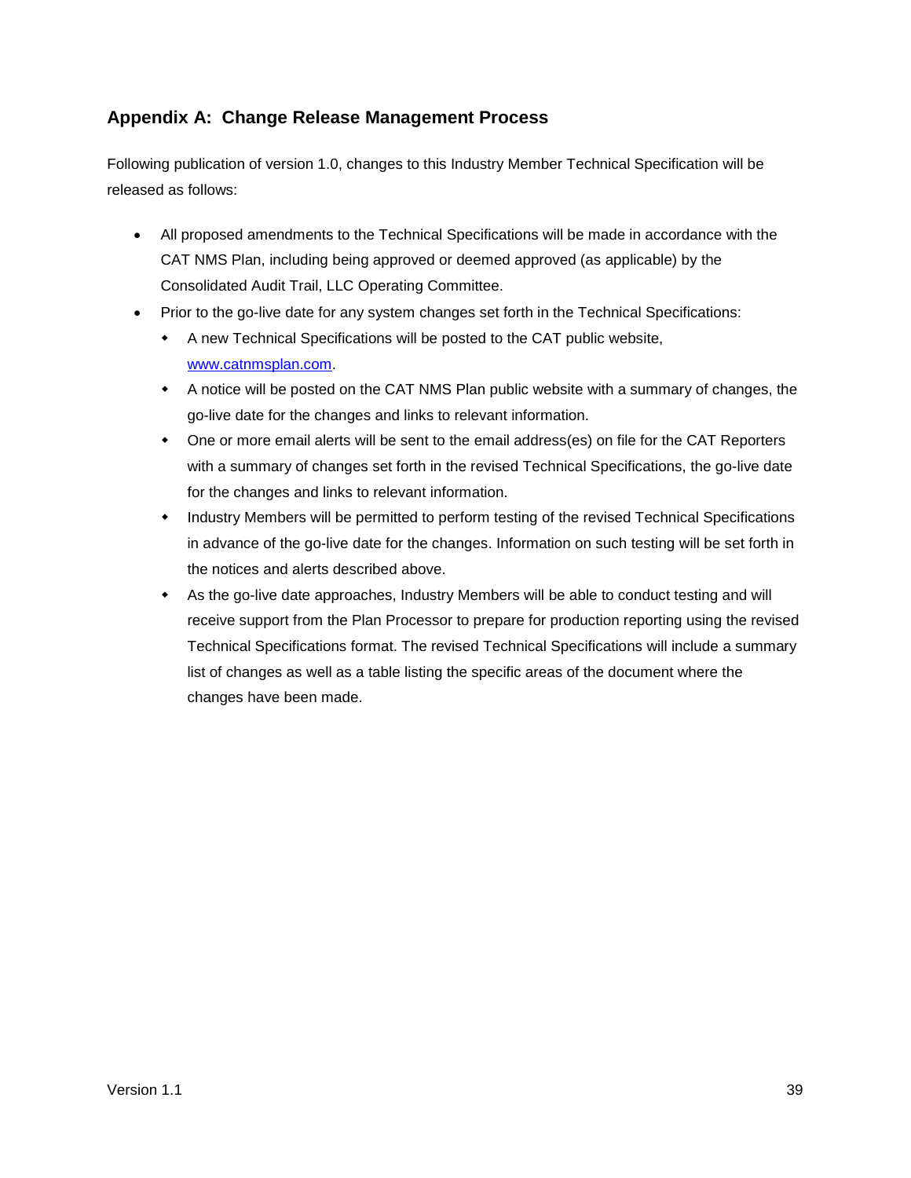## Appendix A: Change Release Management Process

Following publication of version 1.0, changes to this Industry Member Technical Specification will be released as follows:

- All proposed amendments to the Technical Specifications will be made in accordance with the CAT NMS Plan, including being approved or deemed approved (as applicable) by the Consolidated Audit Trail, LLC Operating Committee.
- Prior to the go-live date for any system changes set forth in the Technical Specifications:
  - A new Technical Specifications will be posted to the CAT public website, [www.catnmsplan.com](http://www.catnmsplan.com).
  - A notice will be posted on the CAT NMS Plan public website with a summary of changes, the go-live date for the changes and links to relevant information.
  - One or more email alerts will be sent to the email address(es) on file for the CAT Reporters with a summary of changes set forth in the revised Technical Specifications, the go-live date for the changes and links to relevant information.
  - Industry Members will be permitted to perform testing of the revised Technical Specifications in advance of the go-live date for the changes. Information on such testing will be set forth in the notices and alerts described above.
  - As the go-live date approaches, Industry Members will be able to conduct testing and will receive support from the Plan Processor to prepare for production reporting using the revised Technical Specifications format. The revised Technical Specifications will include a summary list of changes as well as a table listing the specific areas of the document where the changes have been made.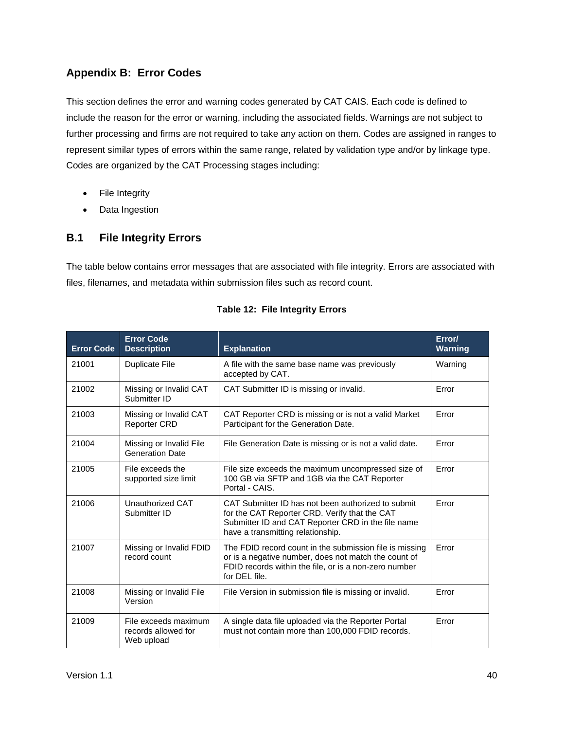## Appendix B: Error Codes

This section defines the error and warning codes generated by CAT CAIS. Each code is defined to include the reason for the error or warning, including the associated fields. Warnings are not subject to further processing and firms are not required to take any action on them. Codes are assigned in ranges to represent similar types of errors within the same range, related by validation type and/or by linkage type. Codes are organized by the CAT Processing stages including:

- File Integrity
- Data Ingestion

### B.1 File Integrity Errors

The table below contains error messages that are associated with file integrity. Errors are associated with files, filenames, and metadata within submission files such as record count.

**Table 12: File Integrity Errors**

| Error Code | Error Code Description | Explanation | Error/ Warning |
| --- | --- | --- | --- |
| 21001 | Duplicate File | A file with the same base name was previously accepted by CAT. | Warning |
| 21002 | Missing or Invalid CAT Submitter ID | CAT Submitter ID is missing or invalid. | Error |
| 21003 | Missing or Invalid CAT Reporter CRD | CAT Reporter CRD is missing or is not a valid Market Participant for the Generation Date. | Error |
| 21004 | Missing or Invalid File Generation Date | File Generation Date is missing or is not a valid date. | Error |
| 21005 | File exceeds the supported size limit | File size exceeds the maximum uncompressed size of 100 GB via SFTP and 1GB via the CAT Reporter Portal - CAIS. | Error |
| 21006 | Unauthorized CAT Submitter ID | CAT Submitter ID has not been authorized to submit for the CAT Reporter CRD. Verify that the CAT Submitter ID and CAT Reporter CRD in the file name have a transmitting relationship. | Error |
| 21007 | Missing or Invalid FDID record count | The FDID record count in the submission file is missing or is a negative number, does not match the count of FDID records within the file, or is a non-zero number for DEL file. | Error |
| 21008 | Missing or Invalid File Version | File Version in submission file is missing or invalid. | Error |
| 21009 | File exceeds maximum records allowed for Web upload | A single data file uploaded via the Reporter Portal must not contain more than 100,000 FDID records. | Error |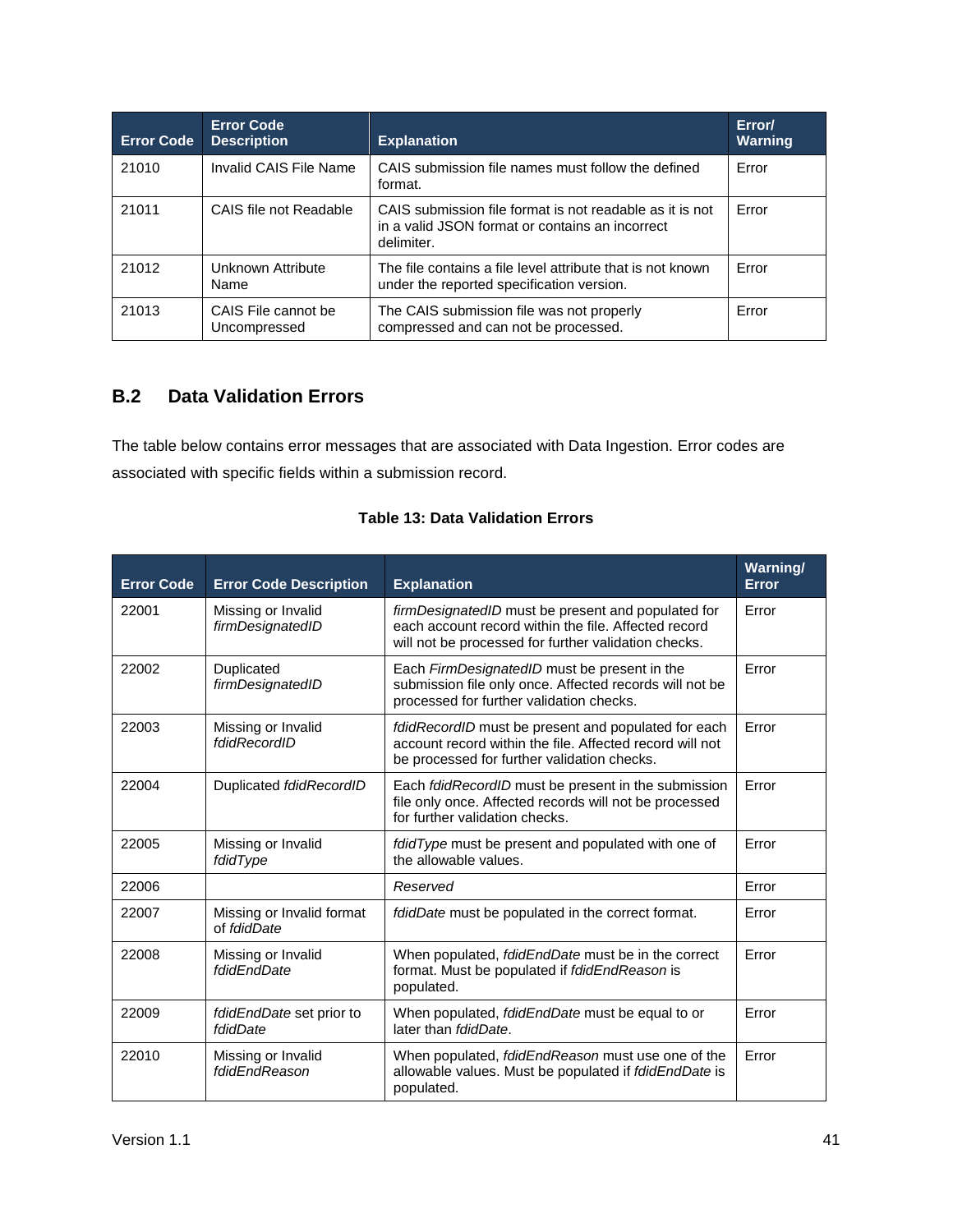| Error Code | Error Code Description | Explanation | Error/ Warning |
|---|---|---|---|
| 21010 | Invalid CAIS File Name | CAIS submission file names must follow the defined format. | Error |
| 21011 | CAIS file not Readable | CAIS submission file format is not readable as it is not in a valid JSON format or contains an incorrect delimiter. | Error |
| 21012 | Unknown Attribute Name | The file contains a file level attribute that is not known under the reported specification version. | Error |
| 21013 | CAIS File cannot be Uncompressed | The CAIS submission file was not properly compressed and can not be processed. | Error |

## B.2 Data Validation Errors

The table below contains error messages that are associated with Data Ingestion. Error codes are associated with specific fields within a submission record.

**Table 13: Data Validation Errors**

| Error Code | Error Code Description | Explanation | Warning/ Error |
|---|---|---|---|
| 22001 | Missing or Invalid *firmDesignatedID* | *firmDesignatedID* must be present and populated for each account record within the file. Affected record will not be processed for further validation checks. | Error |
| 22002 | Duplicated *firmDesignatedID* | Each *FirmDesignatedID* must be present in the submission file only once. Affected records will not be processed for further validation checks. | Error |
| 22003 | Missing or Invalid *fdidRecordID* | *fdidRecordID* must be present and populated for each account record within the file. Affected record will not be processed for further validation checks. | Error |
| 22004 | Duplicated *fdidRecordID* | Each *fdidRecordID* must be present in the submission file only once. Affected records will not be processed for further validation checks. | Error |
| 22005 | Missing or Invalid *fdidType* | *fdidType* must be present and populated with one of the allowable values. | Error |
| 22006 | | *Reserved* | Error |
| 22007 | Missing or Invalid format of *fdidDate* | *fdidDate* must be populated in the correct format. | Error |
| 22008 | Missing or Invalid *fdidEndDate* | When populated, *fdidEndDate* must be in the correct format. Must be populated if *fdidEndReason* is populated. | Error |
| 22009 | *fdidEndDate* set prior to *fdidDate* | When populated, *fdidEndDate* must be equal to or later than *fdidDate*. | Error |
| 22010 | Missing or Invalid *fdidEndReason* | When populated, *fdidEndReason* must use one of the allowable values. Must be populated if *fdidEndDate* is populated. | Error |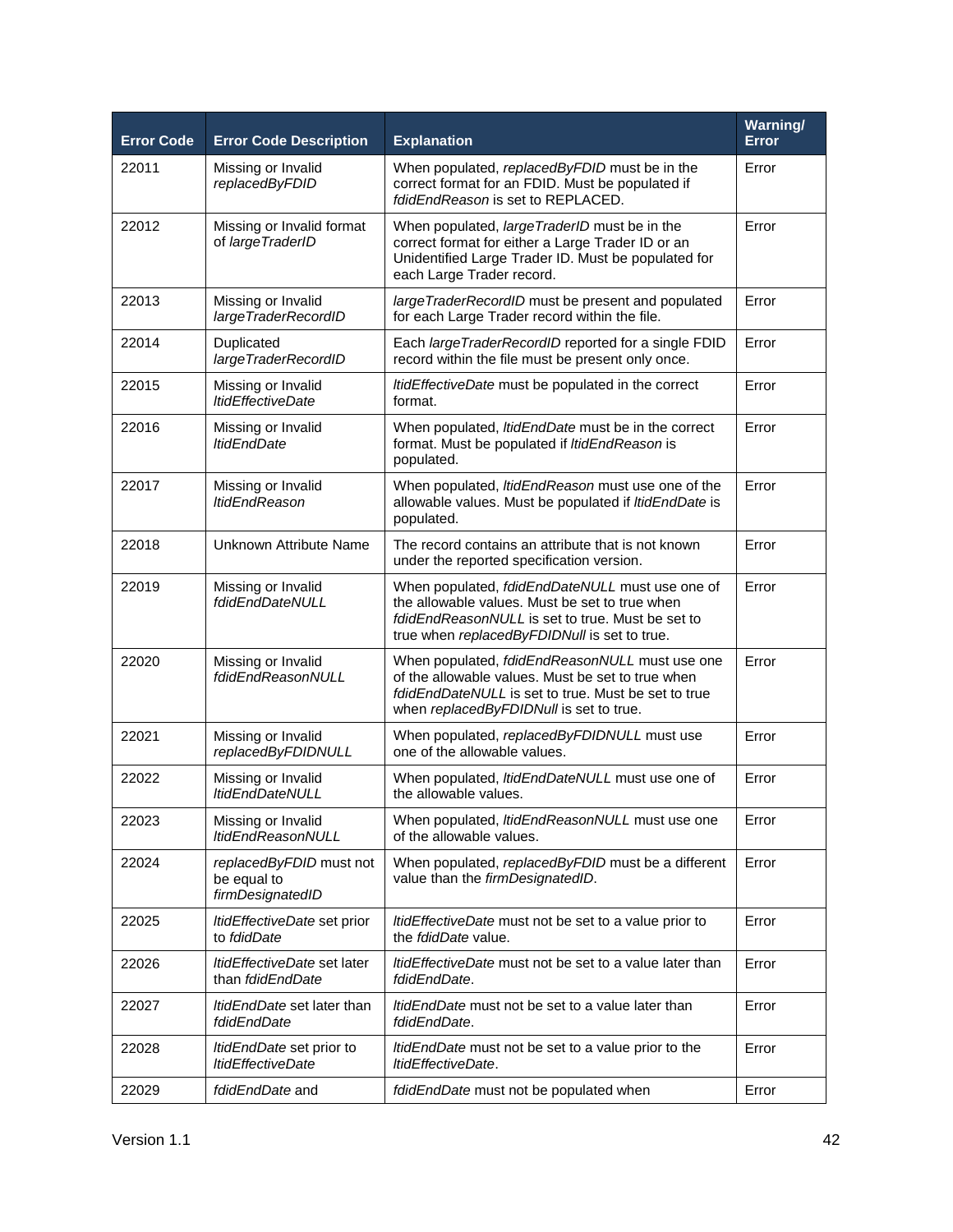| Error Code | Error Code Description | Explanation | Warning/ Error |
| --- | --- | --- | --- |
| 22011 | Missing or Invalid *replacedByFDID* | When populated, *replacedByFDID* must be in the correct format for an FDID. Must be populated if *fdidEndReason* is set to REPLACED. | Error |
| 22012 | Missing or Invalid format of *largeTraderID* | When populated, *largeTraderID* must be in the correct format for either a Large Trader ID or an Unidentified Large Trader ID. Must be populated for each Large Trader record. | Error |
| 22013 | Missing or Invalid *largeTraderRecordID* | *largeTraderRecordID* must be present and populated for each Large Trader record within the file. | Error |
| 22014 | Duplicated *largeTraderRecordID* | Each *largeTraderRecordID* reported for a single FDID record within the file must be present only once. | Error |
| 22015 | Missing or Invalid *ltidEffectiveDate* | *ltidEffectiveDate* must be populated in the correct format. | Error |
| 22016 | Missing or Invalid *ltidEndDate* | When populated, *ltidEndDate* must be in the correct format. Must be populated if *ltidEndReason* is populated. | Error |
| 22017 | Missing or Invalid *ltidEndReason* | When populated, *ltidEndReason* must use one of the allowable values. Must be populated if *ltidEndDate* is populated. | Error |
| 22018 | Unknown Attribute Name | The record contains an attribute that is not known under the reported specification version. | Error |
| 22019 | Missing or Invalid *fdidEndDateNULL* | When populated, *fdidEndDateNULL* must use one of the allowable values. Must be set to true when *fdidEndReasonNULL* is set to true. Must be set to true when *replacedByFDIDNull* is set to true. | Error |
| 22020 | Missing or Invalid *fdidEndReasonNULL* | When populated, *fdidEndReasonNULL* must use one of the allowable values. Must be set to true when *fdidEndDateNULL* is set to true. Must be set to true when *replacedByFDIDNull* is set to true. | Error |
| 22021 | Missing or Invalid *replacedByFDIDNULL* | When populated, *replacedByFDIDNULL* must use one of the allowable values. | Error |
| 22022 | Missing or Invalid *ltidEndDateNULL* | When populated, *ltidEndDateNULL* must use one of the allowable values. | Error |
| 22023 | Missing or Invalid *ltidEndReasonNULL* | When populated, *ltidEndReasonNULL* must use one of the allowable values. | Error |
| 22024 | *replacedByFDID* must not be equal to *firmDesignatedID* | When populated, *replacedByFDID* must be a different value than the *firmDesignatedID*. | Error |
| 22025 | *ltidEffectiveDate* set prior to *fdidDate* | *ltidEffectiveDate* must not be set to a value prior to the *fdidDate* value. | Error |
| 22026 | *ltidEffectiveDate* set later than *fdidEndDate* | *ltidEffectiveDate* must not be set to a value later than *fdidEndDate*. | Error |
| 22027 | *ltidEndDate* set later than *fdidEndDate* | *ltidEndDate* must not be set to a value later than *fdidEndDate*. | Error |
| 22028 | *ltidEndDate* set prior to *ltidEffectiveDate* | *ltidEndDate* must not be set to a value prior to the *ltidEffectiveDate*. | Error |
| 22029 | *fdidEndDate* and | *fdidEndDate* must not be populated when | Error |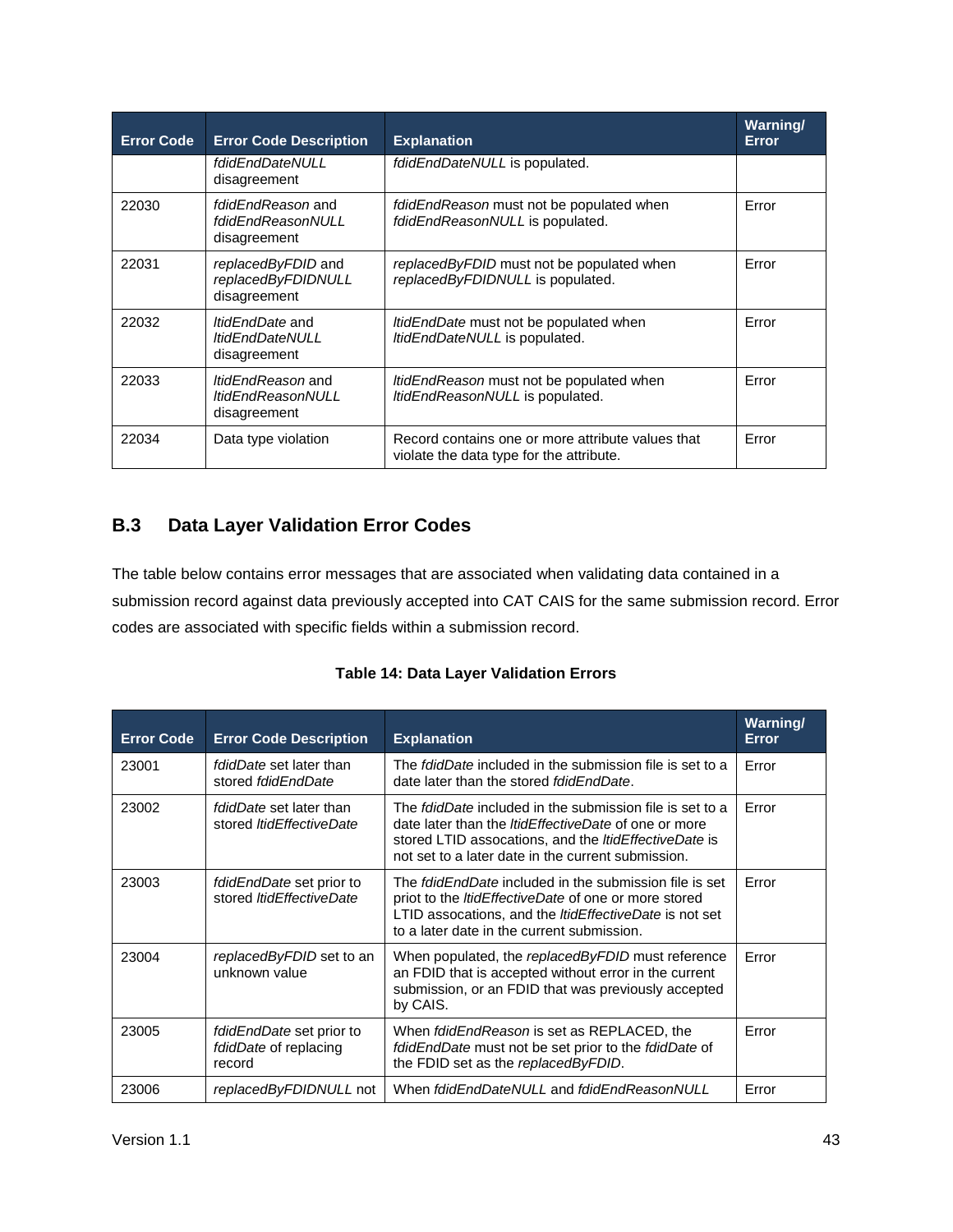| Error Code | Error Code Description | Explanation | Warning/ Error |
|---|---|---|---|
| | *fdidEndDateNULL* disagreement | *fdidEndDateNULL* is populated. | |
| 22030 | *fdidEndReason* and *fdidEndReasonNULL* disagreement | *fdidEndReason* must not be populated when *fdidEndReasonNULL* is populated. | Error |
| 22031 | *replacedByFDID* and *replacedByFDIDNULL* disagreement | *replacedByFDID* must not be populated when *replacedByFDIDNULL* is populated. | Error |
| 22032 | *ltidEndDate* and *ltidEndDateNULL* disagreement | *ltidEndDate* must not be populated when *ltidEndDateNULL* is populated. | Error |
| 22033 | *ltidEndReason* and *ltidEndReasonNULL* disagreement | *ltidEndReason* must not be populated when *ltidEndReasonNULL* is populated. | Error |
| 22034 | Data type violation | Record contains one or more attribute values that violate the data type for the attribute. | Error |

## B.3 Data Layer Validation Error Codes

The table below contains error messages that are associated when validating data contained in a submission record against data previously accepted into CAT CAIS for the same submission record. Error codes are associated with specific fields within a submission record.

**Table 14: Data Layer Validation Errors**

| Error Code | Error Code Description | Explanation | Warning/ Error |
|---|---|---|---|
| 23001 | *fdidDate* set later than stored *fdidEndDate* | The *fdidDate* included in the submission file is set to a date later than the stored *fdidEndDate*. | Error |
| 23002 | *fdidDate* set later than stored *ltidEffectiveDate* | The *fdidDate* included in the submission file is set to a date later than the *ltidEffectiveDate* of one or more stored LTID assocations, and the *ltidEffectiveDate* is not set to a later date in the current submission. | Error |
| 23003 | *fdidEndDate* set prior to stored *ltidEffectiveDate* | The *fdidEndDate* included in the submission file is set priot to the *ltidEffectiveDate* of one or more stored LTID assocations, and the *ltidEffectiveDate* is not set to a later date in the current submission. | Error |
| 23004 | *replacedByFDID* set to an unknown value | When populated, the *replacedByFDID* must reference an FDID that is accepted without error in the current submission, or an FDID that was previously accepted by CAIS. | Error |
| 23005 | *fdidEndDate* set prior to *fdidDate* of replacing record | When *fdidEndReason* is set as REPLACED, the *fdidEndDate* must not be set prior to the *fdidDate* of the FDID set as the *replacedByFDID*. | Error |
| 23006 | *replacedByFDIDNULL* not | When *fdidEndDateNULL* and *fdidEndReasonNULL* | Error |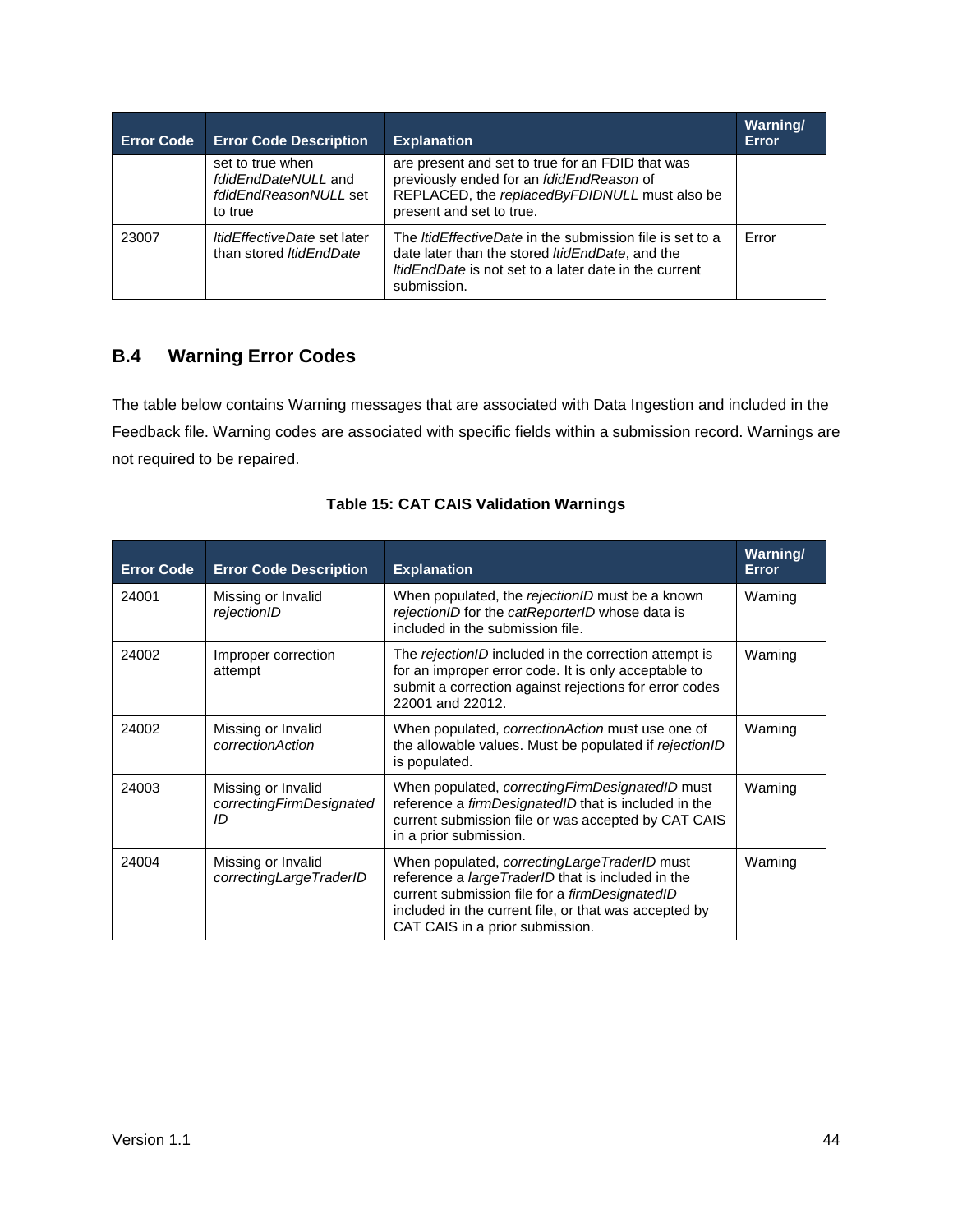| Error Code | Error Code Description | Explanation | Warning/ Error |
|---|---|---|---|
| | set to true when *fdidEndDateNULL* and *fdidEndReasonNULL* set to true | are present and set to true for an FDID that was previously ended for an *fdidEndReason* of REPLACED, the *replacedByFDIDNULL* must also be present and set to true. | |
| 23007 | *ltidEffectiveDate* set later than stored *ltidEndDate* | The *ltidEffectiveDate* in the submission file is set to a date later than the stored *ltidEndDate*, and the *ltidEndDate* is not set to a later date in the current submission. | Error |

## B.4 Warning Error Codes

The table below contains Warning messages that are associated with Data Ingestion and included in the Feedback file. Warning codes are associated with specific fields within a submission record. Warnings are not required to be repaired.

**Table 15: CAT CAIS Validation Warnings**

| Error Code | Error Code Description | Explanation | Warning/ Error |
|---|---|---|---|
| 24001 | Missing or Invalid *rejectionID* | When populated, the *rejectionID* must be a known *rejectionID* for the *catReporterID* whose data is included in the submission file. | Warning |
| 24002 | Improper correction attempt | The *rejectionID* included in the correction attempt is for an improper error code. It is only acceptable to submit a correction against rejections for error codes 22001 and 22012. | Warning |
| 24002 | Missing or Invalid *correctionAction* | When populated, *correctionAction* must use one of the allowable values. Must be populated if *rejectionID* is populated. | Warning |
| 24003 | Missing or Invalid *correctingFirmDesignatedID* | When populated, *correctingFirmDesignatedID* must reference a *firmDesignatedID* that is included in the current submission file or was accepted by CAT CAIS in a prior submission. | Warning |
| 24004 | Missing or Invalid *correctingLargeTraderID* | When populated, *correctingLargeTraderID* must reference a *largeTraderID* that is included in the current submission file for a *firmDesignatedID* included in the current file, or that was accepted by CAT CAIS in a prior submission. | Warning |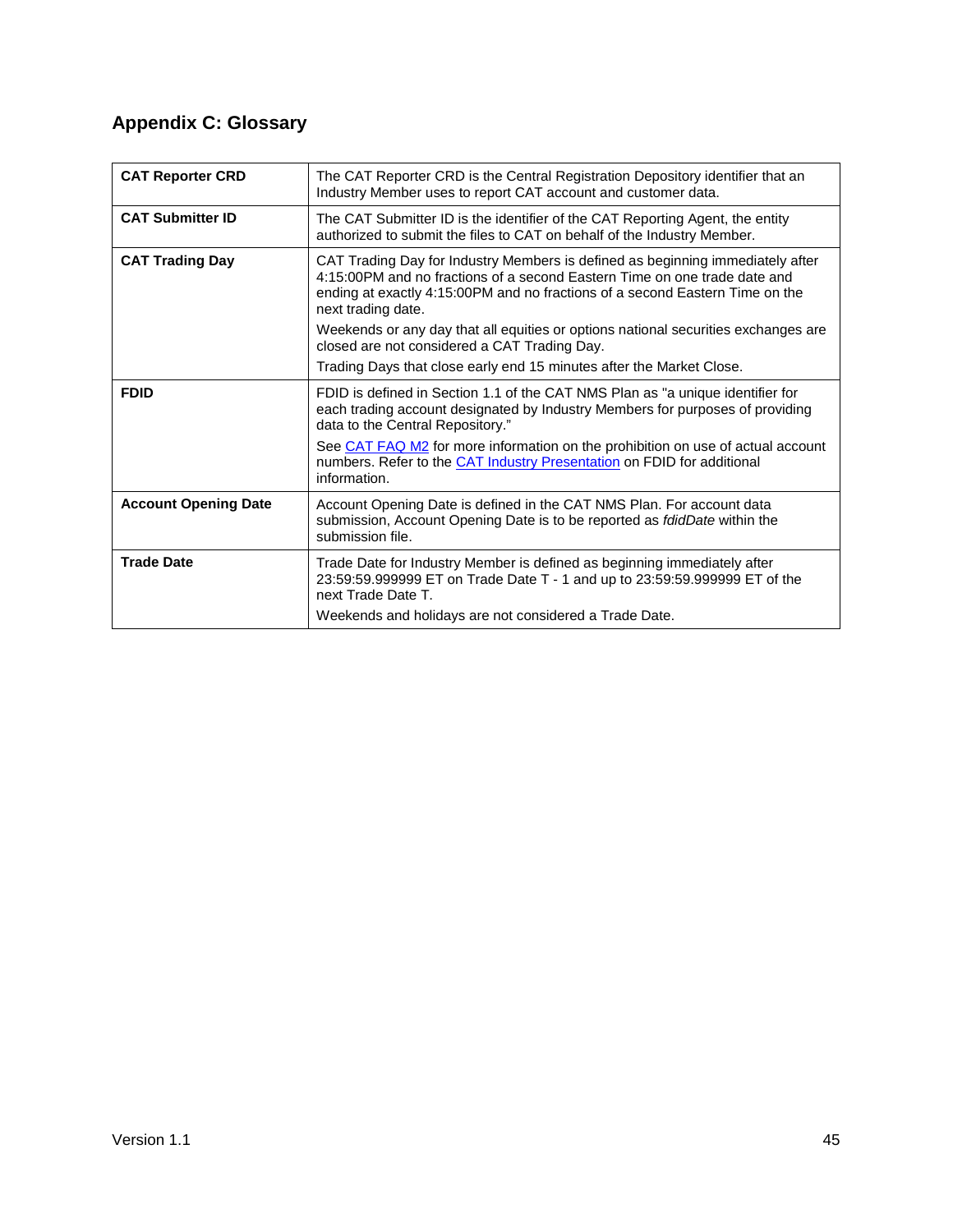## Appendix C: Glossary

| | |
|---|---|
| **CAT Reporter CRD** | The CAT Reporter CRD is the Central Registration Depository identifier that an Industry Member uses to report CAT account and customer data. |
| **CAT Submitter ID** | The CAT Submitter ID is the identifier of the CAT Reporting Agent, the entity authorized to submit the files to CAT on behalf of the Industry Member. |
| **CAT Trading Day** | CAT Trading Day for Industry Members is defined as beginning immediately after 4:15:00PM and no fractions of a second Eastern Time on one trade date and ending at exactly 4:15:00PM and no fractions of a second Eastern Time on the next trading date.<br><br>Weekends or any day that all equities or options national securities exchanges are closed are not considered a CAT Trading Day.<br><br>Trading Days that close early end 15 minutes after the Market Close. |
| **FDID** | FDID is defined in Section 1.1 of the CAT NMS Plan as "a unique identifier for each trading account designated by Industry Members for purposes of providing data to the Central Repository."<br><br>See CAT FAQ M2 for more information on the prohibition on use of actual account numbers. Refer to the CAT Industry Presentation on FDID for additional information. |
| **Account Opening Date** | Account Opening Date is defined in the CAT NMS Plan. For account data submission, Account Opening Date is to be reported as *fdidDate* within the submission file. |
| **Trade Date** | Trade Date for Industry Member is defined as beginning immediately after 23:59:59.999999 ET on Trade Date T - 1 and up to 23:59:59.999999 ET of the next Trade Date T.<br><br>Weekends and holidays are not considered a Trade Date. |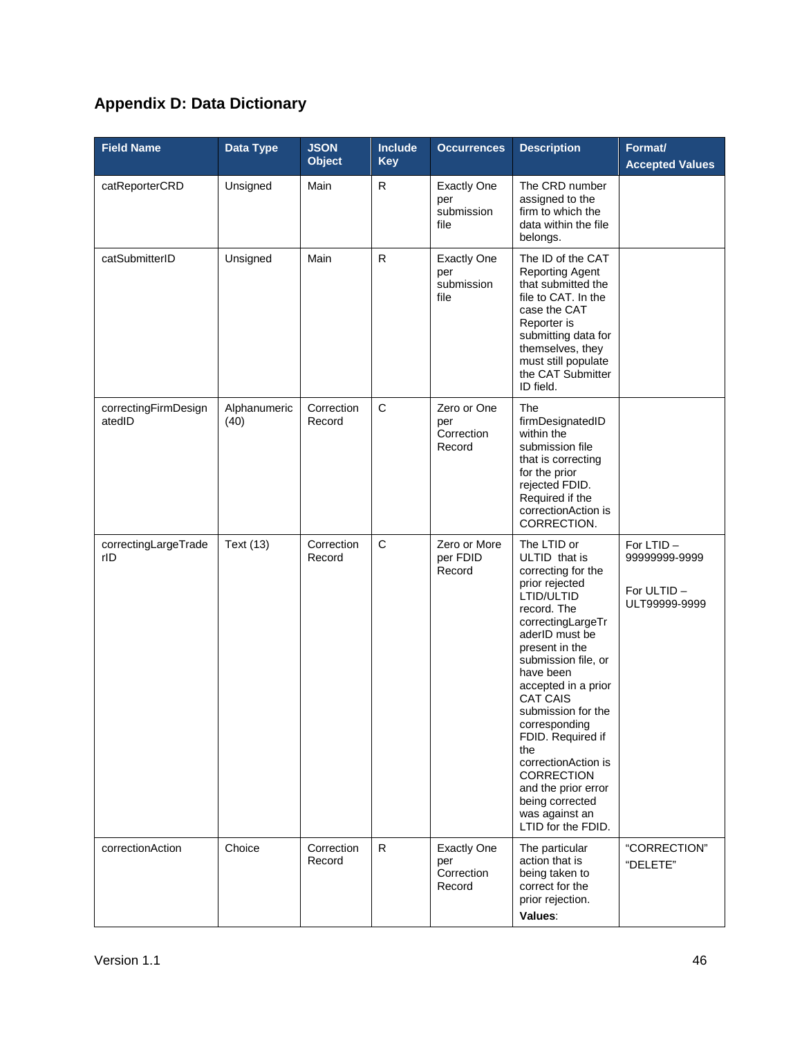## Appendix D: Data Dictionary

| Field Name | Data Type | JSON Object | Include Key | Occurrences | Description | Format/ Accepted Values |
|---|---|---|---|---|---|---|
| catReporterCRD | Unsigned | Main | R | Exactly One per submission file | The CRD number assigned to the firm to which the data within the file belongs. | |
| catSubmitterID | Unsigned | Main | R | Exactly One per submission file | The ID of the CAT Reporting Agent that submitted the file to CAT. In the case the CAT Reporter is submitting data for themselves, they must still populate the CAT Submitter ID field. | |
| correctingFirmDesignatedID | Alphanumeric (40) | Correction Record | C | Zero or One per Correction Record | The firmDesignatedID within the submission file that is correcting for the prior rejected FDID. Required if the correctionAction is CORRECTION. | |
| correctingLargeTraderID | Text (13) | Correction Record | C | Zero or More per FDID Record | The LTID or ULTID that is correcting for the prior rejected LTID/ULTID record. The correctingLargeTraderID must be present in the submission file, or have been accepted in a prior CAT CAIS submission for the corresponding FDID. Required if the correctionAction is CORRECTION and the prior error being corrected was against an LTID for the FDID. | For LTID – 99999999-9999<br><br>For ULTID – ULT99999-9999 |
| correctionAction | Choice | Correction Record | R | Exactly One per Correction Record | The particular action that is being taken to correct for the prior rejection.<br>**Values**: | "CORRECTION"<br>"DELETE" |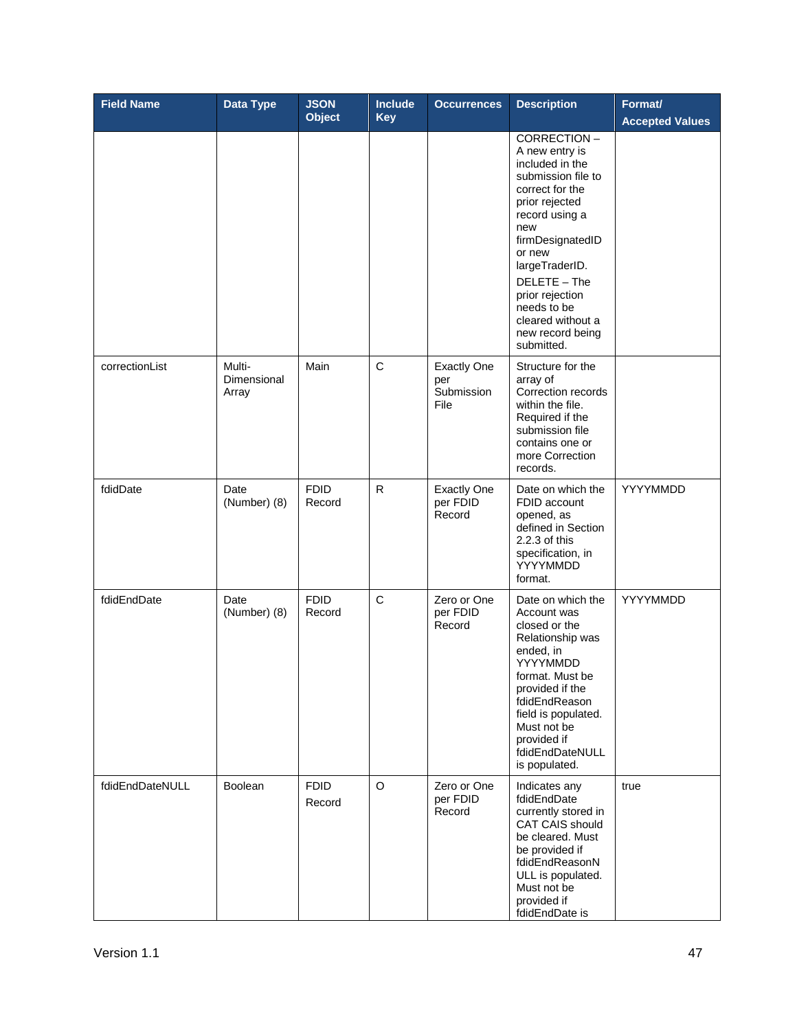| Field Name | Data Type | JSON Object | Include Key | Occurrences | Description | Format/ Accepted Values |
|---|---|---|---|---|---|---|
| | | | | | CORRECTION – A new entry is included in the submission file to correct for the prior rejected record using a new firmDesignatedID or new largeTraderID. DELETE – The prior rejection needs to be cleared without a new record being submitted. | |
| correctionList | Multi-Dimensional Array | Main | C | Exactly One per Submission File | Structure for the array of Correction records within the file. Required if the submission file contains one or more Correction records. | |
| fdidDate | Date (Number) (8) | FDID Record | R | Exactly One per FDID Record | Date on which the FDID account opened, as defined in Section 2.2.3 of this specification, in YYYYMMDD format. | YYYYMMDD |
| fdidEndDate | Date (Number) (8) | FDID Record | C | Zero or One per FDID Record | Date on which the Account was closed or the Relationship was ended, in YYYYMMDD format. Must be provided if the fdidEndReason field is populated. Must not be provided if fdidEndDateNULL is populated. | YYYYMMDD |
| fdidEndDateNULL | Boolean | FDID Record | O | Zero or One per FDID Record | Indicates any fdidEndDate currently stored in CAT CAIS should be cleared. Must be provided if fdidEndReasonNULL is populated. Must not be provided if fdidEndDate is | true |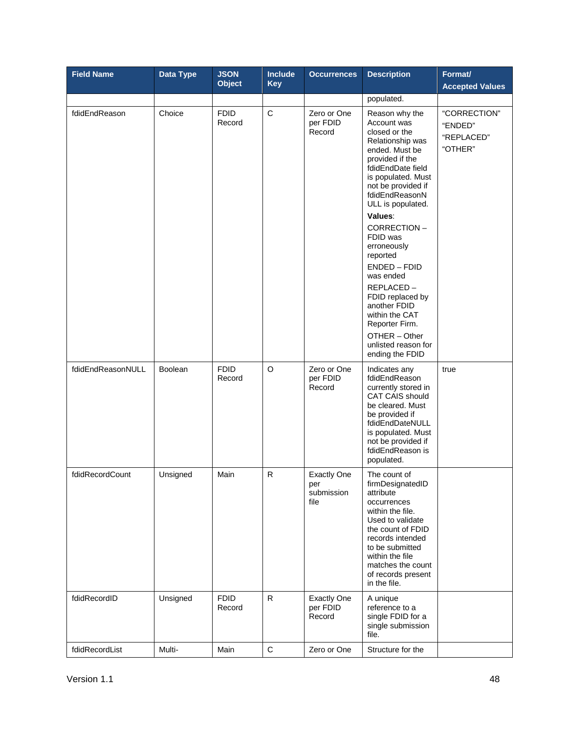| Field Name | Data Type | JSON Object | Include Key | Occurrences | Description | Format/ Accepted Values |
|---|---|---|---|---|---|---|
| | | | | | populated. | |
| fdidEndReason | Choice | FDID Record | C | Zero or One per FDID Record | Reason why the Account was closed or the Relationship was ended. Must be provided if the fdidEndDate field is populated. Must not be provided if fdidEndReasonNULL is populated. **Values**: CORRECTION – FDID was erroneously reported ENDED – FDID was ended REPLACED – FDID replaced by another FDID within the CAT Reporter Firm. OTHER – Other unlisted reason for ending the FDID | "CORRECTION" "ENDED" "REPLACED" "OTHER" |
| fdidEndReasonNULL | Boolean | FDID Record | O | Zero or One per FDID Record | Indicates any fdidEndReason currently stored in CAT CAIS should be cleared. Must be provided if fdidEndDateNULL is populated. Must not be provided if fdidEndReason is populated. | true |
| fdidRecordCount | Unsigned | Main | R | Exactly One per submission file | The count of firmDesignatedID attribute occurrences within the file. Used to validate the count of FDID records intended to be submitted within the file matches the count of records present in the file. | |
| fdidRecordID | Unsigned | FDID Record | R | Exactly One per FDID Record | A unique reference to a single FDID for a single submission file. | |
| fdidRecordList | Multi- | Main | C | Zero or One | Structure for the | |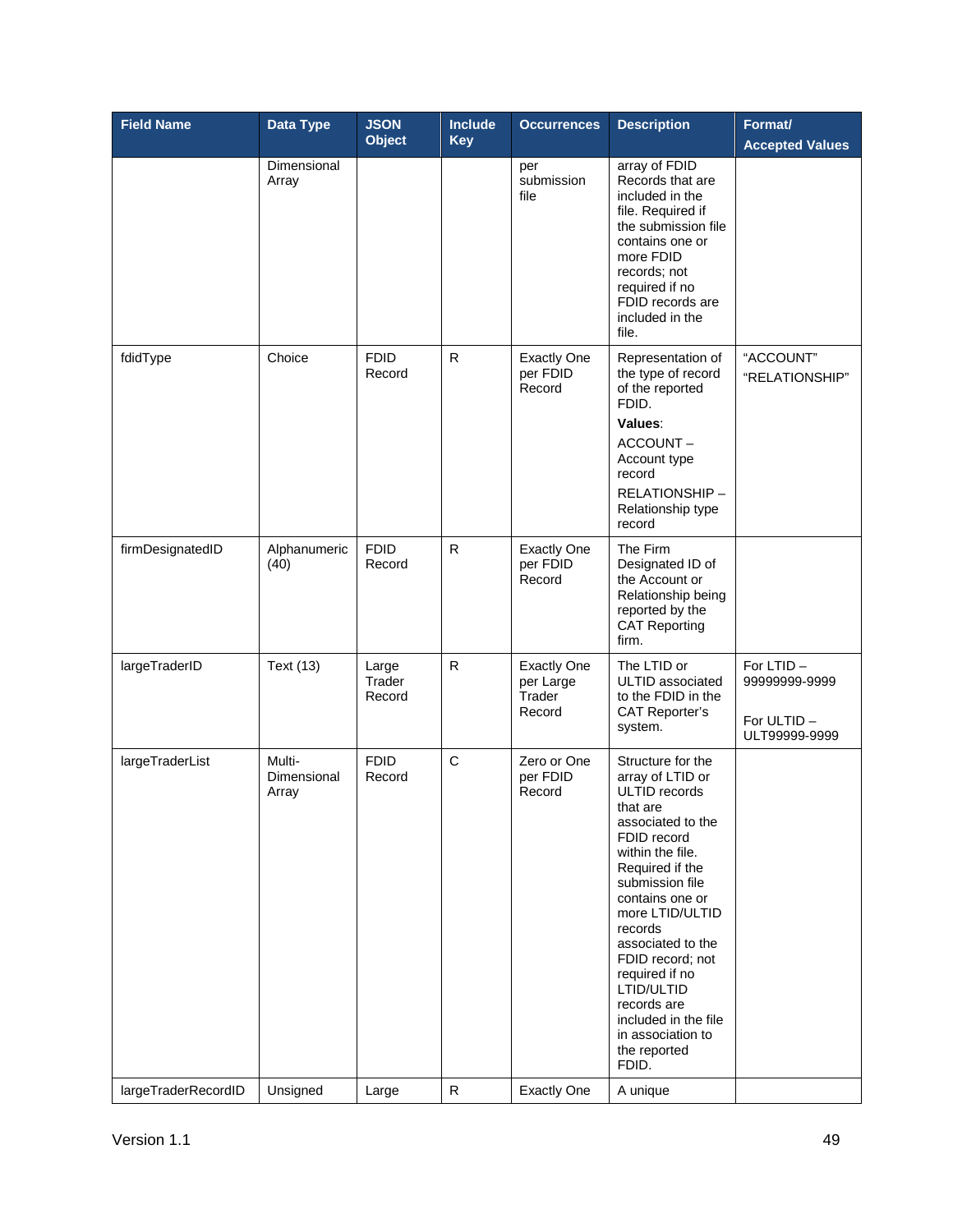| Field Name | Data Type | JSON Object | Include Key | Occurrences | Description | Format/ Accepted Values |
|---|---|---|---|---|---|---|
| | Dimensional Array | | | per submission file | array of FDID Records that are included in the file. Required if the submission file contains one or more FDID records; not required if no FDID records are included in the file. | |
| fdidType | Choice | FDID Record | R | Exactly One per FDID Record | Representation of the type of record of the reported FDID. **Values**: ACCOUNT – Account type record RELATIONSHIP – Relationship type record | "ACCOUNT" "RELATIONSHIP" |
| firmDesignatedID | Alphanumeric (40) | FDID Record | R | Exactly One per FDID Record | The Firm Designated ID of the Account or Relationship being reported by the CAT Reporting firm. | |
| largeTraderID | Text (13) | Large Trader Record | R | Exactly One per Large Trader Record | The LTID or ULTID associated to the FDID in the CAT Reporter's system. | For LTID – 99999999-9999 For ULTID – ULT99999-9999 |
| largeTraderList | Multi-Dimensional Array | FDID Record | C | Zero or One per FDID Record | Structure for the array of LTID or ULTID records that are associated to the FDID record within the file. Required if the submission file contains one or more LTID/ULTID records associated to the FDID record; not required if no LTID/ULTID records are included in the file in association to the reported FDID. | |
| largeTraderRecordID | Unsigned | Large | R | Exactly One | A unique | |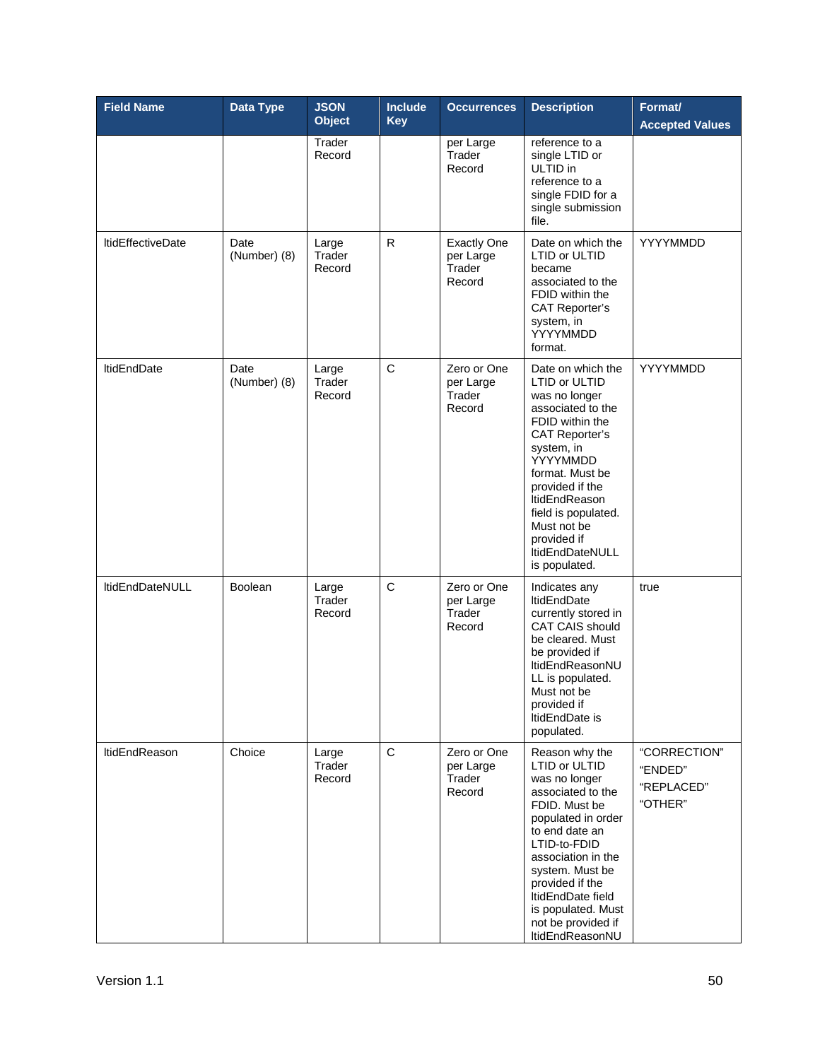| Field Name | Data Type | JSON Object | Include Key | Occurrences | Description | Format/ Accepted Values |
|---|---|---|---|---|---|---|
| | | Trader Record | | per Large Trader Record | reference to a single LTID or ULTID in reference to a single FDID for a single submission file. | |
| ltidEffectiveDate | Date (Number) (8) | Large Trader Record | R | Exactly One per Large Trader Record | Date on which the LTID or ULTID became associated to the FDID within the CAT Reporter's system, in YYYYMMDD format. | YYYYMMDD |
| ltidEndDate | Date (Number) (8) | Large Trader Record | C | Zero or One per Large Trader Record | Date on which the LTID or ULTID was no longer associated to the FDID within the CAT Reporter's system, in YYYYMMDD format. Must be provided if the ltidEndReason field is populated. Must not be provided if ltidEndDateNULL is populated. | YYYYMMDD |
| ltidEndDateNULL | Boolean | Large Trader Record | C | Zero or One per Large Trader Record | Indicates any ltidEndDate currently stored in CAT CAIS should be cleared. Must be provided if ltidEndReasonNULL is populated. Must not be provided if ltidEndDate is populated. | true |
| ltidEndReason | Choice | Large Trader Record | C | Zero or One per Large Trader Record | Reason why the LTID or ULTID was no longer associated to the FDID. Must be populated in order to end date an LTID-to-FDID association in the system. Must be provided if the ltidEndDate field is populated. Must not be provided if ltidEndReasonNU | "CORRECTION" "ENDED" "REPLACED" "OTHER" |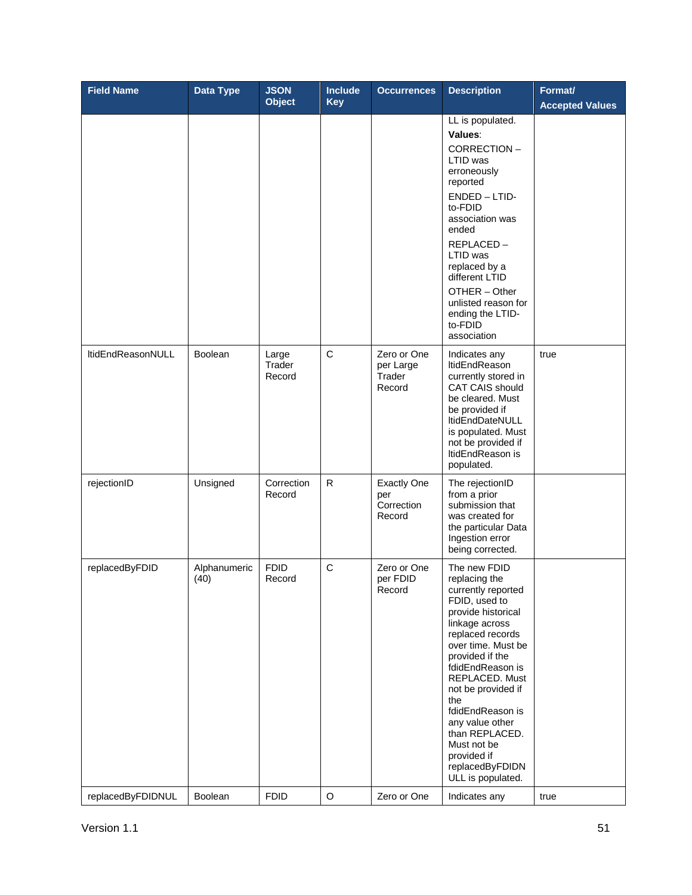| Field Name | Data Type | JSON Object | Include Key | Occurrences | Description | Format/ Accepted Values |
|---|---|---|---|---|---|---|
| | | | | | LL is populated. **Values**: CORRECTION – LTID was erroneously reported ENDED – LTID-to-FDID association was ended REPLACED – LTID was replaced by a different LTID OTHER – Other unlisted reason for ending the LTID-to-FDID association | |
| ltidEndReasonNULL | Boolean | Large Trader Record | C | Zero or One per Large Trader Record | Indicates any ltidEndReason currently stored in CAT CAIS should be cleared. Must be provided if ltidEndDateNULL is populated. Must not be provided if ltidEndReason is populated. | true |
| rejectionID | Unsigned | Correction Record | R | Exactly One per Correction Record | The rejectionID from a prior submission that was created for the particular Data Ingestion error being corrected. | |
| replacedByFDID | Alphanumeric (40) | FDID Record | C | Zero or One per FDID Record | The new FDID replacing the currently reported FDID, used to provide historical linkage across replaced records over time. Must be provided if the fdidEndReason is REPLACED. Must not be provided if the fdidEndReason is any value other than REPLACED. Must not be provided if replacedByFDIDNULL is populated. | |
| replacedByFDIDNUL | Boolean | FDID | O | Zero or One | Indicates any | true |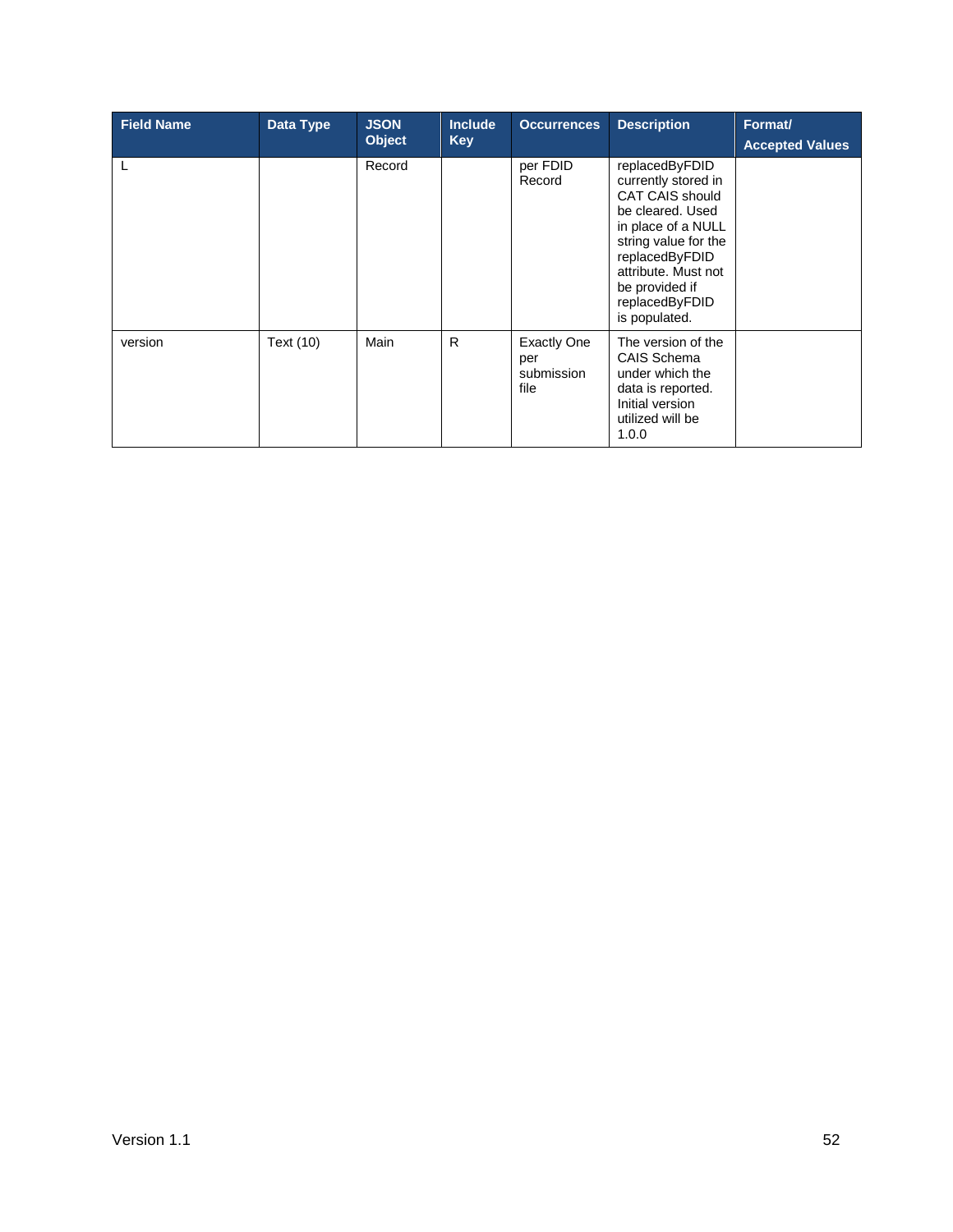| Field Name | Data Type | JSON Object | Include Key | Occurrences | Description | Format/ Accepted Values |
|---|---|---|---|---|---|---|
| L | | Record | | per FDID Record | replacedByFDID currently stored in CAT CAIS should be cleared. Used in place of a NULL string value for the replacedByFDID attribute. Must not be provided if replacedByFDID is populated. | |
| version | Text (10) | Main | R | Exactly One per submission file | The version of the CAIS Schema under which the data is reported. Initial version utilized will be 1.0.0 | |